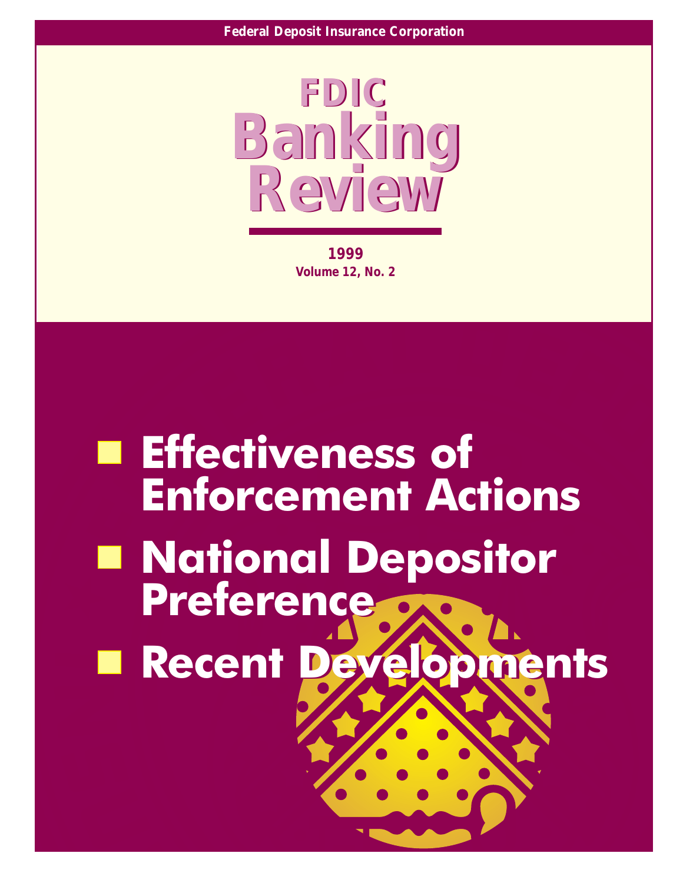Federal Deposit Insurance Corporation

# FDIC Banking Review

1999
Volume 12, No. 2

- Effectiveness of Enforcement Actions
- National Depositor Preference
- Recent Developments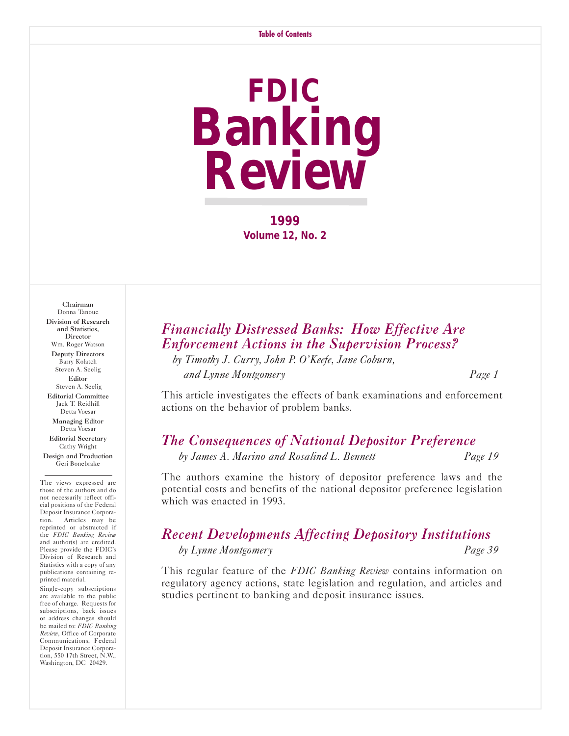Table of Contents

# FDIC Banking Review

**1999**
**Volume 12, No. 2**

**Chairman**
Donna Tanoue

**Division of Research and Statistics, Director**
Wm. Roger Watson

**Deputy Directors**
Barry Kolatch
Steven A. Seelig

**Editor**
Steven A. Seelig

**Editorial Committee**
Jack T. Reidhill
Detta Voesar

**Managing Editor**
Detta Voesar

**Editorial Secretary**
Cathy Wright

**Design and Production**
Geri Bonebrake

---

The views expressed are those of the authors and do not necessarily reflect official positions of the Federal Deposit Insurance Corporation. Articles may be reprinted or abstracted if the *FDIC Banking Review* and author(s) are credited. Please provide the FDIC's Division of Research and Statistics with a copy of any publications containing reprinted material.

Single-copy subscriptions are available to the public free of charge. Requests for subscriptions, back issues or address changes should be mailed to: *FDIC Banking Review*, Office of Corporate Communications, Federal Deposit Insurance Corporation, 550 17th Street, N.W., Washington, DC 20429.

## *Financially Distressed Banks: How Effective Are Enforcement Actions in the Supervision Process?*

*by Timothy J. Curry, John P. O'Keefe, Jane Coburn, and Lynne Montgomery* — *Page 1*

This article investigates the effects of bank examinations and enforcement actions on the behavior of problem banks.

## *The Consequences of National Depositor Preference*

*by James A. Marino and Rosalind L. Bennett* — *Page 19*

The authors examine the history of depositor preference laws and the potential costs and benefits of the national depositor preference legislation which was enacted in 1993.

## *Recent Developments Affecting Depository Institutions*

*by Lynne Montgomery* — *Page 39*

This regular feature of the *FDIC Banking Review* contains information on regulatory agency actions, state legislation and regulation, and articles and studies pertinent to banking and deposit insurance issues.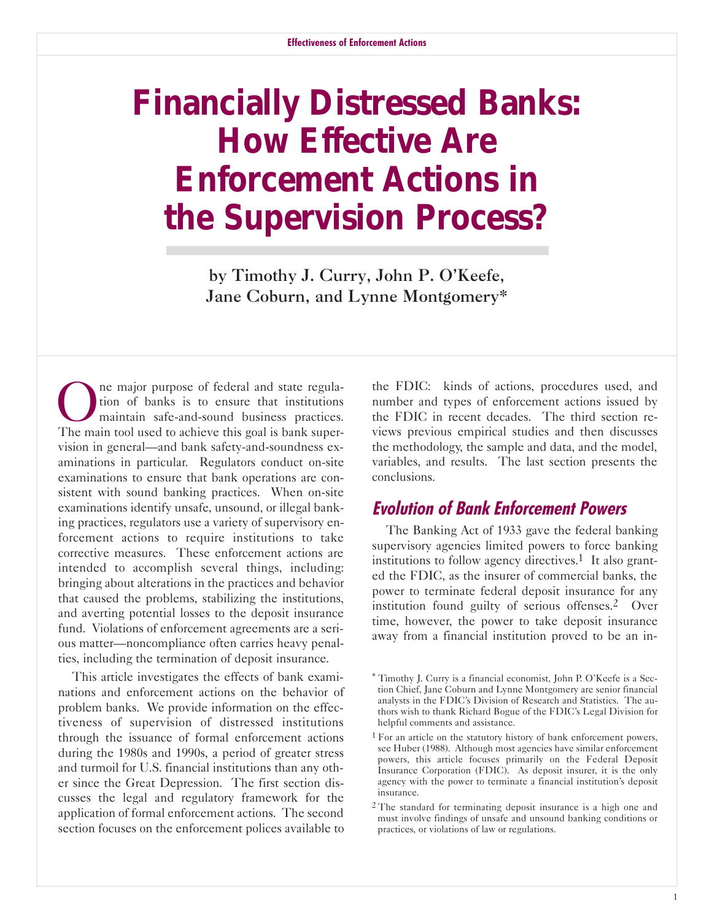# Financially Distressed Banks: How Effective Are Enforcement Actions in the Supervision Process?

by Timothy J. Curry, John P. O'Keefe, Jane Coburn, and Lynne Montgomery*

One major purpose of federal and state regulation of banks is to ensure that institutions maintain safe-and-sound business practices. The main tool used to achieve this goal is bank supervision in general—and bank safety-and-soundness examinations in particular. Regulators conduct on-site examinations to ensure that bank operations are consistent with sound banking practices. When on-site examinations identify unsafe, unsound, or illegal banking practices, regulators use a variety of supervisory enforcement actions to require institutions to take corrective measures. These enforcement actions are intended to accomplish several things, including: bringing about alterations in the practices and behavior that caused the problems, stabilizing the institutions, and averting potential losses to the deposit insurance fund. Violations of enforcement agreements are a serious matter—noncompliance often carries heavy penalties, including the termination of deposit insurance.

This article investigates the effects of bank examinations and enforcement actions on the behavior of problem banks. We provide information on the effectiveness of supervision of distressed institutions through the issuance of formal enforcement actions during the 1980s and 1990s, a period of greater stress and turmoil for U.S. financial institutions than any other since the Great Depression. The first section discusses the legal and regulatory framework for the application of formal enforcement actions. The second section focuses on the enforcement polices available to the FDIC: kinds of actions, procedures used, and number and types of enforcement actions issued by the FDIC in recent decades. The third section reviews previous empirical studies and then discusses the methodology, the sample and data, and the model, variables, and results. The last section presents the conclusions.

## Evolution of Bank Enforcement Powers

The Banking Act of 1933 gave the federal banking supervisory agencies limited powers to force banking institutions to follow agency directives.[1] It also granted the FDIC, as the insurer of commercial banks, the power to terminate federal deposit insurance for any institution found guilty of serious offenses.[2] Over time, however, the power to take deposit insurance away from a financial institution proved to be an in-

---

\* Timothy J. Curry is a financial economist, John P. O'Keefe is a Section Chief, Jane Coburn and Lynne Montgomery are senior financial analysts in the FDIC's Division of Research and Statistics. The authors wish to thank Richard Bogue of the FDIC's Legal Division for helpful comments and assistance.

[1] For an article on the statutory history of bank enforcement powers, see Huber (1988). Although most agencies have similar enforcement powers, this article focuses primarily on the Federal Deposit Insurance Corporation (FDIC). As deposit insurer, it is the only agency with the power to terminate a financial institution's deposit insurance.

[2] The standard for terminating deposit insurance is a high one and must involve findings of unsafe and unsound banking conditions or practices, or violations of law or regulations.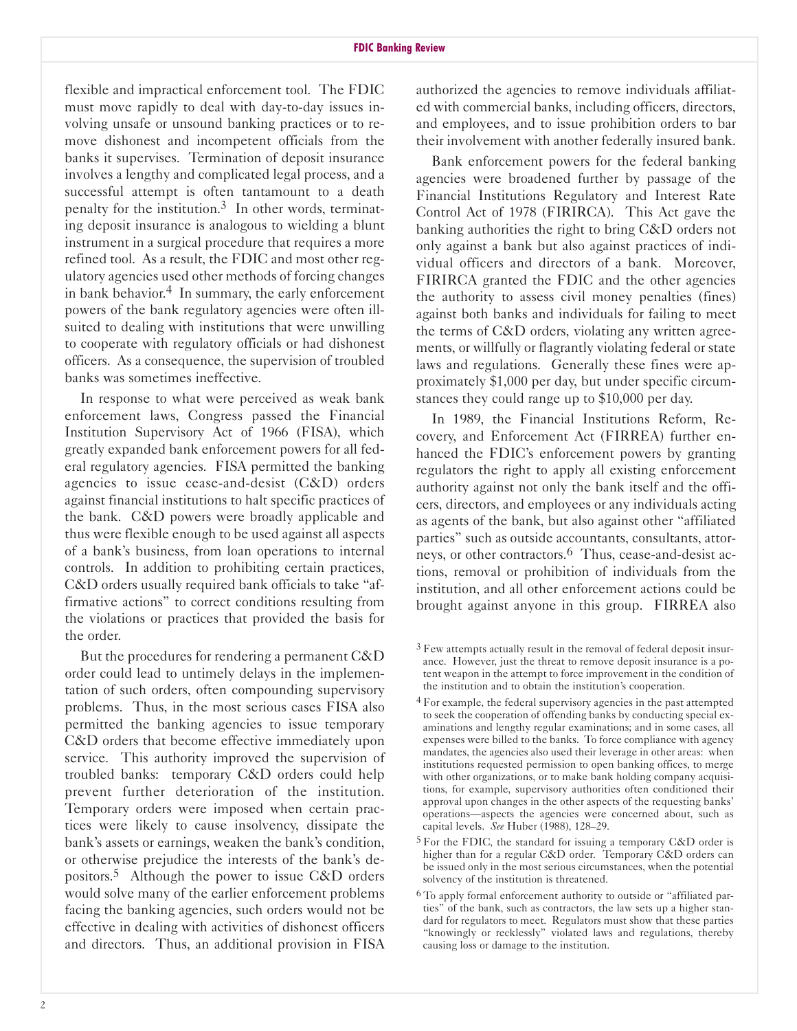flexible and impractical enforcement tool. The FDIC must move rapidly to deal with day-to-day issues involving unsafe or unsound banking practices or to remove dishonest and incompetent officials from the banks it supervises. Termination of deposit insurance involves a lengthy and complicated legal process, and a successful attempt is often tantamount to a death penalty for the institution.[3] In other words, terminating deposit insurance is analogous to wielding a blunt instrument in a surgical procedure that requires a more refined tool. As a result, the FDIC and most other regulatory agencies used other methods of forcing changes in bank behavior.[4] In summary, the early enforcement powers of the bank regulatory agencies were often ill-suited to dealing with institutions that were unwilling to cooperate with regulatory officials or had dishonest officers. As a consequence, the supervision of troubled banks was sometimes ineffective.

In response to what were perceived as weak bank enforcement laws, Congress passed the Financial Institution Supervisory Act of 1966 (FISA), which greatly expanded bank enforcement powers for all federal regulatory agencies. FISA permitted the banking agencies to issue cease-and-desist (C&D) orders against financial institutions to halt specific practices of the bank. C&D powers were broadly applicable and thus were flexible enough to be used against all aspects of a bank's business, from loan operations to internal controls. In addition to prohibiting certain practices, C&D orders usually required bank officials to take "affirmative actions" to correct conditions resulting from the violations or practices that provided the basis for the order.

But the procedures for rendering a permanent C&D order could lead to untimely delays in the implementation of such orders, often compounding supervisory problems. Thus, in the most serious cases FISA also permitted the banking agencies to issue temporary C&D orders that become effective immediately upon service. This authority improved the supervision of troubled banks: temporary C&D orders could help prevent further deterioration of the institution. Temporary orders were imposed when certain practices were likely to cause insolvency, dissipate the bank's assets or earnings, weaken the bank's condition, or otherwise prejudice the interests of the bank's depositors.[5] Although the power to issue C&D orders would solve many of the earlier enforcement problems facing the banking agencies, such orders would not be effective in dealing with activities of dishonest officers and directors. Thus, an additional provision in FISA authorized the agencies to remove individuals affiliated with commercial banks, including officers, directors, and employees, and to issue prohibition orders to bar their involvement with another federally insured bank.

Bank enforcement powers for the federal banking agencies were broadened further by passage of the Financial Institutions Regulatory and Interest Rate Control Act of 1978 (FIRIRCA). This Act gave the banking authorities the right to bring C&D orders not only against a bank but also against practices of individual officers and directors of a bank. Moreover, FIRIRCA granted the FDIC and the other agencies the authority to assess civil money penalties (fines) against both banks and individuals for failing to meet the terms of C&D orders, violating any written agreements, or willfully or flagrantly violating federal or state laws and regulations. Generally these fines were approximately $1,000 per day, but under specific circumstances they could range up to $10,000 per day.

In 1989, the Financial Institutions Reform, Recovery, and Enforcement Act (FIRREA) further enhanced the FDIC's enforcement powers by granting regulators the right to apply all existing enforcement authority against not only the bank itself and the officers, directors, and employees or any individuals acting as agents of the bank, but also against other "affiliated parties" such as outside accountants, consultants, attorneys, or other contractors.[6] Thus, cease-and-desist actions, removal or prohibition of individuals from the institution, and all other enforcement actions could be brought against anyone in this group. FIRREA also

[3] Few attempts actually result in the removal of federal deposit insurance. However, just the threat to remove deposit insurance is a potent weapon in the attempt to force improvement in the condition of the institution and to obtain the institution's cooperation.

[4] For example, the federal supervisory agencies in the past attempted to seek the cooperation of offending banks by conducting special examinations and lengthy regular examinations; and in some cases, all expenses were billed to the banks. To force compliance with agency mandates, the agencies also used their leverage in other areas: when institutions requested permission to open banking offices, to merge with other organizations, or to make bank holding company acquisitions, for example, supervisory authorities often conditioned their approval upon changes in the other aspects of the requesting banks' operations—aspects the agencies were concerned about, such as capital levels. *See* Huber (1988), 128–29.

[5] For the FDIC, the standard for issuing a temporary C&D order is higher than for a regular C&D order. Temporary C&D orders can be issued only in the most serious circumstances, when the potential solvency of the institution is threatened.

[6] To apply formal enforcement authority to outside or "affiliated parties" of the bank, such as contractors, the law sets up a higher standard for regulators to meet. Regulators must show that these parties "knowingly or recklessly" violated laws and regulations, thereby causing loss or damage to the institution.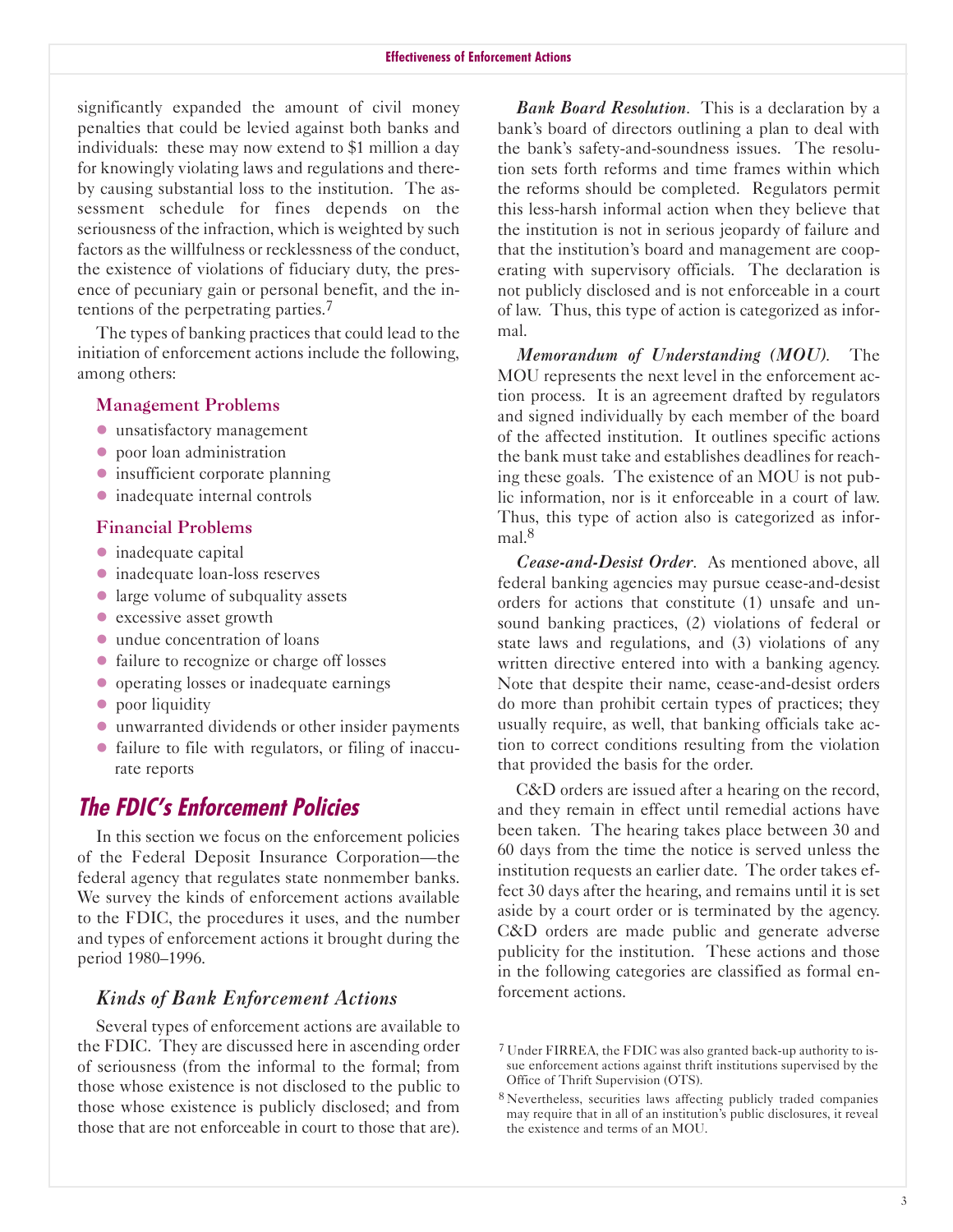significantly expanded the amount of civil money penalties that could be levied against both banks and individuals: these may now extend to $1 million a day for knowingly violating laws and regulations and thereby causing substantial loss to the institution. The assessment schedule for fines depends on the seriousness of the infraction, which is weighted by such factors as the willfulness or recklessness of the conduct, the existence of violations of fiduciary duty, the presence of pecuniary gain or personal benefit, and the intentions of the perpetrating parties.[7]

The types of banking practices that could lead to the initiation of enforcement actions include the following, among others:

### Management Problems

- unsatisfactory management
- poor loan administration
- insufficient corporate planning
- inadequate internal controls

### Financial Problems

- inadequate capital
- inadequate loan-loss reserves
- large volume of subquality assets
- excessive asset growth
- undue concentration of loans
- failure to recognize or charge off losses
- operating losses or inadequate earnings
- poor liquidity
- unwarranted dividends or other insider payments
- failure to file with regulators, or filing of inaccurate reports

## The FDIC's Enforcement Policies

In this section we focus on the enforcement policies of the Federal Deposit Insurance Corporation—the federal agency that regulates state nonmember banks. We survey the kinds of enforcement actions available to the FDIC, the procedures it uses, and the number and types of enforcement actions it brought during the period 1980–1996.

### *Kinds of Bank Enforcement Actions*

Several types of enforcement actions are available to the FDIC. They are discussed here in ascending order of seriousness (from the informal to the formal; from those whose existence is not disclosed to the public to those whose existence is publicly disclosed; and from those that are not enforceable in court to those that are).

***Bank Board Resolution***. This is a declaration by a bank's board of directors outlining a plan to deal with the bank's safety-and-soundness issues. The resolution sets forth reforms and time frames within which the reforms should be completed. Regulators permit this less-harsh informal action when they believe that the institution is not in serious jeopardy of failure and that the institution's board and management are cooperating with supervisory officials. The declaration is not publicly disclosed and is not enforceable in a court of law. Thus, this type of action is categorized as informal.

***Memorandum of Understanding (MOU)***. The MOU represents the next level in the enforcement action process. It is an agreement drafted by regulators and signed individually by each member of the board of the affected institution. It outlines specific actions the bank must take and establishes deadlines for reaching these goals. The existence of an MOU is not public information, nor is it enforceable in a court of law. Thus, this type of action also is categorized as informal.[8]

***Cease-and-Desist Order***. As mentioned above, all federal banking agencies may pursue cease-and-desist orders for actions that constitute (1) unsafe and unsound banking practices, (2) violations of federal or state laws and regulations, and (3) violations of any written directive entered into with a banking agency. Note that despite their name, cease-and-desist orders do more than prohibit certain types of practices; they usually require, as well, that banking officials take action to correct conditions resulting from the violation that provided the basis for the order.

C&D orders are issued after a hearing on the record, and they remain in effect until remedial actions have been taken. The hearing takes place between 30 and 60 days from the time the notice is served unless the institution requests an earlier date. The order takes effect 30 days after the hearing, and remains until it is set aside by a court order or is terminated by the agency. C&D orders are made public and generate adverse publicity for the institution. These actions and those in the following categories are classified as formal enforcement actions.

---

[7] Under FIRREA, the FDIC was also granted back-up authority to issue enforcement actions against thrift institutions supervised by the Office of Thrift Supervision (OTS).

[8] Nevertheless, securities laws affecting publicly traded companies may require that in all of an institution's public disclosures, it reveal the existence and terms of an MOU.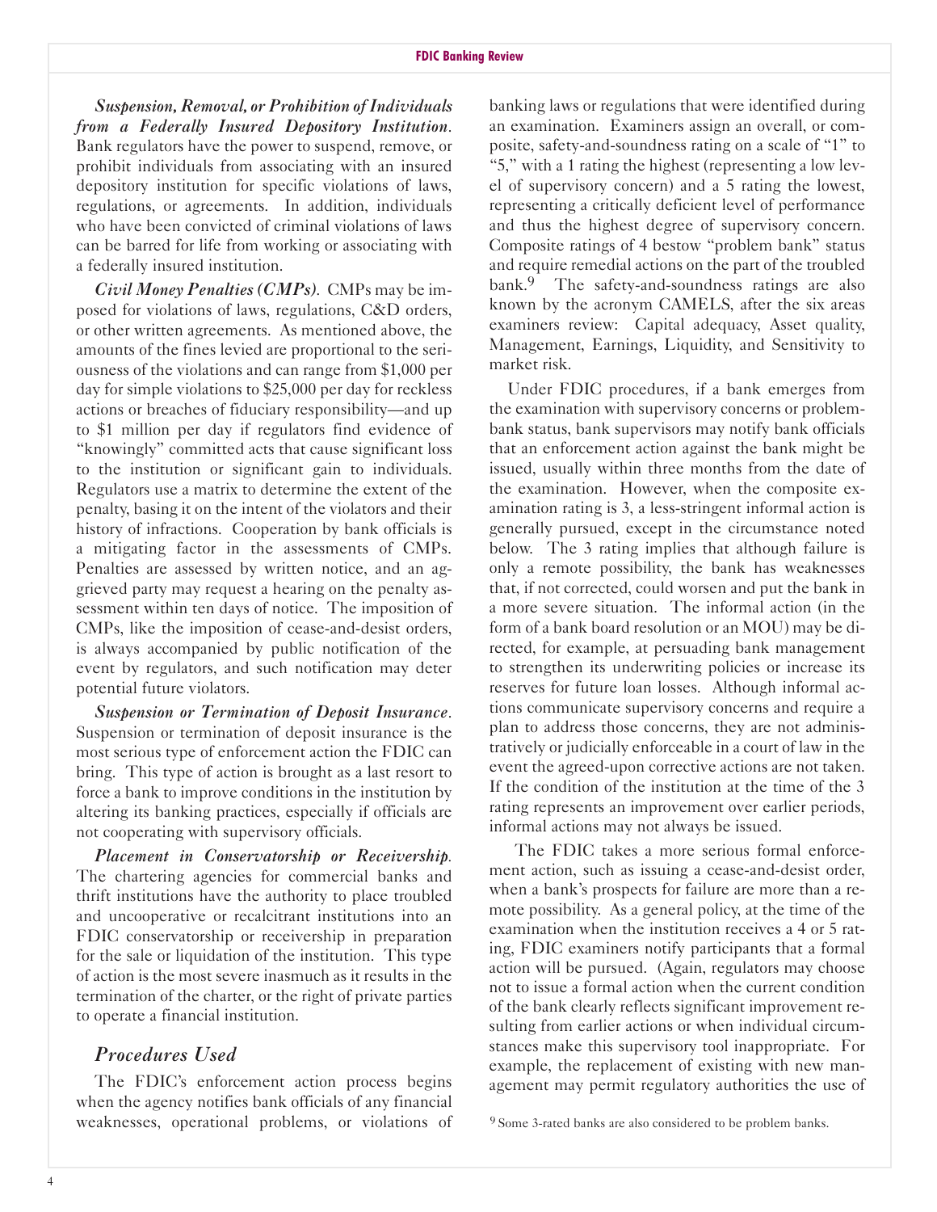***Suspension, Removal, or Prohibition of Individuals from a Federally Insured Depository Institution***. Bank regulators have the power to suspend, remove, or prohibit individuals from associating with an insured depository institution for specific violations of laws, regulations, or agreements. In addition, individuals who have been convicted of criminal violations of laws can be barred for life from working or associating with a federally insured institution.

***Civil Money Penalties (CMPs)***. CMPs may be imposed for violations of laws, regulations, C&D orders, or other written agreements. As mentioned above, the amounts of the fines levied are proportional to the seriousness of the violations and can range from $1,000 per day for simple violations to $25,000 per day for reckless actions or breaches of fiduciary responsibility—and up to $1 million per day if regulators find evidence of "knowingly" committed acts that cause significant loss to the institution or significant gain to individuals. Regulators use a matrix to determine the extent of the penalty, basing it on the intent of the violators and their history of infractions. Cooperation by bank officials is a mitigating factor in the assessments of CMPs. Penalties are assessed by written notice, and an aggrieved party may request a hearing on the penalty assessment within ten days of notice. The imposition of CMPs, like the imposition of cease-and-desist orders, is always accompanied by public notification of the event by regulators, and such notification may deter potential future violators.

***Suspension or Termination of Deposit Insurance***. Suspension or termination of deposit insurance is the most serious type of enforcement action the FDIC can bring. This type of action is brought as a last resort to force a bank to improve conditions in the institution by altering its banking practices, especially if officials are not cooperating with supervisory officials.

***Placement in Conservatorship or Receivership***. The chartering agencies for commercial banks and thrift institutions have the authority to place troubled and uncooperative or recalcitrant institutions into an FDIC conservatorship or receivership in preparation for the sale or liquidation of the institution. This type of action is the most severe inasmuch as it results in the termination of the charter, or the right of private parties to operate a financial institution.

## *Procedures Used*

The FDIC's enforcement action process begins when the agency notifies bank officials of any financial weaknesses, operational problems, or violations of banking laws or regulations that were identified during an examination. Examiners assign an overall, or composite, safety-and-soundness rating on a scale of "1" to "5," with a 1 rating the highest (representing a low level of supervisory concern) and a 5 rating the lowest, representing a critically deficient level of performance and thus the highest degree of supervisory concern. Composite ratings of 4 bestow "problem bank" status and require remedial actions on the part of the troubled bank.[9] The safety-and-soundness ratings are also known by the acronym CAMELS, after the six areas examiners review: Capital adequacy, Asset quality, Management, Earnings, Liquidity, and Sensitivity to market risk.

Under FDIC procedures, if a bank emerges from the examination with supervisory concerns or problem-bank status, bank supervisors may notify bank officials that an enforcement action against the bank might be issued, usually within three months from the date of the examination. However, when the composite examination rating is 3, a less-stringent informal action is generally pursued, except in the circumstance noted below. The 3 rating implies that although failure is only a remote possibility, the bank has weaknesses that, if not corrected, could worsen and put the bank in a more severe situation. The informal action (in the form of a bank board resolution or an MOU) may be directed, for example, at persuading bank management to strengthen its underwriting policies or increase its reserves for future loan losses. Although informal actions communicate supervisory concerns and require a plan to address those concerns, they are not administratively or judicially enforceable in a court of law in the event the agreed-upon corrective actions are not taken. If the condition of the institution at the time of the 3 rating represents an improvement over earlier periods, informal actions may not always be issued.

The FDIC takes a more serious formal enforcement action, such as issuing a cease-and-desist order, when a bank's prospects for failure are more than a remote possibility. As a general policy, at the time of the examination when the institution receives a 4 or 5 rating, FDIC examiners notify participants that a formal action will be pursued. (Again, regulators may choose not to issue a formal action when the current condition of the bank clearly reflects significant improvement resulting from earlier actions or when individual circumstances make this supervisory tool inappropriate. For example, the replacement of existing with new management may permit regulatory authorities the use of

[9] Some 3-rated banks are also considered to be problem banks.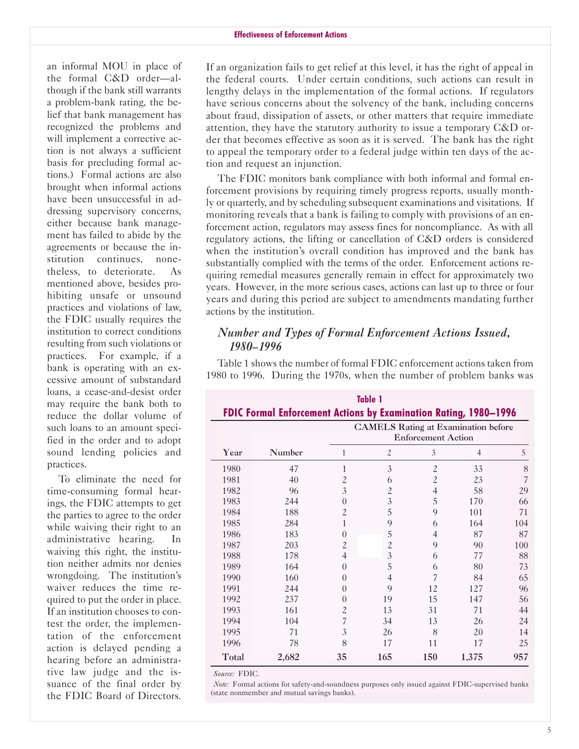an informal MOU in place of the formal C&D order—although if the bank still warrants a problem-bank rating, the belief that bank management has recognized the problems and will implement a corrective action is not always a sufficient basis for precluding formal actions.) Formal actions are also brought when informal actions have been unsuccessful in addressing supervisory concerns, either because bank management has failed to abide by the agreements or because the institution continues, nonetheless, to deteriorate. As mentioned above, besides prohibiting unsafe or unsound practices and violations of law, the FDIC usually requires the institution to correct conditions resulting from such violations or practices. For example, if a bank is operating with an excessive amount of substandard loans, a cease-and-desist order may require the bank both to reduce the dollar volume of such loans to an amount specified in the order and to adopt sound lending policies and practices.

To eliminate the need for time-consuming formal hearings, the FDIC attempts to get the parties to agree to the order while waiving their right to an administrative hearing. In waiving this right, the institution neither admits nor denies wrongdoing. The institution's waiver reduces the time required to put the order in place. If an institution chooses to contest the order, the implementation of the enforcement action is delayed pending a hearing before an administrative law judge and the issuance of the final order by the FDIC Board of Directors. If an organization fails to get relief at this level, it has the right of appeal in the federal courts. Under certain conditions, such actions can result in lengthy delays in the implementation of the formal actions. If regulators have serious concerns about the solvency of the bank, including concerns about fraud, dissipation of assets, or other matters that require immediate attention, they have the statutory authority to issue a temporary C&D order that becomes effective as soon as it is served. The bank has the right to appeal the temporary order to a federal judge within ten days of the action and request an injunction.

The FDIC monitors bank compliance with both informal and formal enforcement provisions by requiring timely progress reports, usually monthly or quarterly, and by scheduling subsequent examinations and visitations. If monitoring reveals that a bank is failing to comply with provisions of an enforcement action, regulators may assess fines for noncompliance. As with all regulatory actions, the lifting or cancellation of C&D orders is considered when the institution's overall condition has improved and the bank has substantially complied with the terms of the order. Enforcement actions requiring remedial measures generally remain in effect for approximately two years. However, in the more serious cases, actions can last up to three or four years and during this period are subject to amendments mandating further actions by the institution.

### *Number and Types of Formal Enforcement Actions Issued, 1980–1996*

Table 1 shows the number of formal FDIC enforcement actions taken from 1980 to 1996. During the 1970s, when the number of problem banks was

**Table 1**
**FDIC Formal Enforcement Actions by Examination Rating, 1980–1996**

| | | CAMELS Rating at Examination before Enforcement Action | | | | |
|---|---|---|---|---|---|---|
| Year | Number | 1 | 2 | 3 | 4 | 5 |
| 1980 | 47 | 1 | 3 | 2 | 33 | 8 |
| 1981 | 40 | 2 | 6 | 2 | 23 | 7 |
| 1982 | 96 | 3 | 2 | 4 | 58 | 29 |
| 1983 | 244 | 0 | 3 | 5 | 170 | 66 |
| 1984 | 188 | 2 | 5 | 9 | 101 | 71 |
| 1985 | 284 | 1 | 9 | 6 | 164 | 104 |
| 1986 | 183 | 0 | 5 | 4 | 87 | 87 |
| 1987 | 203 | 2 | 2 | 9 | 90 | 100 |
| 1988 | 178 | 4 | 3 | 6 | 77 | 88 |
| 1989 | 164 | 0 | 5 | 6 | 80 | 73 |
| 1990 | 160 | 0 | 4 | 7 | 84 | 65 |
| 1991 | 244 | 0 | 9 | 12 | 127 | 96 |
| 1992 | 237 | 0 | 19 | 15 | 147 | 56 |
| 1993 | 161 | 2 | 13 | 31 | 71 | 44 |
| 1994 | 104 | 7 | 34 | 13 | 26 | 24 |
| 1995 | 71 | 3 | 26 | 8 | 20 | 14 |
| 1996 | 78 | 8 | 17 | 11 | 17 | 25 |
| **Total** | **2,682** | **35** | **165** | **150** | **1,375** | **957** |

*Source:* FDIC.

*Note:* Formal actions for safety-and-soundness purposes only issued against FDIC-supervised banks (state nonmember and mutual savings banks).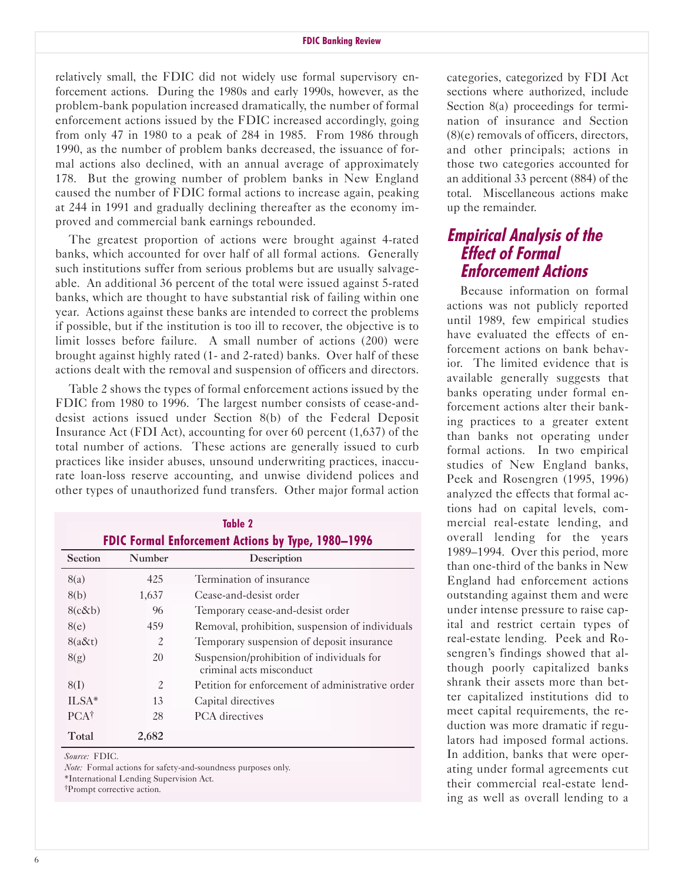relatively small, the FDIC did not widely use formal supervisory enforcement actions. During the 1980s and early 1990s, however, as the problem-bank population increased dramatically, the number of formal enforcement actions issued by the FDIC increased accordingly, going from only 47 in 1980 to a peak of 284 in 1985. From 1986 through 1990, as the number of problem banks decreased, the issuance of formal actions also declined, with an annual average of approximately 178. But the growing number of problem banks in New England caused the number of FDIC formal actions to increase again, peaking at 244 in 1991 and gradually declining thereafter as the economy improved and commercial bank earnings rebounded.

The greatest proportion of actions were brought against 4-rated banks, which accounted for over half of all formal actions. Generally such institutions suffer from serious problems but are usually salvageable. An additional 36 percent of the total were issued against 5-rated banks, which are thought to have substantial risk of failing within one year. Actions against these banks are intended to correct the problems if possible, but if the institution is too ill to recover, the objective is to limit losses before failure. A small number of actions (200) were brought against highly rated (1- and 2-rated) banks. Over half of these actions dealt with the removal and suspension of officers and directors.

Table 2 shows the types of formal enforcement actions issued by the FDIC from 1980 to 1996. The largest number consists of cease-and-desist actions issued under Section 8(b) of the Federal Deposit Insurance Act (FDI Act), accounting for over 60 percent (1,637) of the total number of actions. These actions are generally issued to curb practices like insider abuses, unsound underwriting practices, inaccurate loan-loss reserve accounting, and unwise dividend polices and other types of unauthorized fund transfers. Other major formal action categories, categorized by FDI Act sections where authorized, include Section 8(a) proceedings for termination of insurance and Section (8)(e) removals of officers, directors, and other principals; actions in those two categories accounted for an additional 33 percent (884) of the total. Miscellaneous actions make up the remainder.

**Table 2**
**FDIC Formal Enforcement Actions by Type, 1980–1996**

| Section | Number | Description |
|---|---|---|
| 8(a) | 425 | Termination of insurance |
| 8(b) | 1,637 | Cease-and-desist order |
| 8(c&b) | 96 | Temporary cease-and-desist order |
| 8(e) | 459 | Removal, prohibition, suspension of individuals |
| 8(a&t) | 2 | Temporary suspension of deposit insurance |
| 8(g) | 20 | Suspension/prohibition of individuals for criminal acts misconduct |
| 8(I) | 2 | Petition for enforcement of administrative order |
| ILSA* | 13 | Capital directives |
| PCA† | 28 | PCA directives |
| **Total** | **2,682** | |

*Source:* FDIC.
*Note:* Formal actions for safety-and-soundness purposes only.
*International Lending Supervision Act.
†Prompt corrective action.

## Empirical Analysis of the Effect of Formal Enforcement Actions

Because information on formal actions was not publicly reported until 1989, few empirical studies have evaluated the effects of enforcement actions on bank behavior. The limited evidence that is available generally suggests that banks operating under formal enforcement actions alter their banking practices to a greater extent than banks not operating under formal actions. In two empirical studies of New England banks, Peek and Rosengren (1995, 1996) analyzed the effects that formal actions had on capital levels, commercial real-estate lending, and overall lending for the years 1989–1994. Over this period, more than one-third of the banks in New England had enforcement actions outstanding against them and were under intense pressure to raise capital and restrict certain types of real-estate lending. Peek and Rosengren's findings showed that although poorly capitalized banks shrank their assets more than better capitalized institutions did to meet capital requirements, the reduction was more dramatic if regulators had imposed formal actions. In addition, banks that were operating under formal agreements cut their commercial real-estate lending as well as overall lending to a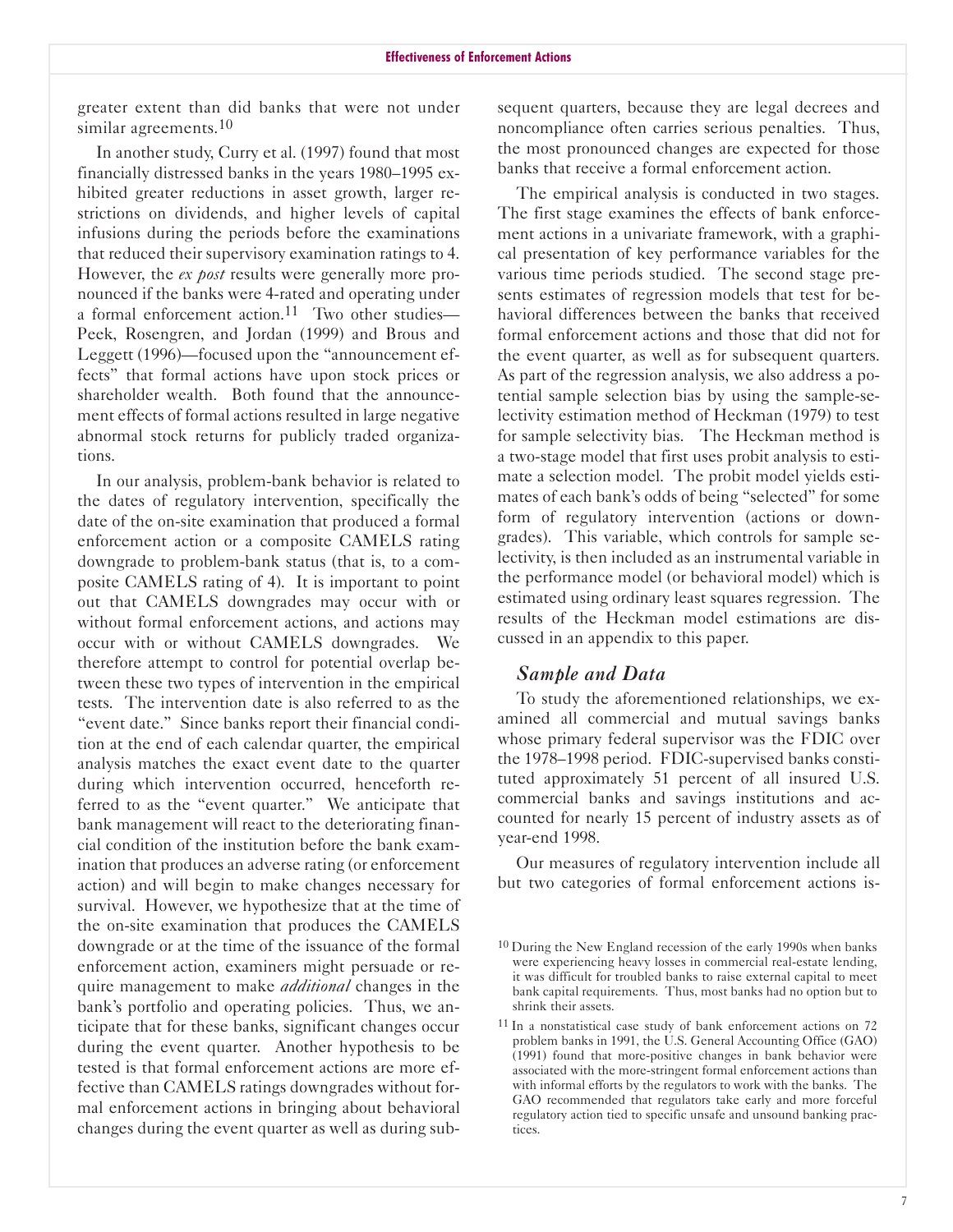greater extent than did banks that were not under similar agreements.[10]

In another study, Curry et al. (1997) found that most financially distressed banks in the years 1980–1995 exhibited greater reductions in asset growth, larger restrictions on dividends, and higher levels of capital infusions during the periods before the examinations that reduced their supervisory examination ratings to 4. However, the *ex post* results were generally more pronounced if the banks were 4-rated and operating under a formal enforcement action.[11] Two other studies—Peek, Rosengren, and Jordan (1999) and Brous and Leggett (1996)—focused upon the "announcement effects" that formal actions have upon stock prices or shareholder wealth. Both found that the announcement effects of formal actions resulted in large negative abnormal stock returns for publicly traded organizations.

In our analysis, problem-bank behavior is related to the dates of regulatory intervention, specifically the date of the on-site examination that produced a formal enforcement action or a composite CAMELS rating downgrade to problem-bank status (that is, to a composite CAMELS rating of 4). It is important to point out that CAMELS downgrades may occur with or without formal enforcement actions, and actions may occur with or without CAMELS downgrades. We therefore attempt to control for potential overlap between these two types of intervention in the empirical tests. The intervention date is also referred to as the "event date." Since banks report their financial condition at the end of each calendar quarter, the empirical analysis matches the exact event date to the quarter during which intervention occurred, henceforth referred to as the "event quarter." We anticipate that bank management will react to the deteriorating financial condition of the institution before the bank examination that produces an adverse rating (or enforcement action) and will begin to make changes necessary for survival. However, we hypothesize that at the time of the on-site examination that produces the CAMELS downgrade or at the time of the issuance of the formal enforcement action, examiners might persuade or require management to make *additional* changes in the bank's portfolio and operating policies. Thus, we anticipate that for these banks, significant changes occur during the event quarter. Another hypothesis to be tested is that formal enforcement actions are more effective than CAMELS ratings downgrades without formal enforcement actions in bringing about behavioral changes during the event quarter as well as during subsequent quarters, because they are legal decrees and noncompliance often carries serious penalties. Thus, the most pronounced changes are expected for those banks that receive a formal enforcement action.

The empirical analysis is conducted in two stages. The first stage examines the effects of bank enforcement actions in a univariate framework, with a graphical presentation of key performance variables for the various time periods studied. The second stage presents estimates of regression models that test for behavioral differences between the banks that received formal enforcement actions and those that did not for the event quarter, as well as for subsequent quarters. As part of the regression analysis, we also address a potential sample selection bias by using the sample-selectivity estimation method of Heckman (1979) to test for sample selectivity bias. The Heckman method is a two-stage model that first uses probit analysis to estimate a selection model. The probit model yields estimates of each bank's odds of being "selected" for some form of regulatory intervention (actions or downgrades). This variable, which controls for sample selectivity, is then included as an instrumental variable in the performance model (or behavioral model) which is estimated using ordinary least squares regression. The results of the Heckman model estimations are discussed in an appendix to this paper.

### *Sample and Data*

To study the aforementioned relationships, we examined all commercial and mutual savings banks whose primary federal supervisor was the FDIC over the 1978–1998 period. FDIC-supervised banks constituted approximately 51 percent of all insured U.S. commercial banks and savings institutions and accounted for nearly 15 percent of industry assets as of year-end 1998.

Our measures of regulatory intervention include all but two categories of formal enforcement actions is-

---

[10] During the New England recession of the early 1990s when banks were experiencing heavy losses in commercial real-estate lending, it was difficult for troubled banks to raise external capital to meet bank capital requirements. Thus, most banks had no option but to shrink their assets.

[11] In a nonstatistical case study of bank enforcement actions on 72 problem banks in 1991, the U.S. General Accounting Office (GAO) (1991) found that more-positive changes in bank behavior were associated with the more-stringent formal enforcement actions than with informal efforts by the regulators to work with the banks. The GAO recommended that regulators take early and more forceful regulatory action tied to specific unsafe and unsound banking practices.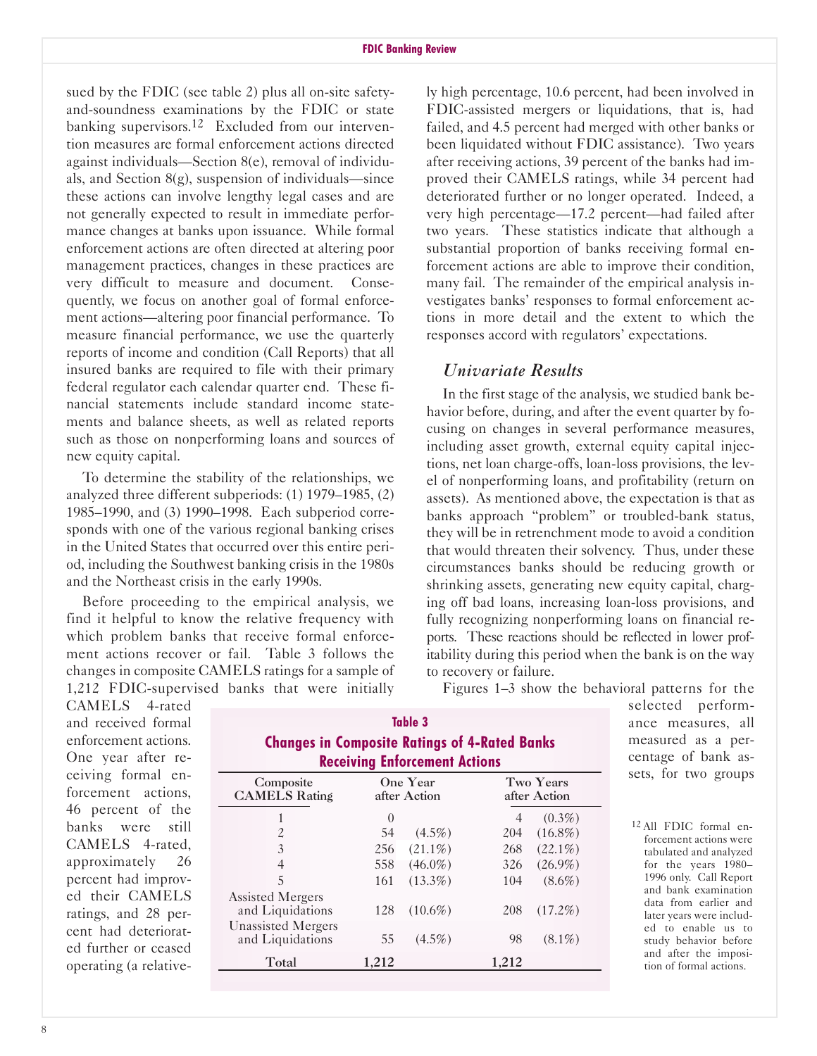sued by the FDIC (see table 2) plus all on-site safety-and-soundness examinations by the FDIC or state banking supervisors.[12] Excluded from our intervention measures are formal enforcement actions directed against individuals—Section 8(e), removal of individuals, and Section 8(g), suspension of individuals—since these actions can involve lengthy legal cases and are not generally expected to result in immediate performance changes at banks upon issuance. While formal enforcement actions are often directed at altering poor management practices, changes in these practices are very difficult to measure and document. Consequently, we focus on another goal of formal enforcement actions—altering poor financial performance. To measure financial performance, we use the quarterly reports of income and condition (Call Reports) that all insured banks are required to file with their primary federal regulator each calendar quarter end. These financial statements include standard income statements and balance sheets, as well as related reports such as those on nonperforming loans and sources of new equity capital.

To determine the stability of the relationships, we analyzed three different subperiods: (1) 1979–1985, (2) 1985–1990, and (3) 1990–1998. Each subperiod corresponds with one of the various regional banking crises in the United States that occurred over this entire period, including the Southwest banking crisis in the 1980s and the Northeast crisis in the early 1990s.

Before proceeding to the empirical analysis, we find it helpful to know the relative frequency with which problem banks that receive formal enforcement actions recover or fail. Table 3 follows the changes in composite CAMELS ratings for a sample of 1,212 FDIC-supervised banks that were initially CAMELS 4-rated and received formal enforcement actions. One year after receiving formal enforcement actions, 46 percent of the banks were still CAMELS 4-rated, approximately 26 percent had improved their CAMELS ratings, and 28 percent had deteriorated further or ceased operating (a relatively high percentage, 10.6 percent, had been involved in FDIC-assisted mergers or liquidations, that is, had failed, and 4.5 percent had merged with other banks or been liquidated without FDIC assistance). Two years after receiving actions, 39 percent of the banks had improved their CAMELS ratings, while 34 percent had deteriorated further or no longer operated. Indeed, a very high percentage—17.2 percent—had failed after two years. These statistics indicate that although a substantial proportion of banks receiving formal enforcement actions are able to improve their condition, many fail. The remainder of the empirical analysis investigates banks' responses to formal enforcement actions in more detail and the extent to which the responses accord with regulators' expectations.

**Table 3**
**Changes in Composite Ratings of 4-Rated Banks Receiving Enforcement Actions**

| Composite CAMELS Rating | One Year after Action | | Two Years after Action | |
|---|---|---|---|---|
| 1 | 0 | | 4 | (0.3%) |
| 2 | 54 | (4.5%) | 204 | (16.8%) |
| 3 | 256 | (21.1%) | 268 | (22.1%) |
| 4 | 558 | (46.0%) | 326 | (26.9%) |
| 5 | 161 | (13.3%) | 104 | (8.6%) |
| Assisted Mergers and Liquidations | 128 | (10.6%) | 208 | (17.2%) |
| Unassisted Mergers and Liquidations | 55 | (4.5%) | 98 | (8.1%) |
| Total | 1,212 | | 1,212 | |

## *Univariate Results*

In the first stage of the analysis, we studied bank behavior before, during, and after the event quarter by focusing on changes in several performance measures, including asset growth, external equity capital injections, net loan charge-offs, loan-loss provisions, the level of nonperforming loans, and profitability (return on assets). As mentioned above, the expectation is that as banks approach "problem" or troubled-bank status, they will be in retrenchment mode to avoid a condition that would threaten their solvency. Thus, under these circumstances banks should be reducing growth or shrinking assets, generating new equity capital, charging off bad loans, increasing loan-loss provisions, and fully recognizing nonperforming loans on financial reports. These reactions should be reflected in lower profitability during this period when the bank is on the way to recovery or failure.

Figures 1–3 show the behavioral patterns for the selected performance measures, all measured as a percentage of bank assets, for two groups

[12] All FDIC formal enforcement actions were tabulated and analyzed for the years 1980–1996 only. Call Report and bank examination data from earlier and later years were included to enable us to study behavior before and after the imposition of formal actions.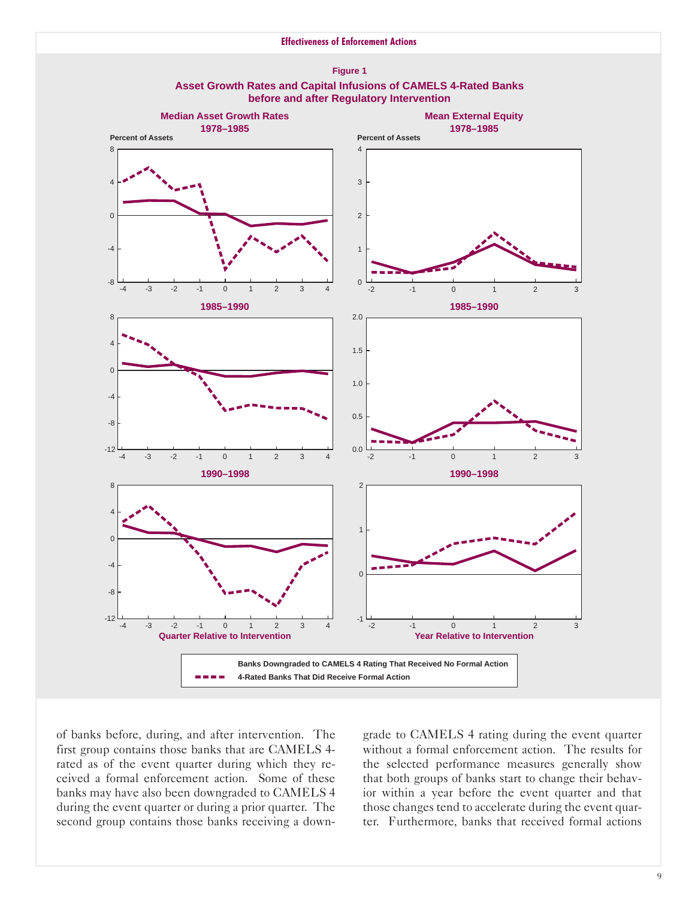**Figure 1**

**Asset Growth Rates and Capital Infusions of CAMELS 4-Rated Banks before and after Regulatory Intervention**

Median Asset Growth Rates 1978–1985; Mean External Equity 1978–1985; 1985–1990; 1990–1998

Quarter Relative to Intervention — Year Relative to Intervention

Banks Downgraded to CAMELS 4 Rating That Received No Formal Action
4-Rated Banks That Did Receive Formal Action

of banks before, during, and after intervention. The first group contains those banks that are CAMELS 4-rated as of the event quarter during which they received a formal enforcement action. Some of these banks may have also been downgraded to CAMELS 4 during the event quarter or during a prior quarter. The second group contains those banks receiving a downgrade to CAMELS 4 rating during the event quarter without a formal enforcement action. The results for the selected performance measures generally show that both groups of banks start to change their behavior within a year before the event quarter and that those changes tend to accelerate during the event quarter. Furthermore, banks that received formal actions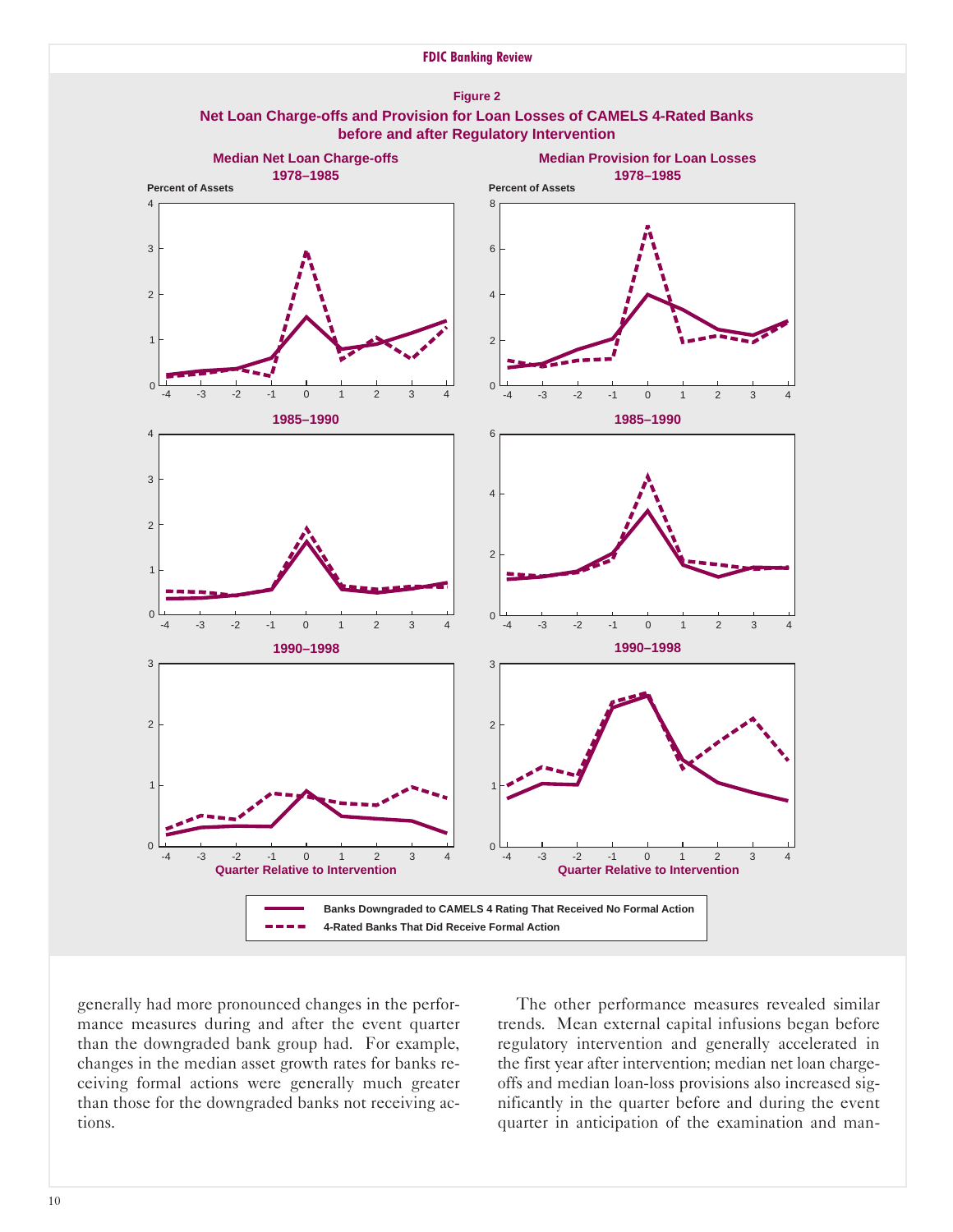**Figure 2**

**Net Loan Charge-offs and Provision for Loan Losses of CAMELS 4-Rated Banks before and after Regulatory Intervention**

generally had more pronounced changes in the performance measures during and after the event quarter than the downgraded bank group had. For example, changes in the median asset growth rates for banks receiving formal actions were generally much greater than those for the downgraded banks not receiving actions.

The other performance measures revealed similar trends. Mean external capital infusions began before regulatory intervention and generally accelerated in the first year after intervention; median net loan charge-offs and median loan-loss provisions also increased significantly in the quarter before and during the event quarter in anticipation of the examination and man-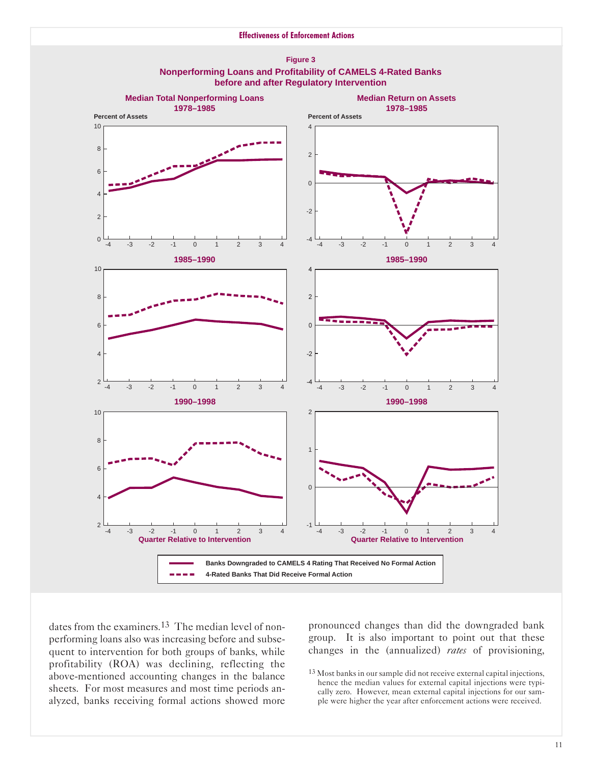**Figure 3**

**Nonperforming Loans and Profitability of CAMELS 4-Rated Banks before and after Regulatory Intervention**

Median Total Nonperforming Loans 1978–1985 | Median Return on Assets 1978–1985 | 1985–1990 | 1990–1998

Quarter Relative to Intervention

Banks Downgraded to CAMELS 4 Rating That Received No Formal Action

4-Rated Banks That Did Receive Formal Action

dates from the examiners.[13] The median level of nonperforming loans also was increasing before and subsequent to intervention for both groups of banks, while profitability (ROA) was declining, reflecting the above-mentioned accounting changes in the balance sheets. For most measures and most time periods analyzed, banks receiving formal actions showed more pronounced changes than did the downgraded bank group. It is also important to point out that these changes in the (annualized) *rates* of provisioning,

[13] Most banks in our sample did not receive external capital injections, hence the median values for external capital injections were typically zero. However, mean external capital injections for our sample were higher the year after enforcement actions were received.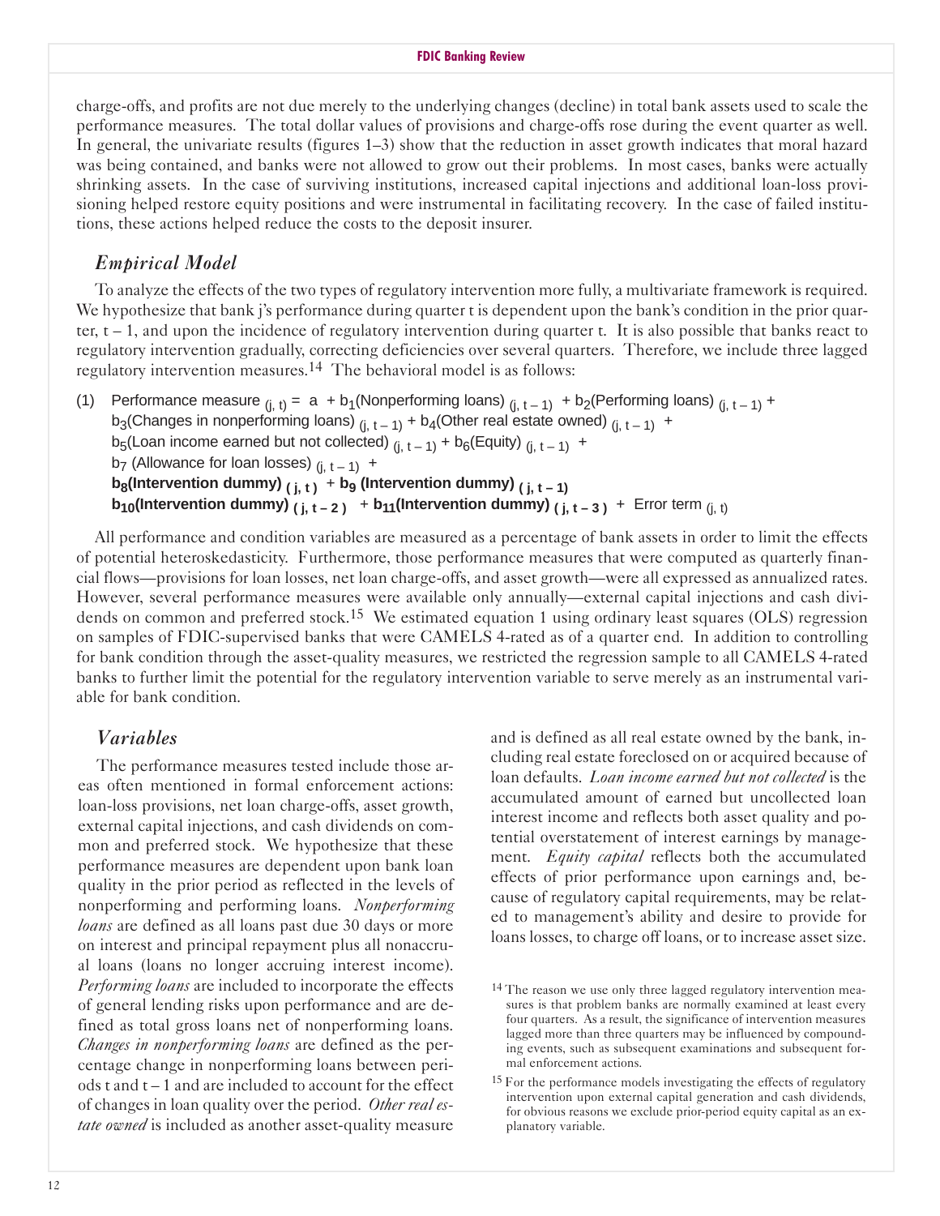charge-offs, and profits are not due merely to the underlying changes (decline) in total bank assets used to scale the performance measures. The total dollar values of provisions and charge-offs rose during the event quarter as well. In general, the univariate results (figures 1–3) show that the reduction in asset growth indicates that moral hazard was being contained, and banks were not allowed to grow out their problems. In most cases, banks were actually shrinking assets. In the case of surviving institutions, increased capital injections and additional loan-loss provisioning helped restore equity positions and were instrumental in facilitating recovery. In the case of failed institutions, these actions helped reduce the costs to the deposit insurer.

## *Empirical Model*

To analyze the effects of the two types of regulatory intervention more fully, a multivariate framework is required. We hypothesize that bank j's performance during quarter t is dependent upon the bank's condition in the prior quarter, t – 1, and upon the incidence of regulatory intervention during quarter t. It is also possible that banks react to regulatory intervention gradually, correcting deficiencies over several quarters. Therefore, we include three lagged regulatory intervention measures.[14] The behavioral model is as follows:

$$
\begin{aligned}
(1)\quad & \text{Performance measure}_{(j,\,t)} = a + b_1(\text{Nonperforming loans})_{(j,\,t-1)} + b_2(\text{Performing loans})_{(j,\,t-1)} + \\
& b_3(\text{Changes in nonperforming loans})_{(j,\,t-1)} + b_4(\text{Other real estate owned})_{(j,\,t-1)} + \\
& b_5(\text{Loan income earned but not collected})_{(j,\,t-1)} + b_6(\text{Equity})_{(j,\,t-1)} + \\
& b_7(\text{Allowance for loan losses})_{(j,\,t-1)} + \\
& \mathbf{b_8(\text{Intervention dummy})_{(j,\,t)}} + \mathbf{b_9(\text{Intervention dummy})_{(j,\,t-1)}} \\
& \mathbf{b_{10}(\text{Intervention dummy})_{(j,\,t-2)}} + \mathbf{b_{11}(\text{Intervention dummy})_{(j,\,t-3)}} + \text{Error term}_{(j,\,t)}
\end{aligned}
$$

All performance and condition variables are measured as a percentage of bank assets in order to limit the effects of potential heteroskedasticity. Furthermore, those performance measures that were computed as quarterly financial flows—provisions for loan losses, net loan charge-offs, and asset growth—were all expressed as annualized rates. However, several performance measures were available only annually—external capital injections and cash dividends on common and preferred stock.[15] We estimated equation 1 using ordinary least squares (OLS) regression on samples of FDIC-supervised banks that were CAMELS 4-rated as of a quarter end. In addition to controlling for bank condition through the asset-quality measures, we restricted the regression sample to all CAMELS 4-rated banks to further limit the potential for the regulatory intervention variable to serve merely as an instrumental variable for bank condition.

## *Variables*

The performance measures tested include those areas often mentioned in formal enforcement actions: loan-loss provisions, net loan charge-offs, asset growth, external capital injections, and cash dividends on common and preferred stock. We hypothesize that these performance measures are dependent upon bank loan quality in the prior period as reflected in the levels of nonperforming and performing loans. *Nonperforming loans* are defined as all loans past due 30 days or more on interest and principal repayment plus all nonaccrual loans (loans no longer accruing interest income). *Performing loans* are included to incorporate the effects of general lending risks upon performance and are defined as total gross loans net of nonperforming loans. *Changes in nonperforming loans* are defined as the percentage change in nonperforming loans between periods t and t – 1 and are included to account for the effect of changes in loan quality over the period. *Other real estate owned* is included as another asset-quality measure and is defined as all real estate owned by the bank, including real estate foreclosed on or acquired because of loan defaults. *Loan income earned but not collected* is the accumulated amount of earned but uncollected loan interest income and reflects both asset quality and potential overstatement of interest earnings by management. *Equity capital* reflects both the accumulated effects of prior performance upon earnings and, because of regulatory capital requirements, may be related to management's ability and desire to provide for loans losses, to charge off loans, or to increase asset size.

[14] The reason we use only three lagged regulatory intervention measures is that problem banks are normally examined at least every four quarters. As a result, the significance of intervention measures lagged more than three quarters may be influenced by compounding events, such as subsequent examinations and subsequent formal enforcement actions.

[15] For the performance models investigating the effects of regulatory intervention upon external capital generation and cash dividends, for obvious reasons we exclude prior-period equity capital as an explanatory variable.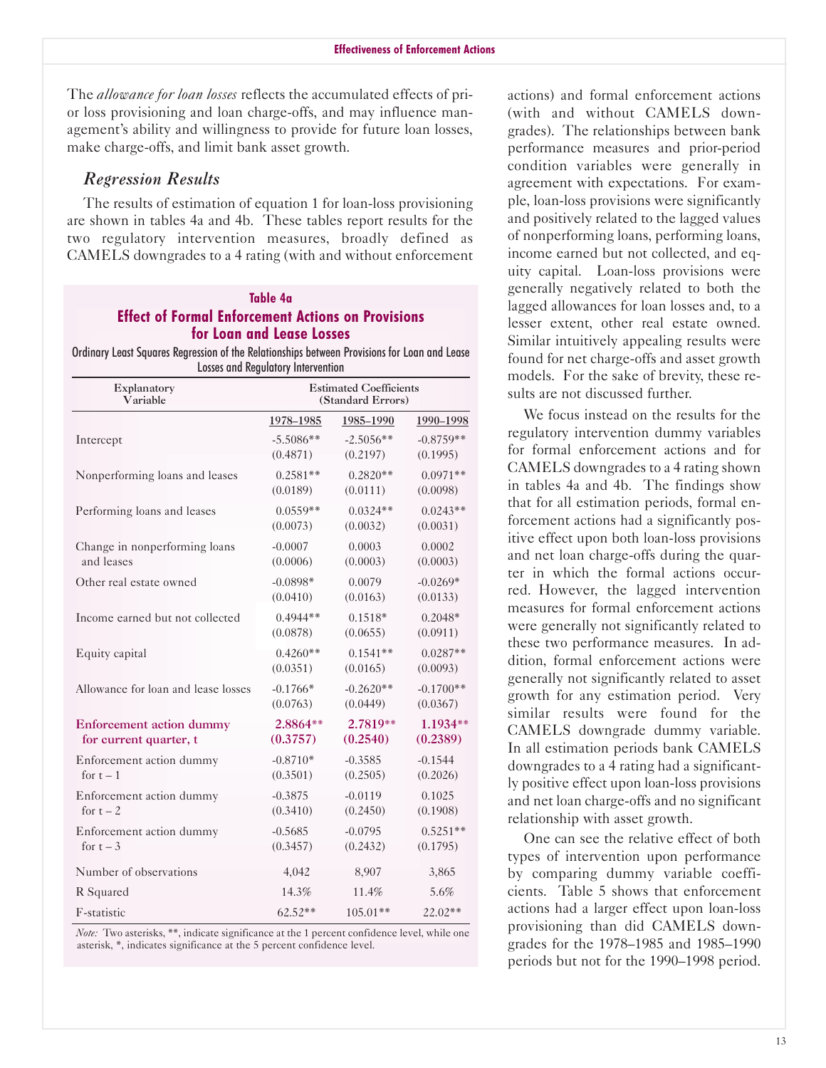The *allowance for loan losses* reflects the accumulated effects of prior loss provisioning and loan charge-offs, and may influence management's ability and willingness to provide for future loan losses, make charge-offs, and limit bank asset growth.

### *Regression Results*

The results of estimation of equation 1 for loan-loss provisioning are shown in tables 4a and 4b. These tables report results for the two regulatory intervention measures, broadly defined as CAMELS downgrades to a 4 rating (with and without enforcement actions) and formal enforcement actions (with and without CAMELS downgrades). The relationships between bank performance measures and prior-period condition variables were generally in agreement with expectations. For example, loan-loss provisions were significantly and positively related to the lagged values of nonperforming loans, performing loans, income earned but not collected, and equity capital. Loan-loss provisions were generally negatively related to both the lagged allowances for loan losses and, to a lesser extent, other real estate owned. Similar intuitively appealing results were found for net charge-offs and asset growth models. For the sake of brevity, these results are not discussed further.

We focus instead on the results for the regulatory intervention dummy variables for formal enforcement actions and for CAMELS downgrades to a 4 rating shown in tables 4a and 4b. The findings show that for all estimation periods, formal enforcement actions had a significantly positive effect upon both loan-loss provisions and net loan charge-offs during the quarter in which the formal actions occurred. However, the lagged intervention measures for formal enforcement actions were generally not significantly related to these two performance measures. In addition, formal enforcement actions were generally not significantly related to asset growth for any estimation period. Very similar results were found for the CAMELS downgrade dummy variable. In all estimation periods bank CAMELS downgrades to a 4 rating had a significantly positive effect upon loan-loss provisions and net loan charge-offs and no significant relationship with asset growth.

One can see the relative effect of both types of intervention upon performance by comparing dummy variable coefficients. Table 5 shows that enforcement actions had a larger effect upon loan-loss provisioning than did CAMELS downgrades for the 1978–1985 and 1985–1990 periods but not for the 1990–1998 period.

**Table 4a**

**Effect of Formal Enforcement Actions on Provisions for Loan and Lease Losses**

Ordinary Least Squares Regression of the Relationships between Provisions for Loan and Lease Losses and Regulatory Intervention

| Explanatory Variable | Estimated Coefficients (Standard Errors) | | |
|---|---|---|---|
| | 1978–1985 | 1985–1990 | 1990–1998 |
| Intercept | -5.5086** | -2.5056** | -0.8759** |
| | (0.4871) | (0.2197) | (0.1995) |
| Nonperforming loans and leases | 0.2581** | 0.2820** | 0.0971** |
| | (0.0189) | (0.0111) | (0.0098) |
| Performing loans and leases | 0.0559** | 0.0324** | 0.0243** |
| | (0.0073) | (0.0032) | (0.0031) |
| Change in nonperforming loans and leases | -0.0007 | 0.0003 | 0.0002 |
| | (0.0006) | (0.0003) | (0.0003) |
| Other real estate owned | -0.0898* | 0.0079 | -0.0269* |
| | (0.0410) | (0.0163) | (0.0133) |
| Income earned but not collected | 0.4944** | 0.1518* | 0.2048* |
| | (0.0878) | (0.0655) | (0.0911) |
| Equity capital | 0.4260** | 0.1541** | 0.0287** |
| | (0.0351) | (0.0165) | (0.0093) |
| Allowance for loan and lease losses | -0.1766* | -0.2620** | -0.1700** |
| | (0.0763) | (0.0449) | (0.0367) |
| **Enforcement action dummy for current quarter, t** | **2.8864**** | **2.7819**** | **1.1934**** |
| | **(0.3757)** | **(0.2540)** | **(0.2389)** |
| Enforcement action dummy for t – 1 | -0.8710* | -0.3585 | -0.1544 |
| | (0.3501) | (0.2505) | (0.2026) |
| Enforcement action dummy for t – 2 | -0.3875 | -0.0119 | 0.1025 |
| | (0.3410) | (0.2450) | (0.1908) |
| Enforcement action dummy for t – 3 | -0.5685 | -0.0795 | 0.5251** |
| | (0.3457) | (0.2432) | (0.1795) |
| Number of observations | 4,042 | 8,907 | 3,865 |
| R Squared | 14.3% | 11.4% | 5.6% |
| F-statistic | 62.52** | 105.01** | 22.02** |

*Note:* Two asterisks, **, indicate significance at the 1 percent confidence level, while one asterisk, *, indicates significance at the 5 percent confidence level.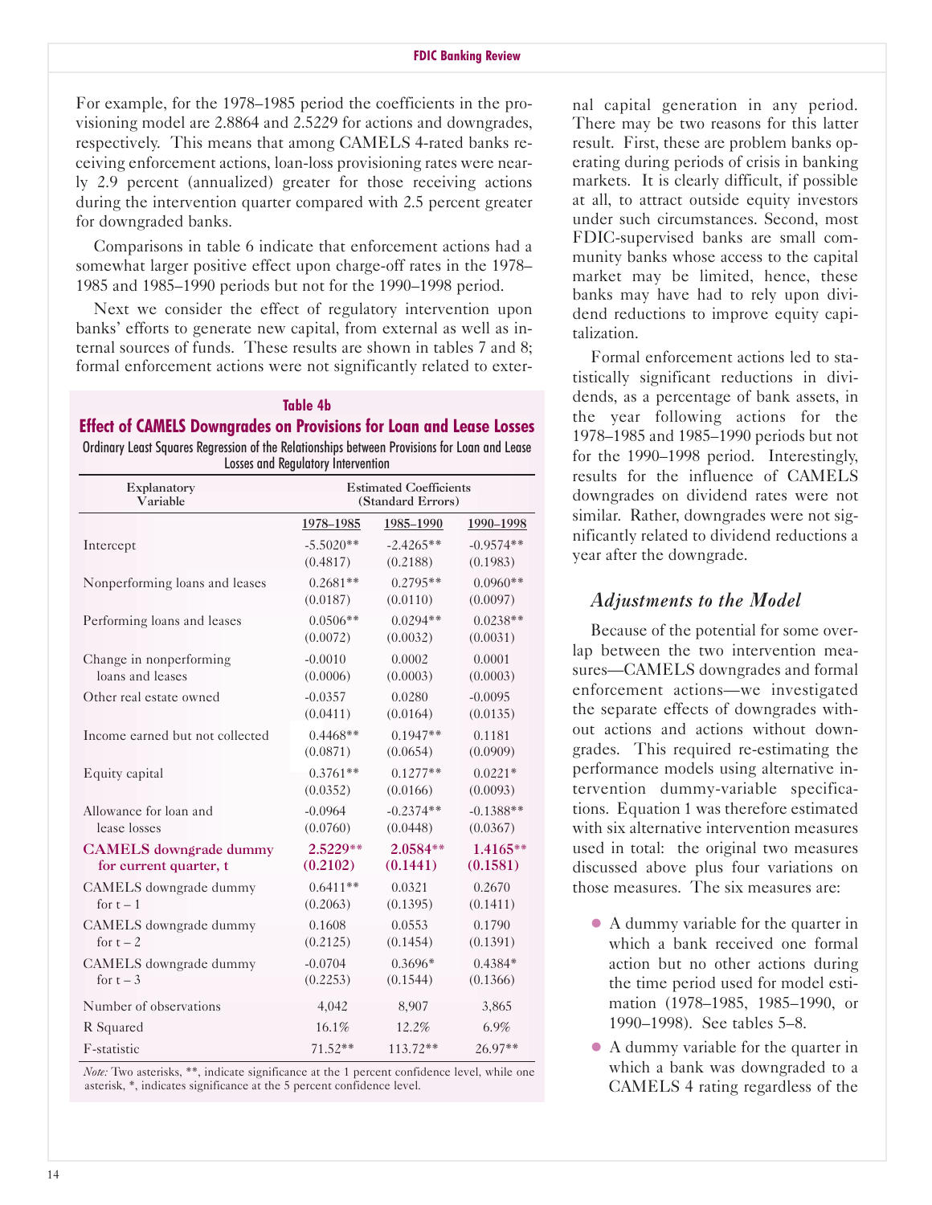For example, for the 1978–1985 period the coefficients in the provisioning model are 2.8864 and 2.5229 for actions and downgrades, respectively. This means that among CAMELS 4-rated banks receiving enforcement actions, loan-loss provisioning rates were nearly 2.9 percent (annualized) greater for those receiving actions during the intervention quarter compared with 2.5 percent greater for downgraded banks.

Comparisons in table 6 indicate that enforcement actions had a somewhat larger positive effect upon charge-off rates in the 1978–1985 and 1985–1990 periods but not for the 1990–1998 period.

Next we consider the effect of regulatory intervention upon banks' efforts to generate new capital, from external as well as internal sources of funds. These results are shown in tables 7 and 8; formal enforcement actions were not significantly related to external capital generation in any period. There may be two reasons for this latter result. First, these are problem banks operating during periods of crisis in banking markets. It is clearly difficult, if possible at all, to attract outside equity investors under such circumstances. Second, most FDIC-supervised banks are small community banks whose access to the capital market may be limited, hence, these banks may have had to rely upon dividend reductions to improve equity capitalization.

Formal enforcement actions led to statistically significant reductions in dividends, as a percentage of bank assets, in the year following actions for the 1978–1985 and 1985–1990 periods but not for the 1990–1998 period. Interestingly, results for the influence of CAMELS downgrades on dividend rates were not similar. Rather, downgrades were not significantly related to dividend reductions a year after the downgrade.

**Table 4b**

**Effect of CAMELS Downgrades on Provisions for Loan and Lease Losses**

Ordinary Least Squares Regression of the Relationships between Provisions for Loan and Lease Losses and Regulatory Intervention

| Explanatory Variable | Estimated Coefficients (Standard Errors) | | |
|---|---|---|---|
| | 1978–1985 | 1985–1990 | 1990–1998 |
| Intercept | -5.5020** (0.4817) | -2.4265** (0.2188) | -0.9574** (0.1983) |
| Nonperforming loans and leases | 0.2681** (0.0187) | 0.2795** (0.0110) | 0.0960** (0.0097) |
| Performing loans and leases | 0.0506** (0.0072) | 0.0294** (0.0032) | 0.0238** (0.0031) |
| Change in nonperforming loans and leases | -0.0010 (0.0006) | 0.0002 (0.0003) | 0.0001 (0.0003) |
| Other real estate owned | -0.0357 (0.0411) | 0.0280 (0.0164) | -0.0095 (0.0135) |
| Income earned but not collected | 0.4468** (0.0871) | 0.1947** (0.0654) | 0.1181 (0.0909) |
| Equity capital | 0.3761** (0.0352) | 0.1277** (0.0166) | 0.0221* (0.0093) |
| Allowance for loan and lease losses | -0.0964 (0.0760) | -0.2374** (0.0448) | -0.1388** (0.0367) |
| **CAMELS downgrade dummy for current quarter, t** | **2.5229** (0.2102)** | **2.0584** (0.1441)** | **1.4165** (0.1581)** |
| CAMELS downgrade dummy for t – 1 | 0.6411** (0.2063) | 0.0321 (0.1395) | 0.2670 (0.1411) |
| CAMELS downgrade dummy for t – 2 | 0.1608 (0.2125) | 0.0553 (0.1454) | 0.1790 (0.1391) |
| CAMELS downgrade dummy for t – 3 | -0.0704 (0.2253) | 0.3696* (0.1544) | 0.4384* (0.1366) |
| Number of observations | 4,042 | 8,907 | 3,865 |
| R Squared | 16.1% | 12.2% | 6.9% |
| F-statistic | 71.52** | 113.72** | 26.97** |

*Note:* Two asterisks, **, indicate significance at the 1 percent confidence level, while one asterisk, *, indicates significance at the 5 percent confidence level.

### *Adjustments to the Model*

Because of the potential for some overlap between the two intervention measures—CAMELS downgrades and formal enforcement actions—we investigated the separate effects of downgrades without actions and actions without downgrades. This required re-estimating the performance models using alternative intervention dummy-variable specifications. Equation 1 was therefore estimated with six alternative intervention measures used in total: the original two measures discussed above plus four variations on those measures. The six measures are:

- A dummy variable for the quarter in which a bank received one formal action but no other actions during the time period used for model estimation (1978–1985, 1985–1990, or 1990–1998). See tables 5–8.
- A dummy variable for the quarter in which a bank was downgraded to a CAMELS 4 rating regardless of the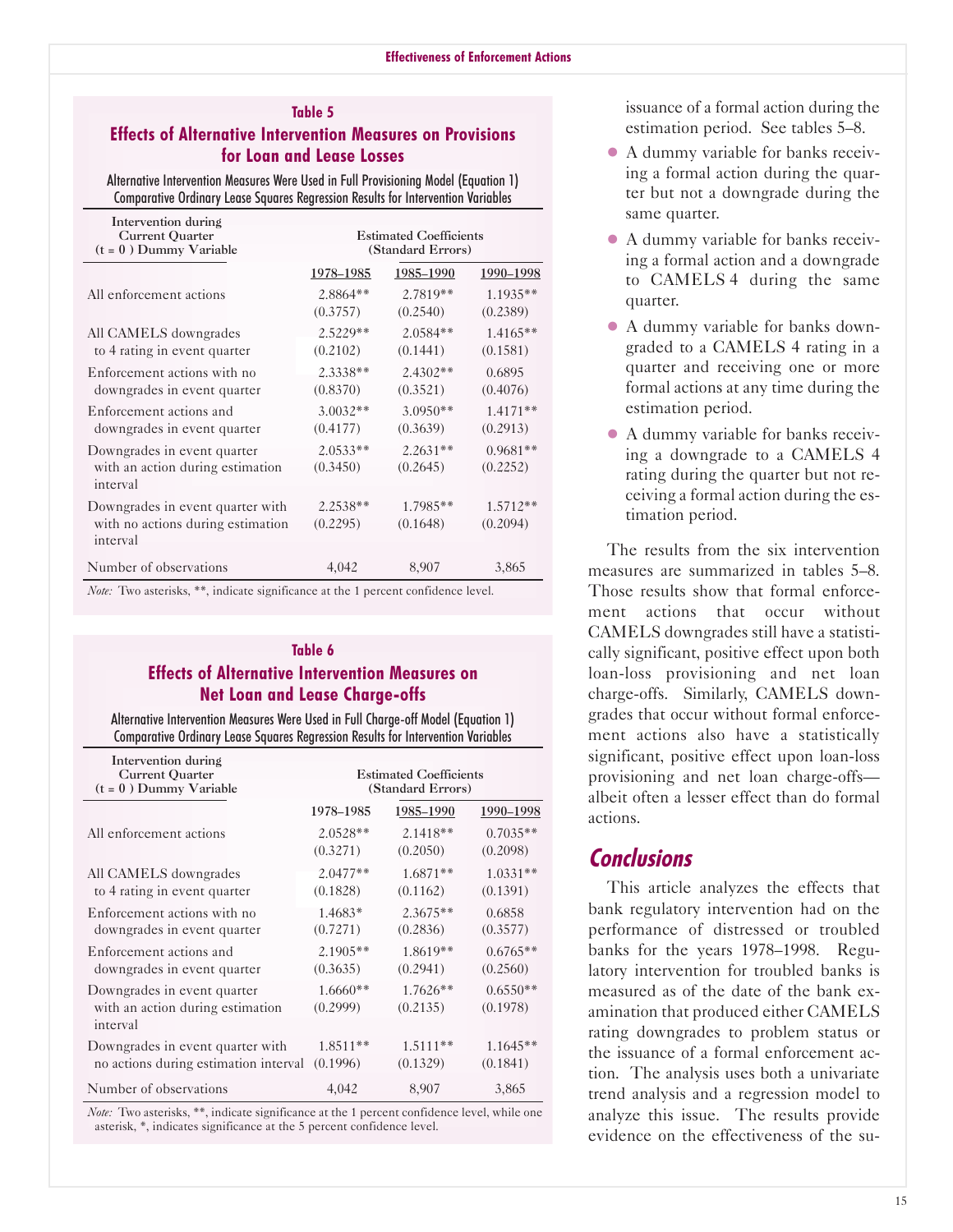### Table 5

### Effects of Alternative Intervention Measures on Provisions for Loan and Lease Losses

Alternative Intervention Measures Were Used in Full Provisioning Model (Equation 1)
Comparative Ordinary Lease Squares Regression Results for Intervention Variables

| Intervention during Current Quarter (t = 0 ) Dummy Variable | Estimated Coefficients (Standard Errors) | | |
|---|---|---|---|
| | 1978–1985 | 1985–1990 | 1990–1998 |
| All enforcement actions | 2.8864** (0.3757) | 2.7819** (0.2540) | 1.1935** (0.2389) |
| All CAMELS downgrades to 4 rating in event quarter | 2.5229** (0.2102) | 2.0584** (0.1441) | 1.4165** (0.1581) |
| Enforcement actions with no downgrades in event quarter | 2.3338** (0.8370) | 2.4302** (0.3521) | 0.6895 (0.4076) |
| Enforcement actions and downgrades in event quarter | 3.0032** (0.4177) | 3.0950** (0.3639) | 1.4171** (0.2913) |
| Downgrades in event quarter with an action during estimation interval | 2.0533** (0.3450) | 2.2631** (0.2645) | 0.9681** (0.2252) |
| Downgrades in event quarter with with no actions during estimation interval | 2.2538** (0.2295) | 1.7985** (0.1648) | 1.5712** (0.2094) |
| Number of observations | 4,042 | 8,907 | 3,865 |

*Note:* Two asterisks, **, indicate significance at the 1 percent confidence level.

### Table 6

### Effects of Alternative Intervention Measures on Net Loan and Lease Charge-offs

Alternative Intervention Measures Were Used in Full Charge-off Model (Equation 1)
Comparative Ordinary Lease Squares Regression Results for Intervention Variables

| Intervention during Current Quarter (t = 0 ) Dummy Variable | Estimated Coefficients (Standard Errors) | | |
|---|---|---|---|
| | 1978–1985 | 1985–1990 | 1990–1998 |
| All enforcement actions | 2.0528** (0.3271) | 2.1418** (0.2050) | 0.7035** (0.2098) |
| All CAMELS downgrades to 4 rating in event quarter | 2.0477** (0.1828) | 1.6871** (0.1162) | 1.0331** (0.1391) |
| Enforcement actions with no downgrades in event quarter | 1.4683* (0.7271) | 2.3675** (0.2836) | 0.6858 (0.3577) |
| Enforcement actions and downgrades in event quarter | 2.1905** (0.3635) | 1.8619** (0.2941) | 0.6765** (0.2560) |
| Downgrades in event quarter with an action during estimation interval | 1.6660** (0.2999) | 1.7626** (0.2135) | 0.6550** (0.1978) |
| Downgrades in event quarter with no actions during estimation interval | 1.8511** (0.1996) | 1.5111** (0.1329) | 1.1645** (0.1841) |
| Number of observations | 4,042 | 8,907 | 3,865 |

*Note:* Two asterisks, **, indicate significance at the 1 percent confidence level, while one asterisk, *, indicates significance at the 5 percent confidence level.

issuance of a formal action during the estimation period. See tables 5–8.

- A dummy variable for banks receiving a formal action during the quarter but not a downgrade during the same quarter.
- A dummy variable for banks receiving a formal action and a downgrade to CAMELS 4 during the same quarter.
- A dummy variable for banks downgraded to a CAMELS 4 rating in a quarter and receiving one or more formal actions at any time during the estimation period.
- A dummy variable for banks receiving a downgrade to a CAMELS 4 rating during the quarter but not receiving a formal action during the estimation period.

The results from the six intervention measures are summarized in tables 5–8. Those results show that formal enforcement actions that occur without CAMELS downgrades still have a statistically significant, positive effect upon both loan-loss provisioning and net loan charge-offs. Similarly, CAMELS downgrades that occur without formal enforcement actions also have a statistically significant, positive effect upon loan-loss provisioning and net loan charge-offs—albeit often a lesser effect than do formal actions.

## Conclusions

This article analyzes the effects that bank regulatory intervention had on the performance of distressed or troubled banks for the years 1978–1998. Regulatory intervention for troubled banks is measured as of the date of the bank examination that produced either CAMELS rating downgrades to problem status or the issuance of a formal enforcement action. The analysis uses both a univariate trend analysis and a regression model to analyze this issue. The results provide evidence on the effectiveness of the su-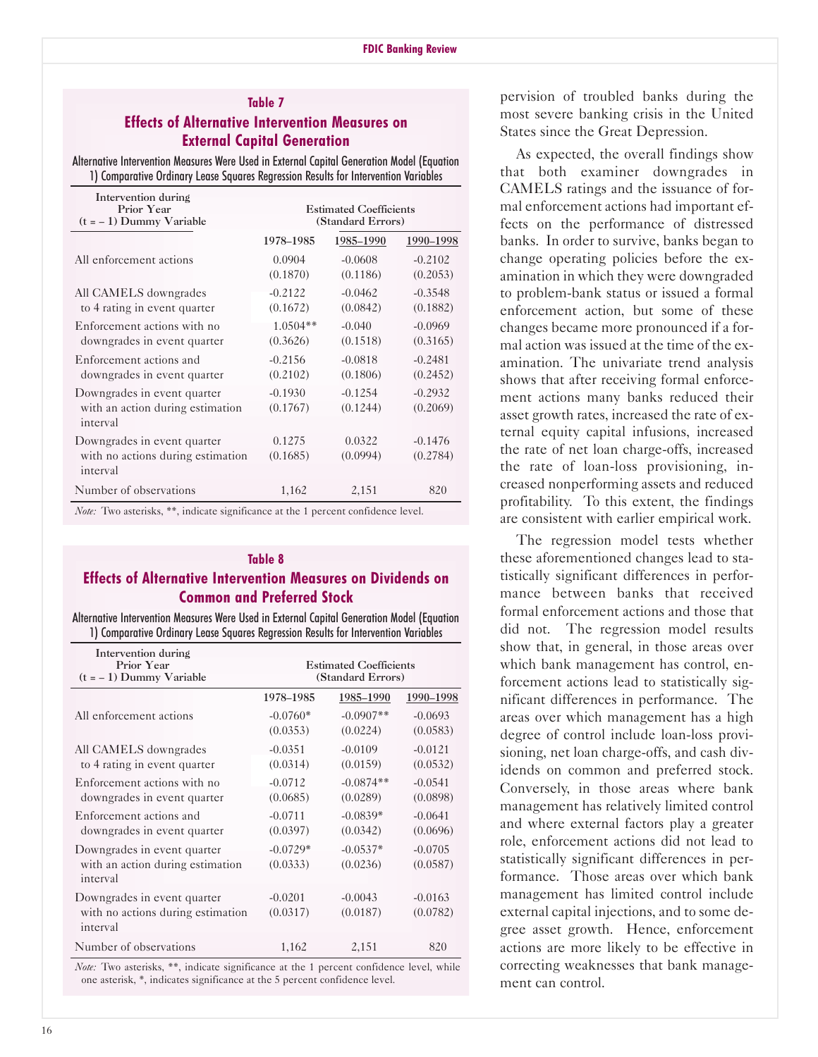### Table 7

**Effects of Alternative Intervention Measures on External Capital Generation**

Alternative Intervention Measures Were Used in External Capital Generation Model (Equation 1) Comparative Ordinary Lease Squares Regression Results for Intervention Variables

| Intervention during Prior Year (t = – 1) Dummy Variable | Estimated Coefficients (Standard Errors) | | |
|---|---|---|---|
| | 1978–1985 | 1985–1990 | 1990–1998 |
| All enforcement actions | 0.0904 (0.1870) | -0.0608 (0.1186) | -0.2102 (0.2053) |
| All CAMELS downgrades to 4 rating in event quarter | -0.2122 (0.1672) | -0.0462 (0.0842) | -0.3548 (0.1882) |
| Enforcement actions with no downgrades in event quarter | 1.0504** (0.3626) | -0.040 (0.1518) | -0.0969 (0.3165) |
| Enforcement actions and downgrades in event quarter | -0.2156 (0.2102) | -0.0818 (0.1806) | -0.2481 (0.2452) |
| Downgrades in event quarter with an action during estimation interval | -0.1930 (0.1767) | -0.1254 (0.1244) | -0.2932 (0.2069) |
| Downgrades in event quarter with no actions during estimation interval | 0.1275 (0.1685) | 0.0322 (0.0994) | -0.1476 (0.2784) |
| Number of observations | 1,162 | 2,151 | 820 |

*Note:* Two asterisks, **, indicate significance at the 1 percent confidence level.

### Table 8

**Effects of Alternative Intervention Measures on Dividends on Common and Preferred Stock**

Alternative Intervention Measures Were Used in External Capital Generation Model (Equation 1) Comparative Ordinary Lease Squares Regression Results for Intervention Variables

| Intervention during Prior Year (t = – 1) Dummy Variable | Estimated Coefficients (Standard Errors) | | |
|---|---|---|---|
| | 1978–1985 | 1985–1990 | 1990–1998 |
| All enforcement actions | -0.0760* (0.0353) | -0.0907** (0.0224) | -0.0693 (0.0583) |
| All CAMELS downgrades to 4 rating in event quarter | -0.0351 (0.0314) | -0.0109 (0.0159) | -0.0121 (0.0532) |
| Enforcement actions with no downgrades in event quarter | -0.0712 (0.0685) | -0.0874** (0.0289) | -0.0541 (0.0898) |
| Enforcement actions and downgrades in event quarter | -0.0711 (0.0397) | -0.0839* (0.0342) | -0.0641 (0.0696) |
| Downgrades in event quarter with an action during estimation interval | -0.0729* (0.0333) | -0.0537* (0.0236) | -0.0705 (0.0587) |
| Downgrades in event quarter with no actions during estimation interval | -0.0201 (0.0317) | -0.0043 (0.0187) | -0.0163 (0.0782) |
| Number of observations | 1,162 | 2,151 | 820 |

*Note:* Two asterisks, **, indicate significance at the 1 percent confidence level, while one asterisk, *, indicates significance at the 5 percent confidence level.

pervision of troubled banks during the most severe banking crisis in the United States since the Great Depression.

As expected, the overall findings show that both examiner downgrades in CAMELS ratings and the issuance of formal enforcement actions had important effects on the performance of distressed banks. In order to survive, banks began to change operating policies before the examination in which they were downgraded to problem-bank status or issued a formal enforcement action, but some of these changes became more pronounced if a formal action was issued at the time of the examination. The univariate trend analysis shows that after receiving formal enforcement actions many banks reduced their asset growth rates, increased the rate of external equity capital infusions, increased the rate of net loan charge-offs, increased the rate of loan-loss provisioning, increased nonperforming assets and reduced profitability. To this extent, the findings are consistent with earlier empirical work.

The regression model tests whether these aforementioned changes lead to statistically significant differences in performance between banks that received formal enforcement actions and those that did not. The regression model results show that, in general, in those areas over which bank management has control, enforcement actions lead to statistically significant differences in performance. The areas over which management has a high degree of control include loan-loss provisioning, net loan charge-offs, and cash dividends on common and preferred stock. Conversely, in those areas where bank management has relatively limited control and where external factors play a greater role, enforcement actions did not lead to statistically significant differences in performance. Those areas over which bank management has limited control include external capital injections, and to some degree asset growth. Hence, enforcement actions are more likely to be effective in correcting weaknesses that bank management can control.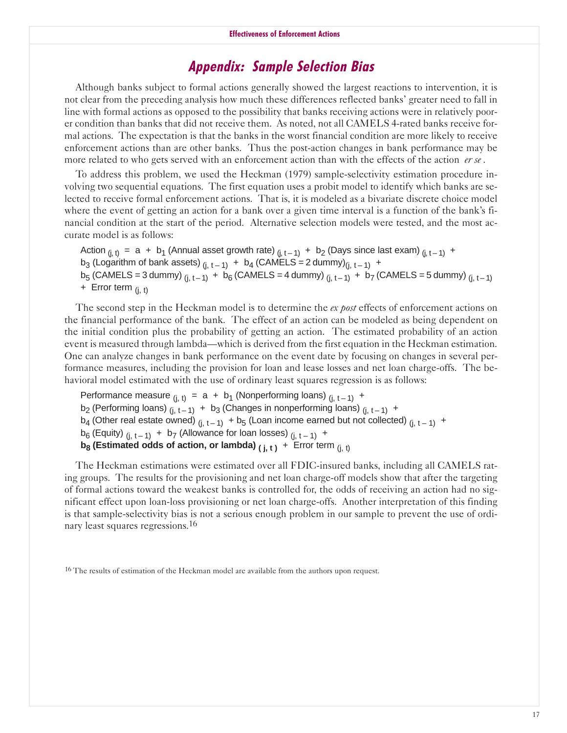## Appendix: Sample Selection Bias

Although banks subject to formal actions generally showed the largest reactions to intervention, it is not clear from the preceding analysis how much these differences reflected banks' greater need to fall in line with formal actions as opposed to the possibility that banks receiving actions were in relatively poorer condition than banks that did not receive them. As noted, not all CAMELS 4-rated banks receive formal actions. The expectation is that the banks in the worst financial condition are more likely to receive enforcement actions than are other banks. Thus the post-action changes in bank performance may be more related to who gets served with an enforcement action than with the effects of the action *er se*.

To address this problem, we used the Heckman (1979) sample-selectivity estimation procedure involving two sequential equations. The first equation uses a probit model to identify which banks are selected to receive formal enforcement actions. That is, it is modeled as a bivariate discrete choice model where the event of getting an action for a bank over a given time interval is a function of the bank's financial condition at the start of the period. Alternative selection models were tested, and the most accurate model is as follows:

$$
\begin{aligned}
\text{Action}_{(j,t)} = {} & a + b_1 (\text{Annual asset growth rate})_{(j,t-1)} + b_2 (\text{Days since last exam})_{(j,t-1)} + \\
& b_3 (\text{Logarithm of bank assets})_{(j,t-1)} + b_4 (\text{CAMELS} = 2 \text{ dummy})_{(j,t-1)} + \\
& b_5 (\text{CAMELS} = 3 \text{ dummy})_{(j,t-1)} + b_6 (\text{CAMELS} = 4 \text{ dummy})_{(j,t-1)} + b_7 (\text{CAMELS} = 5 \text{ dummy})_{(j,t-1)} \\
& + \text{Error term}_{(j,t)}
\end{aligned}
$$

The second step in the Heckman model is to determine the *ex post* effects of enforcement actions on the financial performance of the bank. The effect of an action can be modeled as being dependent on the initial condition plus the probability of getting an action. The estimated probability of an action event is measured through lambda—which is derived from the first equation in the Heckman estimation. One can analyze changes in bank performance on the event date by focusing on changes in several performance measures, including the provision for loan and lease losses and net loan charge-offs. The behavioral model estimated with the use of ordinary least squares regression is as follows:

$$
\begin{aligned}
\text{Performance measure}_{(j,t)} = {} & a + b_1 (\text{Nonperforming loans})_{(j,t-1)} + \\
& b_2 (\text{Performing loans})_{(j,t-1)} + b_3 (\text{Changes in nonperforming loans})_{(j,t-1)} + \\
& b_4 (\text{Other real estate owned})_{(j,t-1)} + b_5 (\text{Loan income earned but not collected})_{(j,t-1)} + \\
& b_6 (\text{Equity})_{(j,t-1)} + b_7 (\text{Allowance for loan losses})_{(j,t-1)} + \\
& \mathbf{b_8} \, \mathbf{(Estimated\ odds\ of\ action,\ or\ lambda)_{(j,t)}} + \text{Error term}_{(j,t)}
\end{aligned}
$$

The Heckman estimations were estimated over all FDIC-insured banks, including all CAMELS rating groups. The results for the provisioning and net loan charge-off models show that after the targeting of formal actions toward the weakest banks is controlled for, the odds of receiving an action had no significant effect upon loan-loss provisioning or net loan charge-offs. Another interpretation of this finding is that sample-selectivity bias is not a serious enough problem in our sample to prevent the use of ordinary least squares regressions.[16]

[16] The results of estimation of the Heckman model are available from the authors upon request.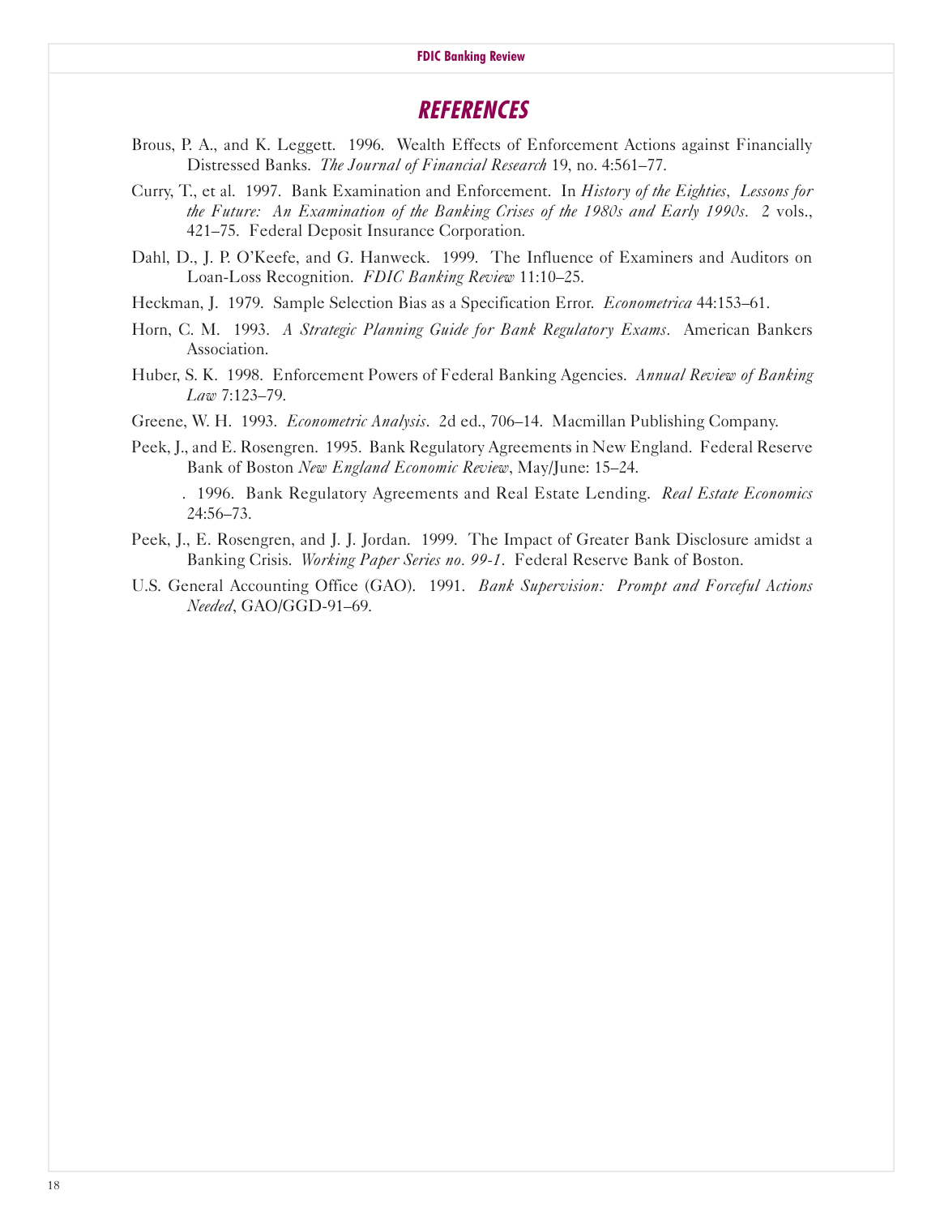## REFERENCES

Brous, P. A., and K. Leggett. 1996. Wealth Effects of Enforcement Actions against Financially Distressed Banks. *The Journal of Financial Research* 19, no. 4:561–77.

Curry, T., et al. 1997. Bank Examination and Enforcement. In *History of the Eighties, Lessons for the Future: An Examination of the Banking Crises of the 1980s and Early 1990s.* 2 vols., 421–75. Federal Deposit Insurance Corporation.

Dahl, D., J. P. O'Keefe, and G. Hanweck. 1999. The Influence of Examiners and Auditors on Loan-Loss Recognition. *FDIC Banking Review* 11:10–25.

Heckman, J. 1979. Sample Selection Bias as a Specification Error. *Econometrica* 44:153–61.

Horn, C. M. 1993. *A Strategic Planning Guide for Bank Regulatory Exams*. American Bankers Association.

Huber, S. K. 1998. Enforcement Powers of Federal Banking Agencies. *Annual Review of Banking Law* 7:123–79.

Greene, W. H. 1993. *Econometric Analysis*. 2d ed., 706–14. Macmillan Publishing Company.

Peek, J., and E. Rosengren. 1995. Bank Regulatory Agreements in New England. Federal Reserve Bank of Boston *New England Economic Review*, May/June: 15–24.

. 1996. Bank Regulatory Agreements and Real Estate Lending. *Real Estate Economics* 24:56–73.

Peek, J., E. Rosengren, and J. J. Jordan. 1999. The Impact of Greater Bank Disclosure amidst a Banking Crisis. *Working Paper Series no. 99-1*. Federal Reserve Bank of Boston.

U.S. General Accounting Office (GAO). 1991. *Bank Supervision: Prompt and Forceful Actions Needed*, GAO/GGD-91–69.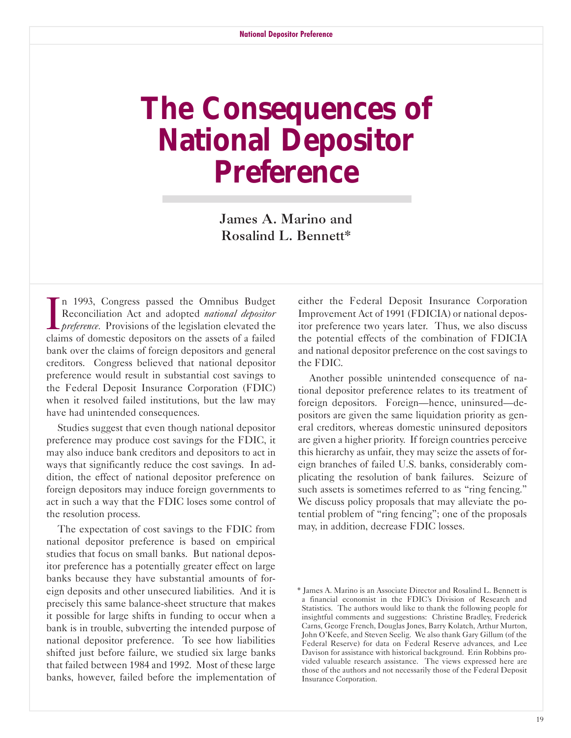# The Consequences of National Depositor Preference

**James A. Marino and Rosalind L. Bennett***

In 1993, Congress passed the Omnibus Budget Reconciliation Act and adopted *national depositor preference*. Provisions of the legislation elevated the claims of domestic depositors on the assets of a failed bank over the claims of foreign depositors and general creditors. Congress believed that national depositor preference would result in substantial cost savings to the Federal Deposit Insurance Corporation (FDIC) when it resolved failed institutions, but the law may have had unintended consequences.

Studies suggest that even though national depositor preference may produce cost savings for the FDIC, it may also induce bank creditors and depositors to act in ways that significantly reduce the cost savings. In addition, the effect of national depositor preference on foreign depositors may induce foreign governments to act in such a way that the FDIC loses some control of the resolution process.

The expectation of cost savings to the FDIC from national depositor preference is based on empirical studies that focus on small banks. But national depositor preference has a potentially greater effect on large banks because they have substantial amounts of foreign deposits and other unsecured liabilities. And it is precisely this same balance-sheet structure that makes it possible for large shifts in funding to occur when a bank is in trouble, subverting the intended purpose of national depositor preference. To see how liabilities shifted just before failure, we studied six large banks that failed between 1984 and 1992. Most of these large banks, however, failed before the implementation of either the Federal Deposit Insurance Corporation Improvement Act of 1991 (FDICIA) or national depositor preference two years later. Thus, we also discuss the potential effects of the combination of FDICIA and national depositor preference on the cost savings to the FDIC.

Another possible unintended consequence of national depositor preference relates to its treatment of foreign depositors. Foreign—hence, uninsured—depositors are given the same liquidation priority as general creditors, whereas domestic uninsured depositors are given a higher priority. If foreign countries perceive this hierarchy as unfair, they may seize the assets of foreign branches of failed U.S. banks, considerably complicating the resolution of bank failures. Seizure of such assets is sometimes referred to as "ring fencing." We discuss policy proposals that may alleviate the potential problem of "ring fencing"; one of the proposals may, in addition, decrease FDIC losses.

\* James A. Marino is an Associate Director and Rosalind L. Bennett is a financial economist in the FDIC's Division of Research and Statistics. The authors would like to thank the following people for insightful comments and suggestions: Christine Bradley, Frederick Carns, George French, Douglas Jones, Barry Kolatch, Arthur Murton, John O'Keefe, and Steven Seelig. We also thank Gary Gillum (of the Federal Reserve) for data on Federal Reserve advances, and Lee Davison for assistance with historical background. Erin Robbins provided valuable research assistance. The views expressed here are those of the authors and not necessarily those of the Federal Deposit Insurance Corporation.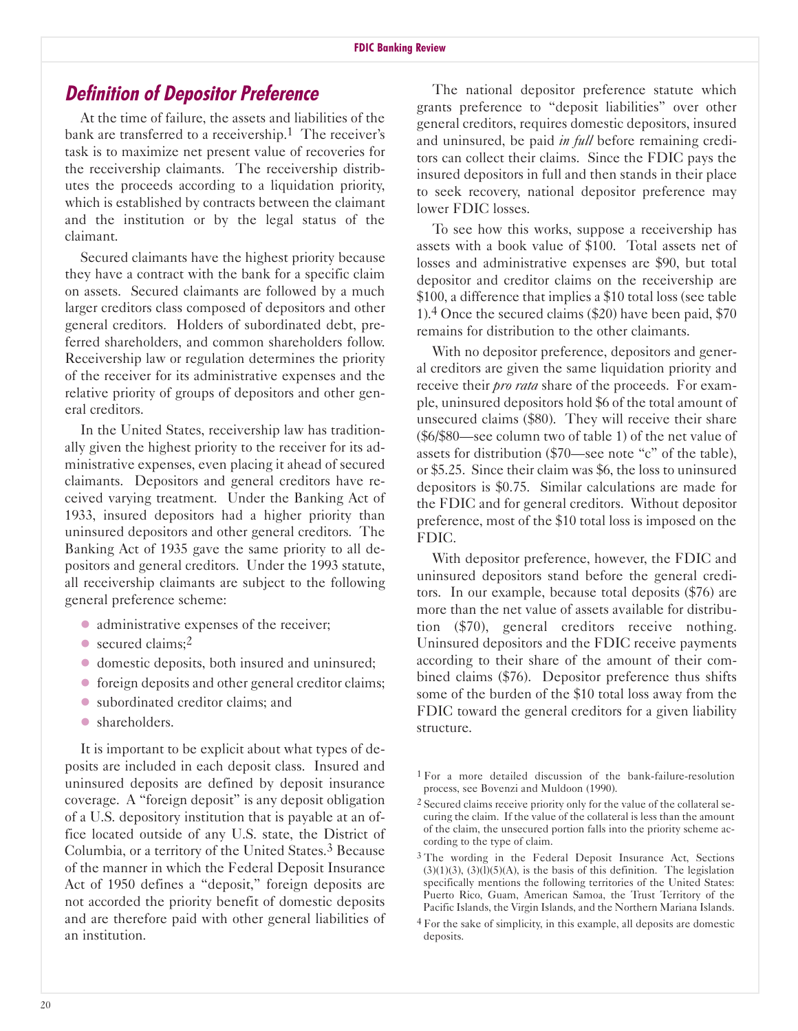## Definition of Depositor Preference

At the time of failure, the assets and liabilities of the bank are transferred to a receivership.[1] The receiver's task is to maximize net present value of recoveries for the receivership claimants. The receivership distributes the proceeds according to a liquidation priority, which is established by contracts between the claimant and the institution or by the legal status of the claimant.

Secured claimants have the highest priority because they have a contract with the bank for a specific claim on assets. Secured claimants are followed by a much larger creditors class composed of depositors and other general creditors. Holders of subordinated debt, preferred shareholders, and common shareholders follow. Receivership law or regulation determines the priority of the receiver for its administrative expenses and the relative priority of groups of depositors and other general creditors.

In the United States, receivership law has traditionally given the highest priority to the receiver for its administrative expenses, even placing it ahead of secured claimants. Depositors and general creditors have received varying treatment. Under the Banking Act of 1933, insured depositors had a higher priority than uninsured depositors and other general creditors. The Banking Act of 1935 gave the same priority to all depositors and general creditors. Under the 1993 statute, all receivership claimants are subject to the following general preference scheme:

- administrative expenses of the receiver;
- secured claims;[2]
- domestic deposits, both insured and uninsured;
- foreign deposits and other general creditor claims;
- subordinated creditor claims; and
- shareholders.

It is important to be explicit about what types of deposits are included in each deposit class. Insured and uninsured deposits are defined by deposit insurance coverage. A "foreign deposit" is any deposit obligation of a U.S. depository institution that is payable at an office located outside of any U.S. state, the District of Columbia, or a territory of the United States.[3] Because of the manner in which the Federal Deposit Insurance Act of 1950 defines a "deposit," foreign deposits are not accorded the priority benefit of domestic deposits and are therefore paid with other general liabilities of an institution.

The national depositor preference statute which grants preference to "deposit liabilities" over other general creditors, requires domestic depositors, insured and uninsured, be paid *in full* before remaining creditors can collect their claims. Since the FDIC pays the insured depositors in full and then stands in their place to seek recovery, national depositor preference may lower FDIC losses.

To see how this works, suppose a receivership has assets with a book value of $100. Total assets net of losses and administrative expenses are $90, but total depositor and creditor claims on the receivership are $100, a difference that implies a $10 total loss (see table 1).[4] Once the secured claims ($20) have been paid, $70 remains for distribution to the other claimants.

With no depositor preference, depositors and general creditors are given the same liquidation priority and receive their *pro rata* share of the proceeds. For example, uninsured depositors hold $6 of the total amount of unsecured claims ($80). They will receive their share ($6/$80—see column two of table 1) of the net value of assets for distribution ($70—see note "c" of the table), or $5.25. Since their claim was $6, the loss to uninsured depositors is $0.75. Similar calculations are made for the FDIC and for general creditors. Without depositor preference, most of the $10 total loss is imposed on the FDIC.

With depositor preference, however, the FDIC and uninsured depositors stand before the general creditors. In our example, because total deposits ($76) are more than the net value of assets available for distribution ($70), general creditors receive nothing. Uninsured depositors and the FDIC receive payments according to their share of the amount of their combined claims ($76). Depositor preference thus shifts some of the burden of the $10 total loss away from the FDIC toward the general creditors for a given liability structure.

---

[1] For a more detailed discussion of the bank-failure-resolution process, see Bovenzi and Muldoon (1990).

[2] Secured claims receive priority only for the value of the collateral securing the claim. If the value of the collateral is less than the amount of the claim, the unsecured portion falls into the priority scheme according to the type of claim.

[3] The wording in the Federal Deposit Insurance Act, Sections (3)(1)(3), (3)(l)(5)(A), is the basis of this definition. The legislation specifically mentions the following territories of the United States: Puerto Rico, Guam, American Samoa, the Trust Territory of the Pacific Islands, the Virgin Islands, and the Northern Mariana Islands.

[4] For the sake of simplicity, in this example, all deposits are domestic deposits.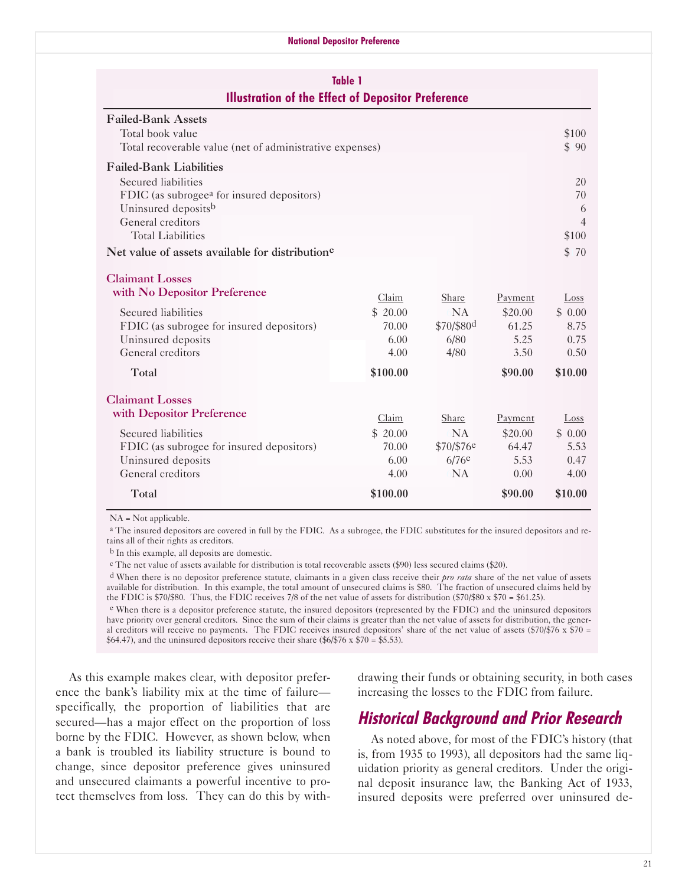**Table 1**
**Illustration of the Effect of Depositor Preference**

| | | | | |
|---|---|---|---|---|
| **Failed-Bank Assets** | | | | |
| Total book value | | | | $100 |
| Total recoverable value (net of administrative expenses) | | | | $ 90 |
| **Failed-Bank Liabilities** | | | | |
| Secured liabilities | | | | 20 |
| FDIC (as subrogee[a] for insured depositors) | | | | 70 |
| Uninsured deposits[b] | | | | 6 |
| General creditors | | | | 4 |
| Total Liabilities | | | | $100 |
| **Net value of assets available for distribution[c]** | | | | $ 70 |
| **Claimant Losses with No Depositor Preference** | Claim | Share | Payment | Loss |
| Secured liabilities | $ 20.00 | NA | $20.00 | $ 0.00 |
| FDIC (as subrogee for insured depositors) | 70.00 | $70/$80[d] | 61.25 | 8.75 |
| Uninsured deposits | 6.00 | 6/80 | 5.25 | 0.75 |
| General creditors | 4.00 | 4/80 | 3.50 | 0.50 |
| **Total** | **$100.00** | | **$90.00** | **$10.00** |
| **Claimant Losses with Depositor Preference** | Claim | Share | Payment | Loss |
| Secured liabilities | $ 20.00 | NA | $20.00 | $ 0.00 |
| FDIC (as subrogee for insured depositors) | 70.00 | $70/$76[e] | 64.47 | 5.53 |
| Uninsured deposits | 6.00 | 6/76[e] | 5.53 | 0.47 |
| General creditors | 4.00 | NA | 0.00 | 4.00 |
| **Total** | **$100.00** | | **$90.00** | **$10.00** |

NA = Not applicable.

[a] The insured depositors are covered in full by the FDIC. As a subrogee, the FDIC substitutes for the insured depositors and retains all of their rights as creditors.

[b] In this example, all deposits are domestic.

[c] The net value of assets available for distribution is total recoverable assets ($90) less secured claims ($20).

[d] When there is no depositor preference statute, claimants in a given class receive their *pro rata* share of the net value of assets available for distribution. In this example, the total amount of unsecured claims is $80. The fraction of unsecured claims held by the FDIC is $70/$80. Thus, the FDIC receives 7/8 of the net value of assets for distribution ($70/$80 x $70 = $61.25).

[e] When there is a depositor preference statute, the insured depositors (represented by the FDIC) and the uninsured depositors have priority over general creditors. Since the sum of their claims is greater than the net value of assets for distribution, the general creditors will receive no payments. The FDIC receives insured depositors' share of the net value of assets ($70/$76 x $70 = $64.47), and the uninsured depositors receive their share ($6/$76 x $70 = $5.53).

As this example makes clear, with depositor preference the bank's liability mix at the time of failure—specifically, the proportion of liabilities that are secured—has a major effect on the proportion of loss borne by the FDIC. However, as shown below, when a bank is troubled its liability structure is bound to change, since depositor preference gives uninsured and unsecured claimants a powerful incentive to protect themselves from loss. They can do this by withdrawing their funds or obtaining security, in both cases increasing the losses to the FDIC from failure.

## Historical Background and Prior Research

As noted above, for most of the FDIC's history (that is, from 1935 to 1993), all depositors had the same liquidation priority as general creditors. Under the original deposit insurance law, the Banking Act of 1933, insured deposits were preferred over uninsured de-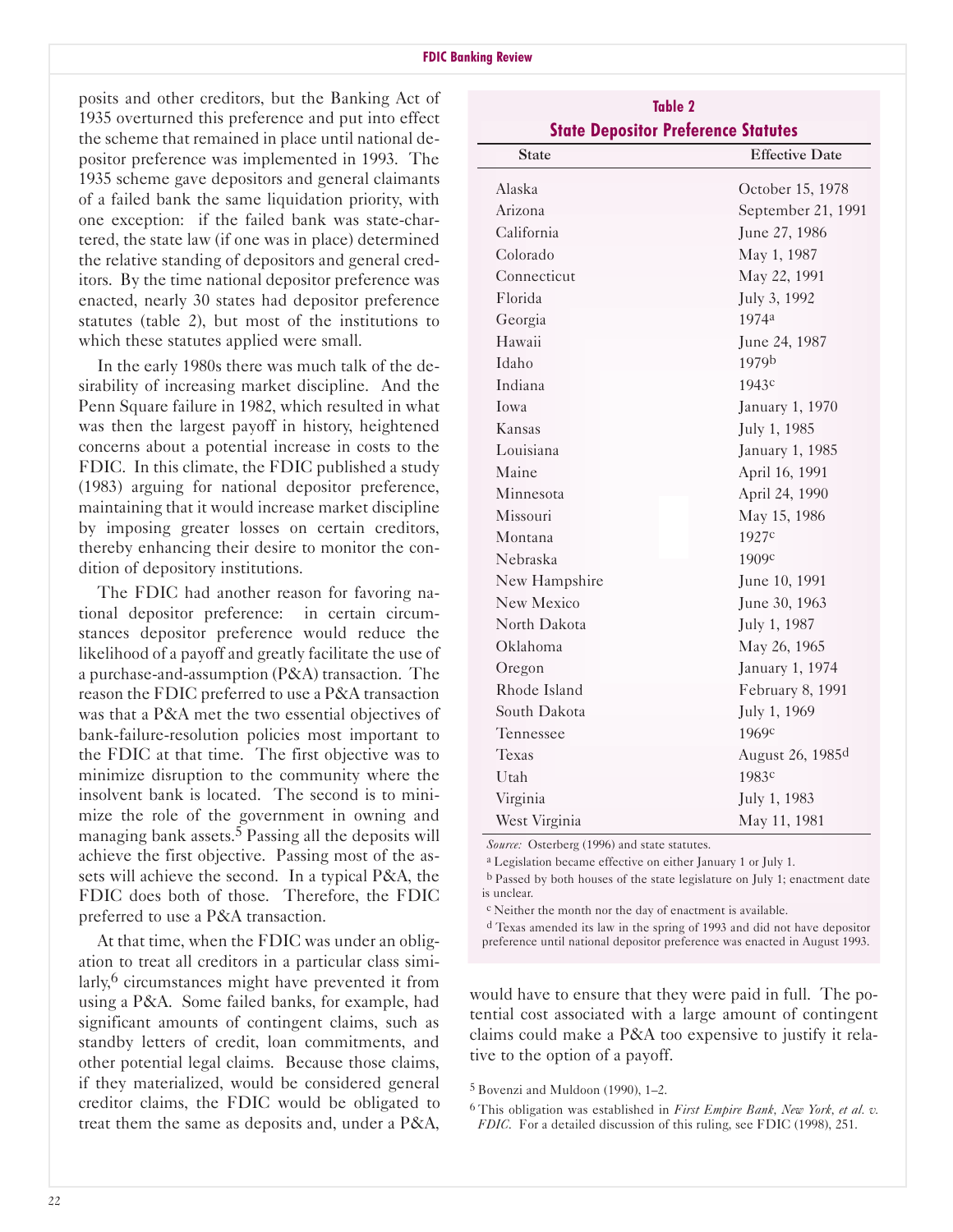posits and other creditors, but the Banking Act of 1935 overturned this preference and put into effect the scheme that remained in place until national depositor preference was implemented in 1993. The 1935 scheme gave depositors and general claimants of a failed bank the same liquidation priority, with one exception: if the failed bank was state-chartered, the state law (if one was in place) determined the relative standing of depositors and general creditors. By the time national depositor preference was enacted, nearly 30 states had depositor preference statutes (table 2), but most of the institutions to which these statutes applied were small.

In the early 1980s there was much talk of the desirability of increasing market discipline. And the Penn Square failure in 1982, which resulted in what was then the largest payoff in history, heightened concerns about a potential increase in costs to the FDIC. In this climate, the FDIC published a study (1983) arguing for national depositor preference, maintaining that it would increase market discipline by imposing greater losses on certain creditors, thereby enhancing their desire to monitor the condition of depository institutions.

The FDIC had another reason for favoring national depositor preference: in certain circumstances depositor preference would reduce the likelihood of a payoff and greatly facilitate the use of a purchase-and-assumption (P&A) transaction. The reason the FDIC preferred to use a P&A transaction was that a P&A met the two essential objectives of bank-failure-resolution policies most important to the FDIC at that time. The first objective was to minimize disruption to the community where the insolvent bank is located. The second is to minimize the role of the government in owning and managing bank assets.[5] Passing all the deposits will achieve the first objective. Passing most of the assets will achieve the second. In a typical P&A, the FDIC does both of those. Therefore, the FDIC preferred to use a P&A transaction.

At that time, when the FDIC was under an obligation to treat all creditors in a particular class similarly,[6] circumstances might have prevented it from using a P&A. Some failed banks, for example, had significant amounts of contingent claims, such as standby letters of credit, loan commitments, and other potential legal claims. Because those claims, if they materialized, would be considered general creditor claims, the FDIC would be obligated to treat them the same as deposits and, under a P&A, would have to ensure that they were paid in full. The potential cost associated with a large amount of contingent claims could make a P&A too expensive to justify it relative to the option of a payoff.

**Table 2**
**State Depositor Preference Statutes**

| State | Effective Date |
|---|---|
| Alaska | October 15, 1978 |
| Arizona | September 21, 1991 |
| California | June 27, 1986 |
| Colorado | May 1, 1987 |
| Connecticut | May 22, 1991 |
| Florida | July 3, 1992 |
| Georgia | 1974[a] |
| Hawaii | June 24, 1987 |
| Idaho | 1979[b] |
| Indiana | 1943[c] |
| Iowa | January 1, 1970 |
| Kansas | July 1, 1985 |
| Louisiana | January 1, 1985 |
| Maine | April 16, 1991 |
| Minnesota | April 24, 1990 |
| Missouri | May 15, 1986 |
| Montana | 1927[c] |
| Nebraska | 1909[c] |
| New Hampshire | June 10, 1991 |
| New Mexico | June 30, 1963 |
| North Dakota | July 1, 1987 |
| Oklahoma | May 26, 1965 |
| Oregon | January 1, 1974 |
| Rhode Island | February 8, 1991 |
| South Dakota | July 1, 1969 |
| Tennessee | 1969[c] |
| Texas | August 26, 1985[d] |
| Utah | 1983[c] |
| Virginia | July 1, 1983 |
| West Virginia | May 11, 1981 |

*Source:* Osterberg (1996) and state statutes.

[a] Legislation became effective on either January 1 or July 1.

[b] Passed by both houses of the state legislature on July 1; enactment date is unclear.

[c] Neither the month nor the day of enactment is available.

[d] Texas amended its law in the spring of 1993 and did not have depositor preference until national depositor preference was enacted in August 1993.

[5] Bovenzi and Muldoon (1990), 1–2.

[6] This obligation was established in *First Empire Bank, New York, et al. v. FDIC*. For a detailed discussion of this ruling, see FDIC (1998), 251.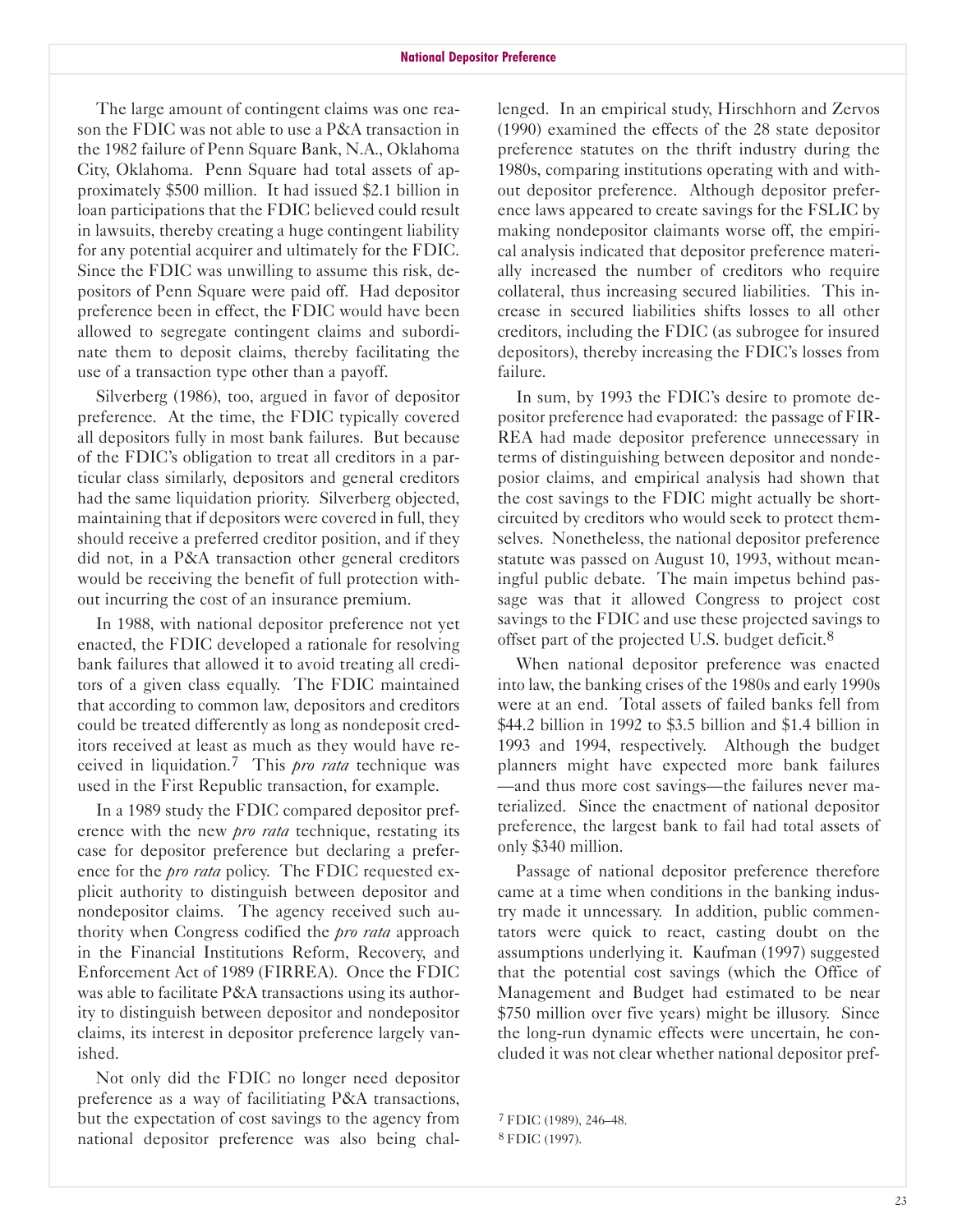The large amount of contingent claims was one reason the FDIC was not able to use a P&A transaction in the 1982 failure of Penn Square Bank, N.A., Oklahoma City, Oklahoma. Penn Square had total assets of approximately $500 million. It had issued $2.1 billion in loan participations that the FDIC believed could result in lawsuits, thereby creating a huge contingent liability for any potential acquirer and ultimately for the FDIC. Since the FDIC was unwilling to assume this risk, depositors of Penn Square were paid off. Had depositor preference been in effect, the FDIC would have been allowed to segregate contingent claims and subordinate them to deposit claims, thereby facilitating the use of a transaction type other than a payoff.

Silverberg (1986), too, argued in favor of depositor preference. At the time, the FDIC typically covered all depositors fully in most bank failures. But because of the FDIC's obligation to treat all creditors in a particular class similarly, depositors and general creditors had the same liquidation priority. Silverberg objected, maintaining that if depositors were covered in full, they should receive a preferred creditor position, and if they did not, in a P&A transaction other general creditors would be receiving the benefit of full protection without incurring the cost of an insurance premium.

In 1988, with national depositor preference not yet enacted, the FDIC developed a rationale for resolving bank failures that allowed it to avoid treating all creditors of a given class equally. The FDIC maintained that according to common law, depositors and creditors could be treated differently as long as nondeposit creditors received at least as much as they would have received in liquidation.[7] This *pro rata* technique was used in the First Republic transaction, for example.

In a 1989 study the FDIC compared depositor preference with the new *pro rata* technique, restating its case for depositor preference but declaring a preference for the *pro rata* policy. The FDIC requested explicit authority to distinguish between depositor and nondepositor claims. The agency received such authority when Congress codified the *pro rata* approach in the Financial Institutions Reform, Recovery, and Enforcement Act of 1989 (FIRREA). Once the FDIC was able to facilitate P&A transactions using its authority to distinguish between depositor and nondepositor claims, its interest in depositor preference largely vanished.

Not only did the FDIC no longer need depositor preference as a way of facilitiating P&A transactions, but the expectation of cost savings to the agency from national depositor preference was also being challenged. In an empirical study, Hirschhorn and Zervos (1990) examined the effects of the 28 state depositor preference statutes on the thrift industry during the 1980s, comparing institutions operating with and without depositor preference. Although depositor preference laws appeared to create savings for the FSLIC by making nondepositor claimants worse off, the empirical analysis indicated that depositor preference materially increased the number of creditors who require collateral, thus increasing secured liabilities. This increase in secured liabilities shifts losses to all other creditors, including the FDIC (as subrogee for insured depositors), thereby increasing the FDIC's losses from failure.

In sum, by 1993 the FDIC's desire to promote depositor preference had evaporated: the passage of FIRREA had made depositor preference unnecessary in terms of distinguishing between depositor and nondeposior claims, and empirical analysis had shown that the cost savings to the FDIC might actually be short-circuited by creditors who would seek to protect themselves. Nonetheless, the national depositor preference statute was passed on August 10, 1993, without meaningful public debate. The main impetus behind passage was that it allowed Congress to project cost savings to the FDIC and use these projected savings to offset part of the projected U.S. budget deficit.[8]

When national depositor preference was enacted into law, the banking crises of the 1980s and early 1990s were at an end. Total assets of failed banks fell from $44.2 billion in 1992 to $3.5 billion and $1.4 billion in 1993 and 1994, respectively. Although the budget planners might have expected more bank failures —and thus more cost savings—the failures never materialized. Since the enactment of national depositor preference, the largest bank to fail had total assets of only $340 million.

Passage of national depositor preference therefore came at a time when conditions in the banking industry made it unncessary. In addition, public commentators were quick to react, casting doubt on the assumptions underlying it. Kaufman (1997) suggested that the potential cost savings (which the Office of Management and Budget had estimated to be near $750 million over five years) might be illusory. Since the long-run dynamic effects were uncertain, he concluded it was not clear whether national depositor pref-

[7] FDIC (1989), 246–48.

[8] FDIC (1997).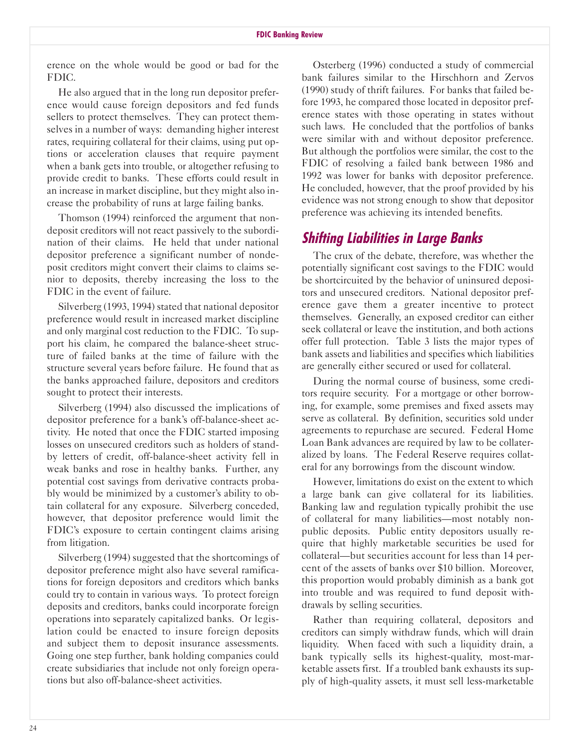erence on the whole would be good or bad for the FDIC.

He also argued that in the long run depositor preference would cause foreign depositors and fed funds sellers to protect themselves. They can protect themselves in a number of ways: demanding higher interest rates, requiring collateral for their claims, using put options or acceleration clauses that require payment when a bank gets into trouble, or altogether refusing to provide credit to banks. These efforts could result in an increase in market discipline, but they might also increase the probability of runs at large failing banks.

Thomson (1994) reinforced the argument that nondeposit creditors will not react passively to the subordination of their claims. He held that under national depositor preference a significant number of nondeposit creditors might convert their claims to claims senior to deposits, thereby increasing the loss to the FDIC in the event of failure.

Silverberg (1993, 1994) stated that national depositor preference would result in increased market discipline and only marginal cost reduction to the FDIC. To support his claim, he compared the balance-sheet structure of failed banks at the time of failure with the structure several years before failure. He found that as the banks approached failure, depositors and creditors sought to protect their interests.

Silverberg (1994) also discussed the implications of depositor preference for a bank's off-balance-sheet activity. He noted that once the FDIC started imposing losses on unsecured creditors such as holders of standby letters of credit, off-balance-sheet activity fell in weak banks and rose in healthy banks. Further, any potential cost savings from derivative contracts probably would be minimized by a customer's ability to obtain collateral for any exposure. Silverberg conceded, however, that depositor preference would limit the FDIC's exposure to certain contingent claims arising from litigation.

Silverberg (1994) suggested that the shortcomings of depositor preference might also have several ramifications for foreign depositors and creditors which banks could try to contain in various ways. To protect foreign deposits and creditors, banks could incorporate foreign operations into separately capitalized banks. Or legislation could be enacted to insure foreign deposits and subject them to deposit insurance assessments. Going one step further, bank holding companies could create subsidiaries that include not only foreign operations but also off-balance-sheet activities.

Osterberg (1996) conducted a study of commercial bank failures similar to the Hirschhorn and Zervos (1990) study of thrift failures. For banks that failed before 1993, he compared those located in depositor preference states with those operating in states without such laws. He concluded that the portfolios of banks were similar with and without depositor preference. But although the portfolios were similar, the cost to the FDIC of resolving a failed bank between 1986 and 1992 was lower for banks with depositor preference. He concluded, however, that the proof provided by his evidence was not strong enough to show that depositor preference was achieving its intended benefits.

## *Shifting Liabilities in Large Banks*

The crux of the debate, therefore, was whether the potentially significant cost savings to the FDIC would be shortcircuited by the behavior of uninsured depositors and unsecured creditors. National depositor preference gave them a greater incentive to protect themselves. Generally, an exposed creditor can either seek collateral or leave the institution, and both actions offer full protection. Table 3 lists the major types of bank assets and liabilities and specifies which liabilities are generally either secured or used for collateral.

During the normal course of business, some creditors require security. For a mortgage or other borrowing, for example, some premises and fixed assets may serve as collateral. By definition, securities sold under agreements to repurchase are secured. Federal Home Loan Bank advances are required by law to be collateralized by loans. The Federal Reserve requires collateral for any borrowings from the discount window.

However, limitations do exist on the extent to which a large bank can give collateral for its liabilities. Banking law and regulation typically prohibit the use of collateral for many liabilities—most notably nonpublic deposits. Public entity depositors usually require that highly marketable securities be used for collateral—but securities account for less than 14 percent of the assets of banks over $10 billion. Moreover, this proportion would probably diminish as a bank got into trouble and was required to fund deposit withdrawals by selling securities.

Rather than requiring collateral, depositors and creditors can simply withdraw funds, which will drain liquidity. When faced with such a liquidity drain, a bank typically sells its highest-quality, most-marketable assets first. If a troubled bank exhausts its supply of high-quality assets, it must sell less-marketable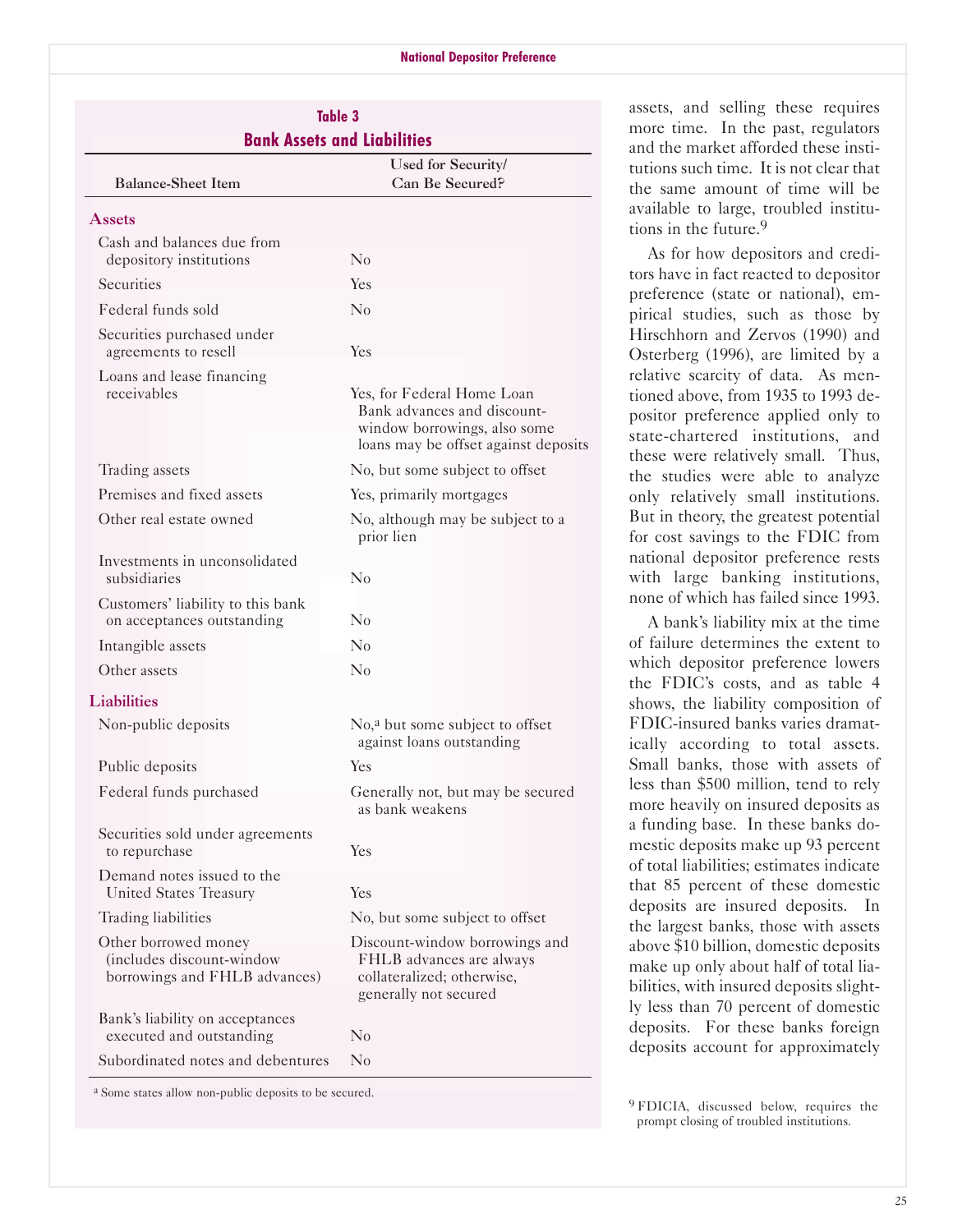**Table 3**
**Bank Assets and Liabilities**

| Balance-Sheet Item | Used for Security/ Can Be Secured? |
|---|---|
| **Assets** | |
| Cash and balances due from depository institutions | No |
| Securities | Yes |
| Federal funds sold | No |
| Securities purchased under agreements to resell | Yes |
| Loans and lease financing receivables | Yes, for Federal Home Loan Bank advances and discount-window borrowings, also some loans may be offset against deposits |
| Trading assets | No, but some subject to offset |
| Premises and fixed assets | Yes, primarily mortgages |
| Other real estate owned | No, although may be subject to a prior lien |
| Investments in unconsolidated subsidiaries | No |
| Customers' liability to this bank on acceptances outstanding | No |
| Intangible assets | No |
| Other assets | No |
| **Liabilities** | |
| Non-public deposits | No,[a] but some subject to offset against loans outstanding |
| Public deposits | Yes |
| Federal funds purchased | Generally not, but may be secured as bank weakens |
| Securities sold under agreements to repurchase | Yes |
| Demand notes issued to the United States Treasury | Yes |
| Trading liabilities | No, but some subject to offset |
| Other borrowed money (includes discount-window borrowings and FHLB advances) | Discount-window borrowings and FHLB advances are always collateralized; otherwise, generally not secured |
| Bank's liability on acceptances executed and outstanding | No |
| Subordinated notes and debentures | No |

[a] Some states allow non-public deposits to be secured.

assets, and selling these requires more time. In the past, regulators and the market afforded these institutions such time. It is not clear that the same amount of time will be available to large, troubled institutions in the future.[9]

As for how depositors and creditors have in fact reacted to depositor preference (state or national), empirical studies, such as those by Hirschhorn and Zervos (1990) and Osterberg (1996), are limited by a relative scarcity of data. As mentioned above, from 1935 to 1993 depositor preference applied only to state-chartered institutions, and these were relatively small. Thus, the studies were able to analyze only relatively small institutions. But in theory, the greatest potential for cost savings to the FDIC from national depositor preference rests with large banking institutions, none of which has failed since 1993.

A bank's liability mix at the time of failure determines the extent to which depositor preference lowers the FDIC's costs, and as table 4 shows, the liability composition of FDIC-insured banks varies dramatically according to total assets. Small banks, those with assets of less than \$500 million, tend to rely more heavily on insured deposits as a funding base. In these banks domestic deposits make up 93 percent of total liabilities; estimates indicate that 85 percent of these domestic deposits are insured deposits. In the largest banks, those with assets above \$10 billion, domestic deposits make up only about half of total liabilities, with insured deposits slightly less than 70 percent of domestic deposits. For these banks foreign deposits account for approximately

[9] FDICIA, discussed below, requires the prompt closing of troubled institutions.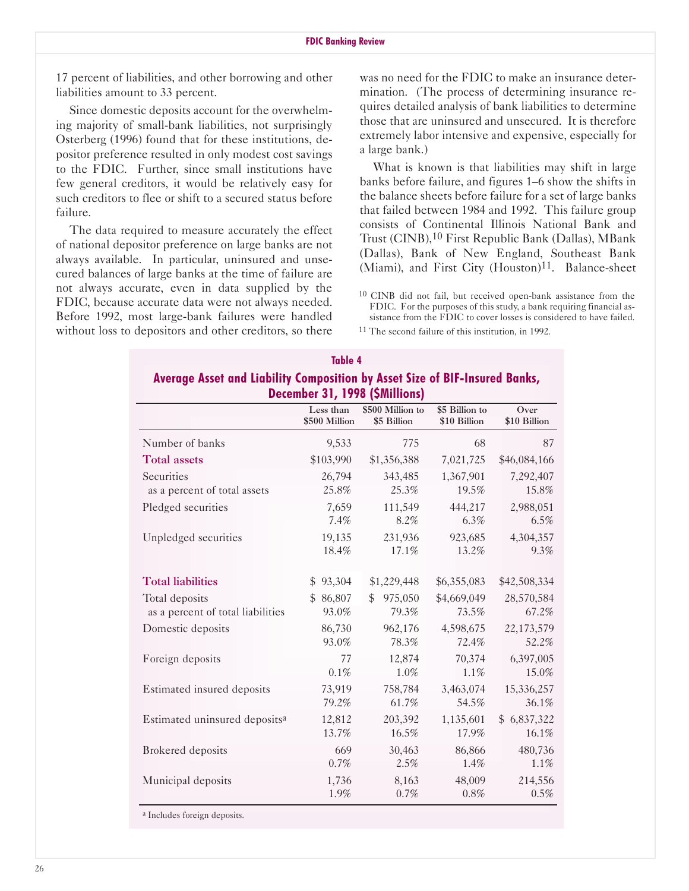17 percent of liabilities, and other borrowing and other liabilities amount to 33 percent.

Since domestic deposits account for the overwhelming majority of small-bank liabilities, not surprisingly Osterberg (1996) found that for these institutions, depositor preference resulted in only modest cost savings to the FDIC. Further, since small institutions have few general creditors, it would be relatively easy for such creditors to flee or shift to a secured status before failure.

The data required to measure accurately the effect of national depositor preference on large banks are not always available. In particular, uninsured and unsecured balances of large banks at the time of failure are not always accurate, even in data supplied by the FDIC, because accurate data were not always needed. Before 1992, most large-bank failures were handled without loss to depositors and other creditors, so there was no need for the FDIC to make an insurance determination. (The process of determining insurance requires detailed analysis of bank liabilities to determine those that are uninsured and unsecured. It is therefore extremely labor intensive and expensive, especially for a large bank.)

What is known is that liabilities may shift in large banks before failure, and figures 1–6 show the shifts in the balance sheets before failure for a set of large banks that failed between 1984 and 1992. This failure group consists of Continental Illinois National Bank and Trust (CINB),[10] First Republic Bank (Dallas), MBank (Dallas), Bank of New England, Southeast Bank (Miami), and First City (Houston)[11]. Balance-sheet

[10] CINB did not fail, but received open-bank assistance from the FDIC. For the purposes of this study, a bank requiring financial assistance from the FDIC to cover losses is considered to have failed.

[11] The second failure of this institution, in 1992.

**Table 4**
**Average Asset and Liability Composition by Asset Size of BIF-Insured Banks, December 31, 1998 ($Millions)**

| | Less than $500 Million | $500 Million to $5 Billion | $5 Billion to $10 Billion | Over $10 Billion |
|---|---|---|---|---|
| Number of banks | 9,533 | 775 | 68 | 87 |
| **Total assets** | $103,990 | $1,356,388 | 7,021,725 | $46,084,166 |
| Securities | 26,794 | 343,485 | 1,367,901 | 7,292,407 |
| as a percent of total assets | 25.8% | 25.3% | 19.5% | 15.8% |
| Pledged securities | 7,659 | 111,549 | 444,217 | 2,988,051 |
| | 7.4% | 8.2% | 6.3% | 6.5% |
| Unpledged securities | 19,135 | 231,936 | 923,685 | 4,304,357 |
| | 18.4% | 17.1% | 13.2% | 9.3% |
| **Total liabilities** | $ 93,304 | $1,229,448 | $6,355,083 | $42,508,334 |
| Total deposits | $ 86,807 | $ 975,050 | $4,669,049 | 28,570,584 |
| as a percent of total liabilities | 93.0% | 79.3% | 73.5% | 67.2% |
| Domestic deposits | 86,730 | 962,176 | 4,598,675 | 22,173,579 |
| | 93.0% | 78.3% | 72.4% | 52.2% |
| Foreign deposits | 77 | 12,874 | 70,374 | 6,397,005 |
| | 0.1% | 1.0% | 1.1% | 15.0% |
| Estimated insured deposits | 73,919 | 758,784 | 3,463,074 | 15,336,257 |
| | 79.2% | 61.7% | 54.5% | 36.1% |
| Estimated uninsured deposits[a] | 12,812 | 203,392 | 1,135,601 | $ 6,837,322 |
| | 13.7% | 16.5% | 17.9% | 16.1% |
| Brokered deposits | 669 | 30,463 | 86,866 | 480,736 |
| | 0.7% | 2.5% | 1.4% | 1.1% |
| Municipal deposits | 1,736 | 8,163 | 48,009 | 214,556 |
| | 1.9% | 0.7% | 0.8% | 0.5% |

[a] Includes foreign deposits.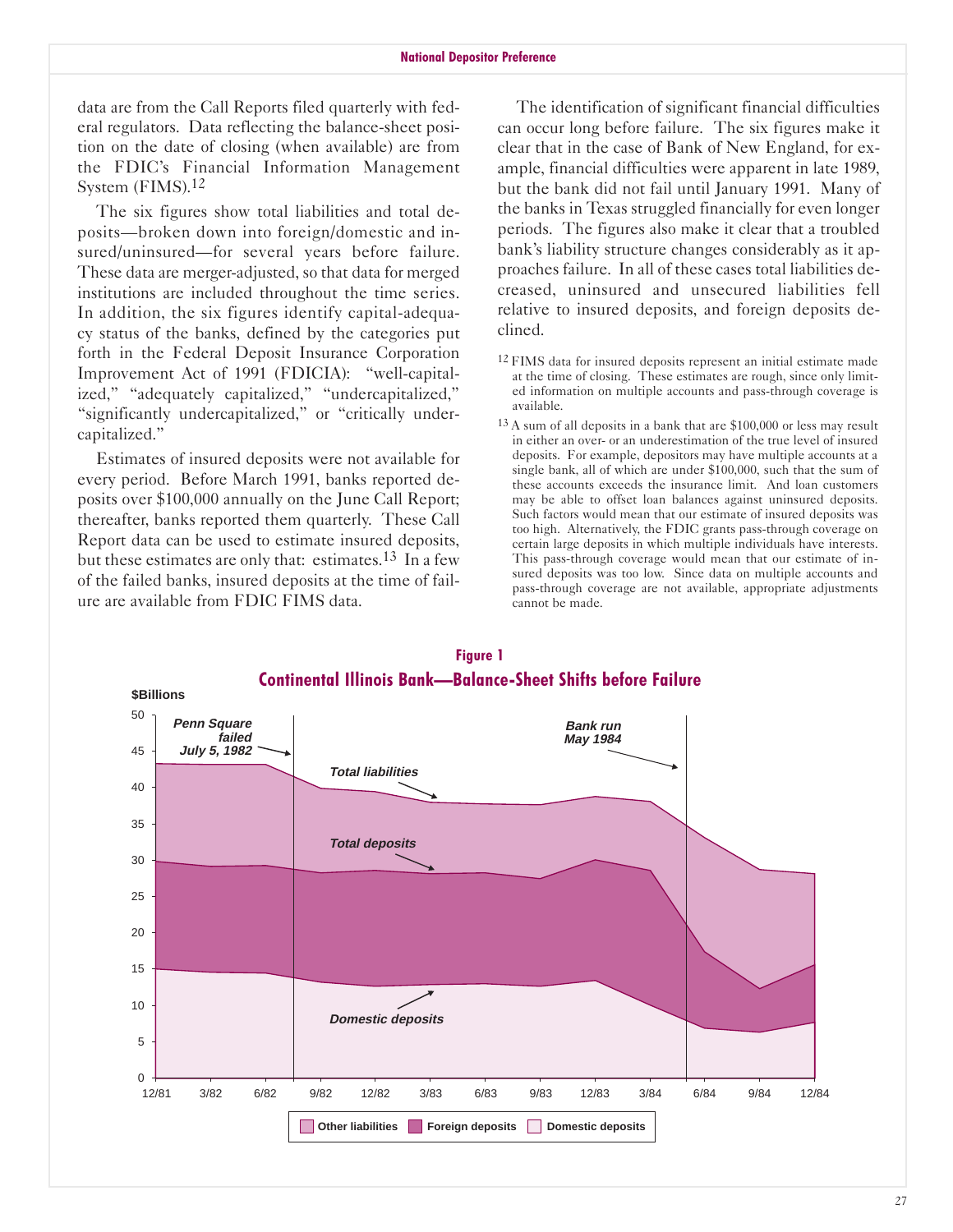data are from the Call Reports filed quarterly with federal regulators. Data reflecting the balance-sheet position on the date of closing (when available) are from the FDIC's Financial Information Management System (FIMS).[12]

The six figures show total liabilities and total deposits—broken down into foreign/domestic and insured/uninsured—for several years before failure. These data are merger-adjusted, so that data for merged institutions are included throughout the time series. In addition, the six figures identify capital-adequacy status of the banks, defined by the categories put forth in the Federal Deposit Insurance Corporation Improvement Act of 1991 (FDICIA): "well-capitalized," "adequately capitalized," "undercapitalized," "significantly undercapitalized," or "critically undercapitalized."

Estimates of insured deposits were not available for every period. Before March 1991, banks reported deposits over $100,000 annually on the June Call Report; thereafter, banks reported them quarterly. These Call Report data can be used to estimate insured deposits, but these estimates are only that: estimates.[13] In a few of the failed banks, insured deposits at the time of failure are available from FDIC FIMS data.

The identification of significant financial difficulties can occur long before failure. The six figures make it clear that in the case of Bank of New England, for example, financial difficulties were apparent in late 1989, but the bank did not fail until January 1991. Many of the banks in Texas struggled financially for even longer periods. The figures also make it clear that a troubled bank's liability structure changes considerably as it approaches failure. In all of these cases total liabilities decreased, uninsured and unsecured liabilities fell relative to insured deposits, and foreign deposits declined.

[12] FIMS data for insured deposits represent an initial estimate made at the time of closing. These estimates are rough, since only limited information on multiple accounts and pass-through coverage is available.

[13] A sum of all deposits in a bank that are $100,000 or less may result in either an over- or an underestimation of the true level of insured deposits. For example, depositors may have multiple accounts at a single bank, all of which are under $100,000, such that the sum of these accounts exceeds the insurance limit. And loan customers may be able to offset loan balances against uninsured deposits. Such factors would mean that our estimate of insured deposits was too high. Alternatively, the FDIC grants pass-through coverage on certain large deposits in which multiple individuals have interests. This pass-through coverage would mean that our estimate of insured deposits was too low. Since data on multiple accounts and pass-through coverage are not available, appropriate adjustments cannot be made.

**Figure 1**

**Continental Illinois Bank—Balance-Sheet Shifts before Failure**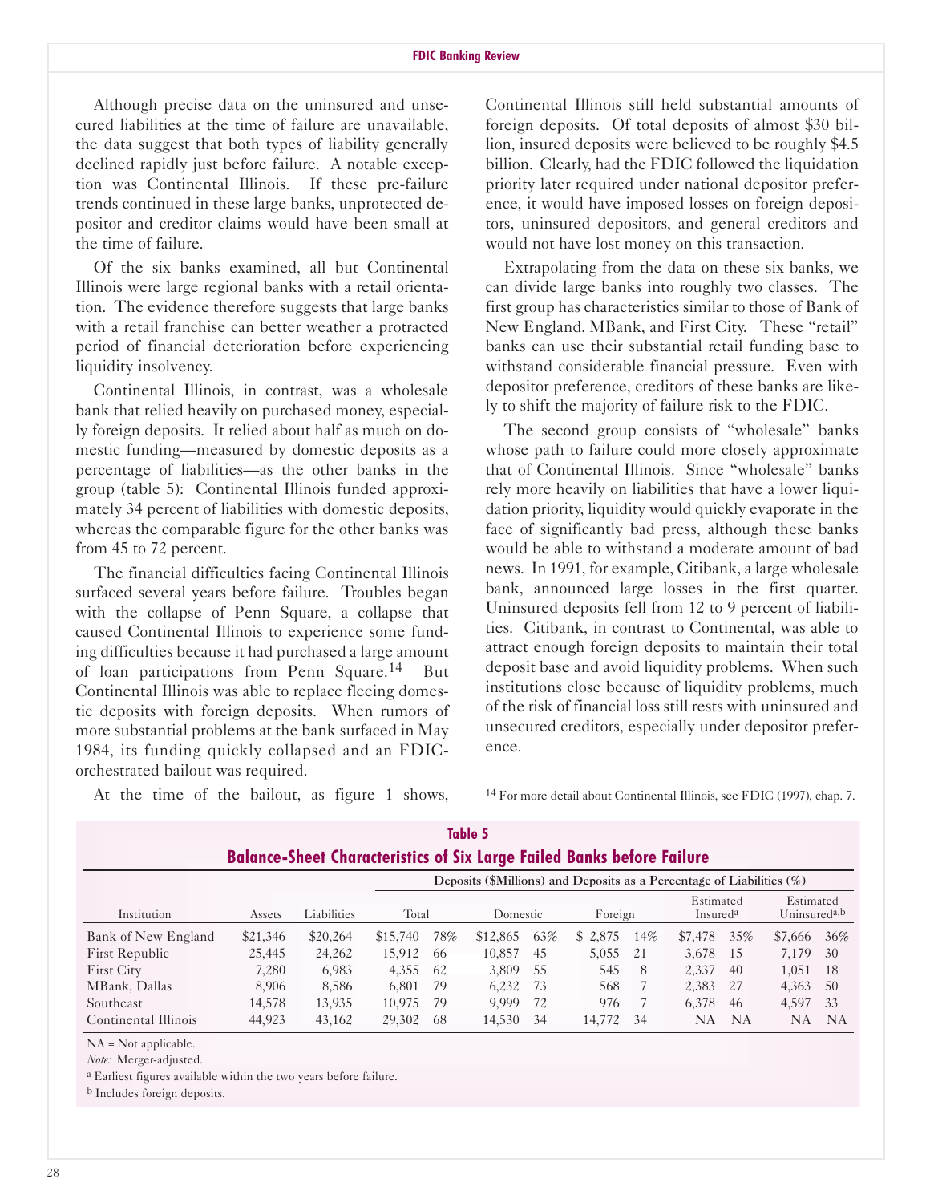Although precise data on the uninsured and unsecured liabilities at the time of failure are unavailable, the data suggest that both types of liability generally declined rapidly just before failure. A notable exception was Continental Illinois. If these pre-failure trends continued in these large banks, unprotected depositor and creditor claims would have been small at the time of failure.

Of the six banks examined, all but Continental Illinois were large regional banks with a retail orientation. The evidence therefore suggests that large banks with a retail franchise can better weather a protracted period of financial deterioration before experiencing liquidity insolvency.

Continental Illinois, in contrast, was a wholesale bank that relied heavily on purchased money, especially foreign deposits. It relied about half as much on domestic funding—measured by domestic deposits as a percentage of liabilities—as the other banks in the group (table 5): Continental Illinois funded approximately 34 percent of liabilities with domestic deposits, whereas the comparable figure for the other banks was from 45 to 72 percent.

The financial difficulties facing Continental Illinois surfaced several years before failure. Troubles began with the collapse of Penn Square, a collapse that caused Continental Illinois to experience some funding difficulties because it had purchased a large amount of loan participations from Penn Square.[14] But Continental Illinois was able to replace fleeing domestic deposits with foreign deposits. When rumors of more substantial problems at the bank surfaced in May 1984, its funding quickly collapsed and an FDIC-orchestrated bailout was required.

At the time of the bailout, as figure 1 shows, Continental Illinois still held substantial amounts of foreign deposits. Of total deposits of almost $30 billion, insured deposits were believed to be roughly $4.5 billion. Clearly, had the FDIC followed the liquidation priority later required under national depositor preference, it would have imposed losses on foreign depositors, uninsured depositors, and general creditors and would not have lost money on this transaction.

Extrapolating from the data on these six banks, we can divide large banks into roughly two classes. The first group has characteristics similar to those of Bank of New England, MBank, and First City. These "retail" banks can use their substantial retail funding base to withstand considerable financial pressure. Even with depositor preference, creditors of these banks are likely to shift the majority of failure risk to the FDIC.

The second group consists of "wholesale" banks whose path to failure could more closely approximate that of Continental Illinois. Since "wholesale" banks rely more heavily on liabilities that have a lower liquidation priority, liquidity would quickly evaporate in the face of significantly bad press, although these banks would be able to withstand a moderate amount of bad news. In 1991, for example, Citibank, a large wholesale bank, announced large losses in the first quarter. Uninsured deposits fell from 12 to 9 percent of liabilities. Citibank, in contrast to Continental, was able to attract enough foreign deposits to maintain their total deposit base and avoid liquidity problems. When such institutions close because of liquidity problems, much of the risk of financial loss still rests with uninsured and unsecured creditors, especially under depositor preference.

[14] For more detail about Continental Illinois, see FDIC (1997), chap. 7.

**Table 5**
**Balance-Sheet Characteristics of Six Large Failed Banks before Failure**

| | | | Deposits ($Millions) and Deposits as a Percentage of Liabilities (%) | | | | | | | | | |
|---|---|---|---|---|---|---|---|---|---|---|---|---|
| Institution | Assets | Liabilities | Total | | Domestic | | Foreign | | Estimated Insured[a] | | Estimated Uninsured[a,b] | |
| Bank of New England | $21,346 | $20,264 | $15,740 | 78% | $12,865 | 63% | $ 2,875 | 14% | $7,478 | 35% | $7,666 | 36% |
| First Republic | 25,445 | 24,262 | 15,912 | 66 | 10,857 | 45 | 5,055 | 21 | 3,678 | 15 | 7,179 | 30 |
| First City | 7,280 | 6,983 | 4,355 | 62 | 3,809 | 55 | 545 | 8 | 2,337 | 40 | 1,051 | 18 |
| MBank, Dallas | 8,906 | 8,586 | 6,801 | 79 | 6,232 | 73 | 568 | 7 | 2,383 | 27 | 4,363 | 50 |
| Southeast | 14,578 | 13,935 | 10,975 | 79 | 9,999 | 72 | 976 | 7 | 6,378 | 46 | 4,597 | 33 |
| Continental Illinois | 44,923 | 43,162 | 29,302 | 68 | 14,530 | 34 | 14,772 | 34 | NA | NA | NA | NA |

NA = Not applicable.
*Note:* Merger-adjusted.
[a] Earliest figures available within the two years before failure.
[b] Includes foreign deposits.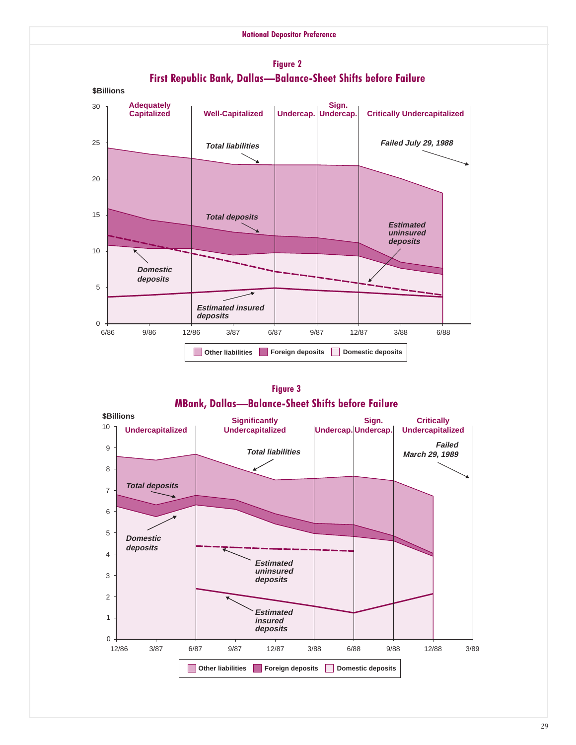### Figure 2

### First Republic Bank, Dallas—Balance-Sheet Shifts before Failure

$Billions

Adequately Capitalized | Well-Capitalized | Undercap. | Sign. Undercap. | Critically Undercapitalized

Failed July 29, 1988

Total liabilities

Total deposits

Estimated uninsured deposits

Domestic deposits

Estimated insured deposits

6/86 9/86 12/86 3/87 6/87 9/87 12/87 3/88 6/88

Other liabilities | Foreign deposits | Domestic deposits

### Figure 3

### MBank, Dallas—Balance-Sheet Shifts before Failure

$Billions

Undercapitalized | Significantly Undercapitalized | Undercap. | Sign. Undercap. | Critically Undercapitalized

Failed March 29, 1989

Total liabilities

Total deposits

Domestic deposits

Estimated uninsured deposits

Estimated insured deposits

12/86 3/87 6/87 9/87 12/87 3/88 6/88 9/88 12/88 3/89

Other liabilities | Foreign deposits | Domestic deposits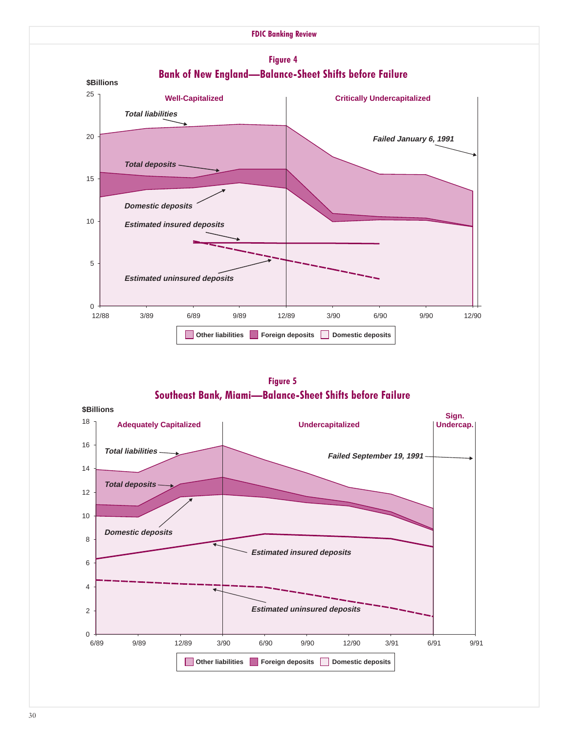**Figure 4**

**Bank of New England—Balance-Sheet Shifts before Failure**

$Billions

Well-Capitalized | Critically Undercapitalized

*Total liabilities*

*Total deposits*

*Domestic deposits*

*Estimated insured deposits*

*Estimated uninsured deposits*

*Failed January 6, 1991*

12/88 3/89 6/89 9/89 12/89 3/90 6/90 9/90 12/90

Other liabilities | Foreign deposits | Domestic deposits

**Figure 5**

**Southeast Bank, Miami—Balance-Sheet Shifts before Failure**

$Billions

Adequately Capitalized | Undercapitalized | Sign. Undercap.

*Total liabilities*

*Total deposits*

*Domestic deposits*

*Estimated insured deposits*

*Estimated uninsured deposits*

*Failed September 19, 1991*

6/89 9/89 12/89 3/90 6/90 9/90 12/90 3/91 6/91 9/91

Other liabilities | Foreign deposits | Domestic deposits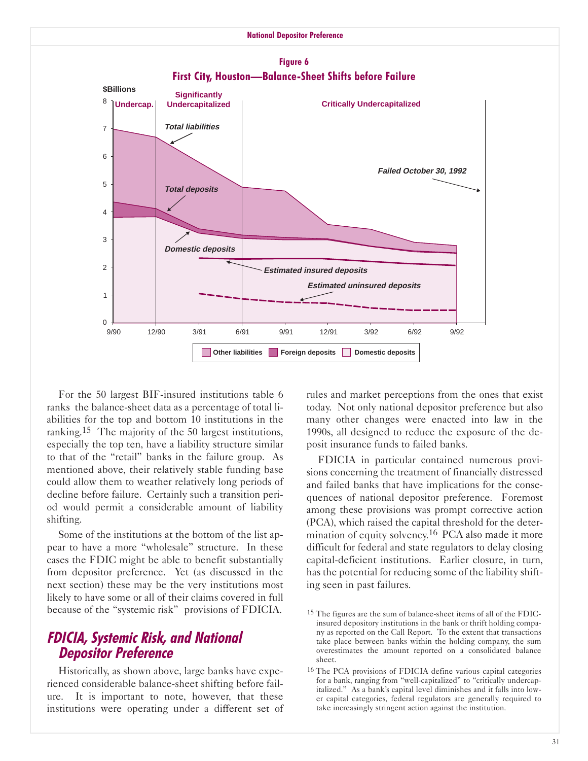**Figure 6**
**First City, Houston—Balance-Sheet Shifts before Failure**

For the 50 largest BIF-insured institutions table 6 ranks the balance-sheet data as a percentage of total liabilities for the top and bottom 10 institutions in the ranking.[15] The majority of the 50 largest institutions, especially the top ten, have a liability structure similar to that of the "retail" banks in the failure group. As mentioned above, their relatively stable funding base could allow them to weather relatively long periods of decline before failure. Certainly such a transition period would permit a considerable amount of liability shifting.

Some of the institutions at the bottom of the list appear to have a more "wholesale" structure. In these cases the FDIC might be able to benefit substantially from depositor preference. Yet (as discussed in the next section) these may be the very institutions most likely to have some or all of their claims covered in full because of the "systemic risk" provisions of FDICIA.

## FDICIA, Systemic Risk, and National Depositor Preference

Historically, as shown above, large banks have experienced considerable balance-sheet shifting before failure. It is important to note, however, that these institutions were operating under a different set of rules and market perceptions from the ones that exist today. Not only national depositor preference but also many other changes were enacted into law in the 1990s, all designed to reduce the exposure of the deposit insurance funds to failed banks.

FDICIA in particular contained numerous provisions concerning the treatment of financially distressed and failed banks that have implications for the consequences of national depositor preference. Foremost among these provisions was prompt corrective action (PCA), which raised the capital threshold for the determination of equity solvency.[16] PCA also made it more difficult for federal and state regulators to delay closing capital-deficient institutions. Earlier closure, in turn, has the potential for reducing some of the liability shifting seen in past failures.

[15] The figures are the sum of balance-sheet items of all of the FDIC-insured depository institutions in the bank or thrift holding company as reported on the Call Report. To the extent that transactions take place between banks within the holding company, the sum overestimates the amount reported on a consolidated balance sheet.

[16] The PCA provisions of FDICIA define various capital categories for a bank, ranging from "well-capitalized" to "critically undercapitalized." As a bank's capital level diminishes and it falls into lower capital categories, federal regulators are generally required to take increasingly stringent action against the institution.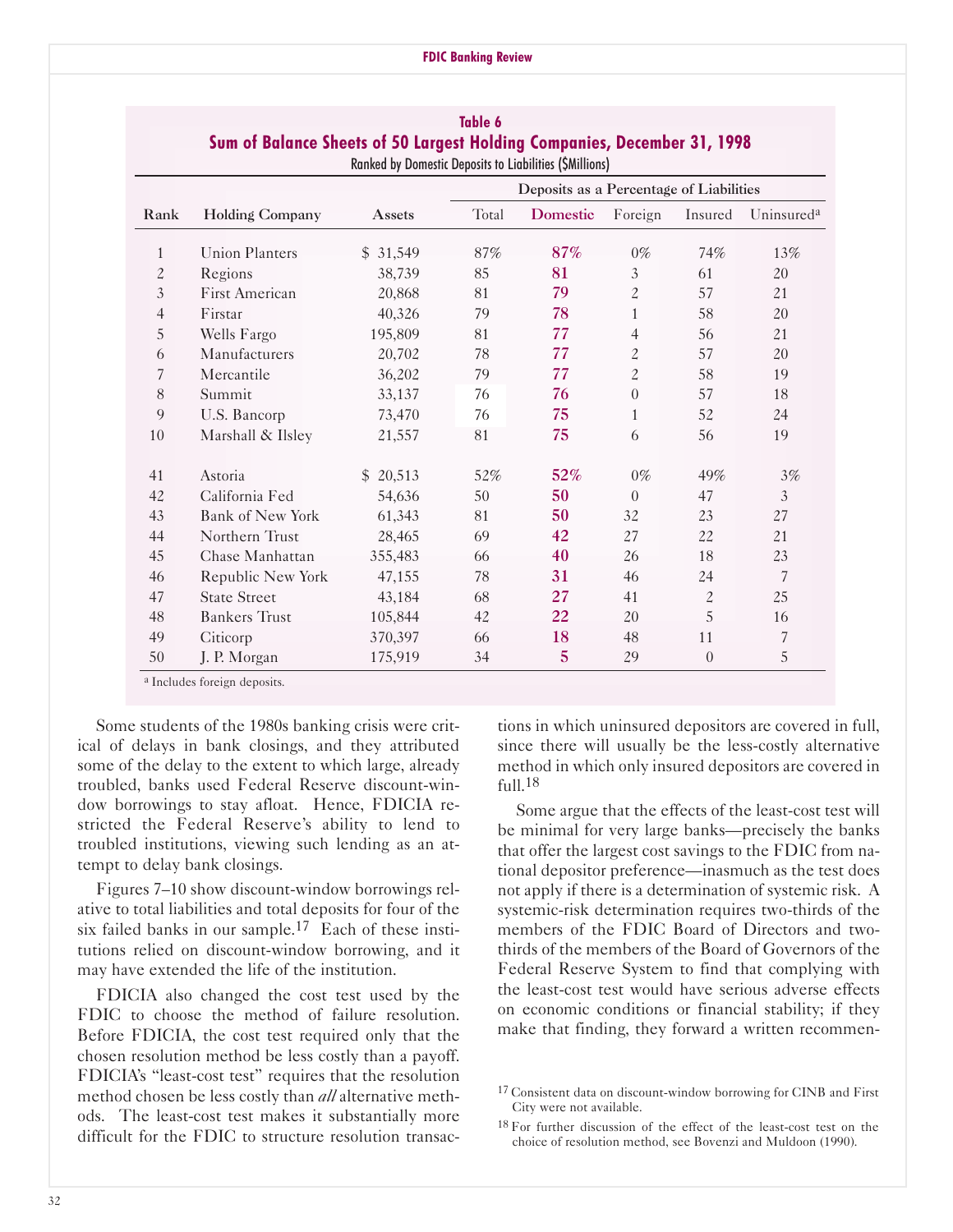**Table 6**
**Sum of Balance Sheets of 50 Largest Holding Companies, December 31, 1998**
Ranked by Domestic Deposits to Liabilities ($Millions)

| | | | Deposits as a Percentage of Liabilities | | | | |
|---|---|---|---|---|---|---|---|
| Rank | Holding Company | Assets | Total | Domestic | Foreign | Insured | Uninsured[a] |
| 1 | Union Planters | $ 31,549 | 87% | **87%** | 0% | 74% | 13% |
| 2 | Regions | 38,739 | 85 | **81** | 3 | 61 | 20 |
| 3 | First American | 20,868 | 81 | **79** | 2 | 57 | 21 |
| 4 | Firstar | 40,326 | 79 | **78** | 1 | 58 | 20 |
| 5 | Wells Fargo | 195,809 | 81 | **77** | 4 | 56 | 21 |
| 6 | Manufacturers | 20,702 | 78 | **77** | 2 | 57 | 20 |
| 7 | Mercantile | 36,202 | 79 | **77** | 2 | 58 | 19 |
| 8 | Summit | 33,137 | 76 | **76** | 0 | 57 | 18 |
| 9 | U.S. Bancorp | 73,470 | 76 | **75** | 1 | 52 | 24 |
| 10 | Marshall & Ilsley | 21,557 | 81 | **75** | 6 | 56 | 19 |
| 41 | Astoria | $ 20,513 | 52% | **52%** | 0% | 49% | 3% |
| 42 | California Fed | 54,636 | 50 | **50** | 0 | 47 | 3 |
| 43 | Bank of New York | 61,343 | 81 | **50** | 32 | 23 | 27 |
| 44 | Northern Trust | 28,465 | 69 | **42** | 27 | 22 | 21 |
| 45 | Chase Manhattan | 355,483 | 66 | **40** | 26 | 18 | 23 |
| 46 | Republic New York | 47,155 | 78 | **31** | 46 | 24 | 7 |
| 47 | State Street | 43,184 | 68 | **27** | 41 | 2 | 25 |
| 48 | Bankers Trust | 105,844 | 42 | **22** | 20 | 5 | 16 |
| 49 | Citicorp | 370,397 | 66 | **18** | 48 | 11 | 7 |
| 50 | J. P. Morgan | 175,919 | 34 | **5** | 29 | 0 | 5 |

[a] Includes foreign deposits.

Some students of the 1980s banking crisis were critical of delays in bank closings, and they attributed some of the delay to the extent to which large, already troubled, banks used Federal Reserve discount-window borrowings to stay afloat. Hence, FDICIA restricted the Federal Reserve's ability to lend to troubled institutions, viewing such lending as an attempt to delay bank closings.

Figures 7–10 show discount-window borrowings relative to total liabilities and total deposits for four of the six failed banks in our sample.[17] Each of these institutions relied on discount-window borrowing, and it may have extended the life of the institution.

FDICIA also changed the cost test used by the FDIC to choose the method of failure resolution. Before FDICIA, the cost test required only that the chosen resolution method be less costly than a payoff. FDICIA's "least-cost test" requires that the resolution method chosen be less costly than *all* alternative methods. The least-cost test makes it substantially more difficult for the FDIC to structure resolution transactions in which uninsured depositors are covered in full, since there will usually be the less-costly alternative method in which only insured depositors are covered in full.[18]

Some argue that the effects of the least-cost test will be minimal for very large banks—precisely the banks that offer the largest cost savings to the FDIC from national depositor preference—inasmuch as the test does not apply if there is a determination of systemic risk. A systemic-risk determination requires two-thirds of the members of the FDIC Board of Directors and two-thirds of the members of the Board of Governors of the Federal Reserve System to find that complying with the least-cost test would have serious adverse effects on economic conditions or financial stability; if they make that finding, they forward a written recommen-

[17] Consistent data on discount-window borrowing for CINB and First City were not available.

[18] For further discussion of the effect of the least-cost test on the choice of resolution method, see Bovenzi and Muldoon (1990).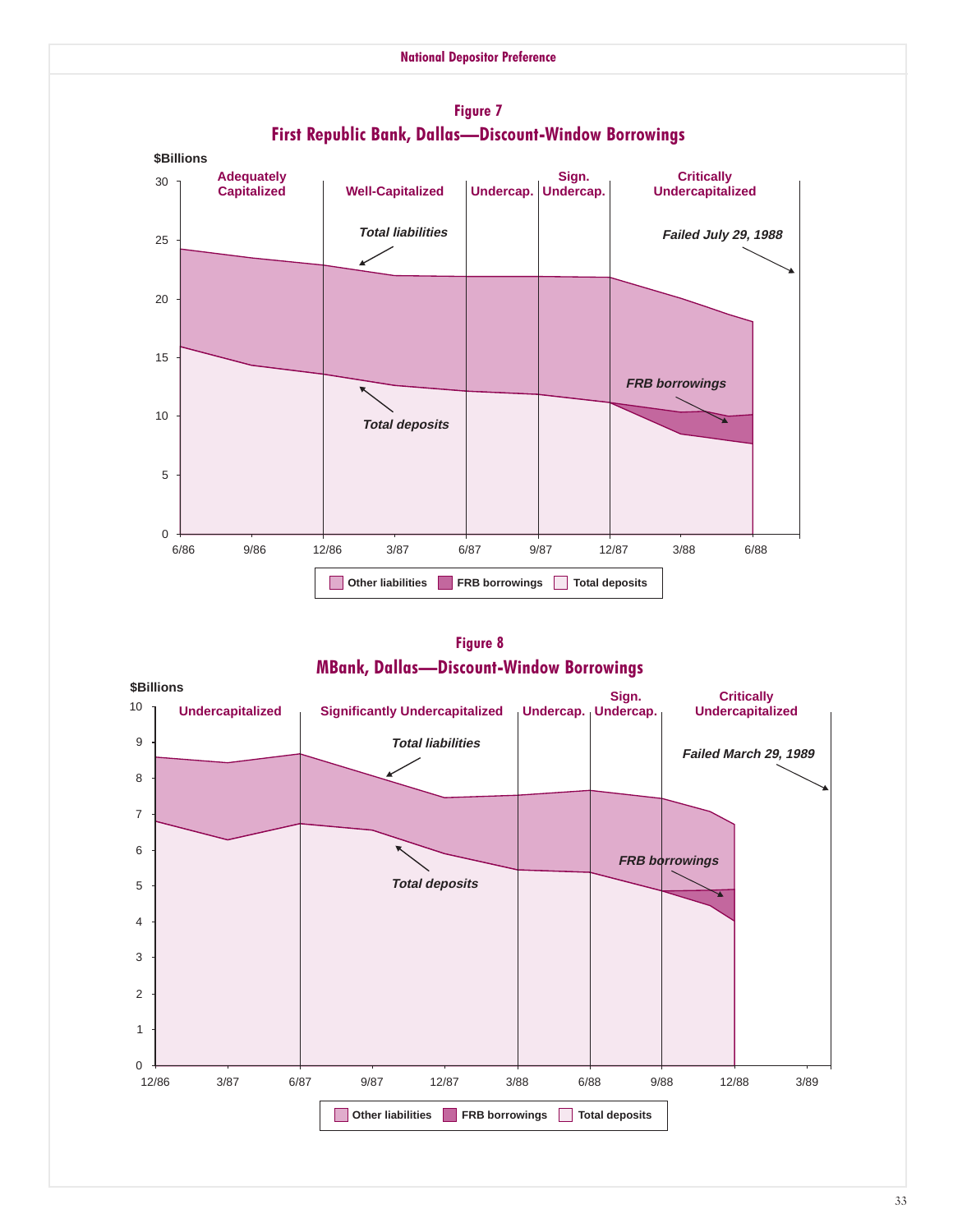## Figure 7

### First Republic Bank, Dallas—Discount-Window Borrowings

$Billions

Adequately Capitalized | Well-Capitalized | Undercap. | Sign. Undercap. | Critically Undercapitalized

*Total liabilities*

*Failed July 29, 1988*

*FRB borrowings*

*Total deposits*

6/86 9/86 12/86 3/87 6/87 9/87 12/87 3/88 6/88

Other liabilities | FRB borrowings | Total deposits

## Figure 8

### MBank, Dallas—Discount-Window Borrowings

$Billions

Undercapitalized | Significantly Undercapitalized | Undercap. | Sign. Undercap. | Critically Undercapitalized

*Total liabilities*

*Failed March 29, 1989*

*FRB borrowings*

*Total deposits*

12/86 3/87 6/87 9/87 12/87 3/88 6/88 9/88 12/88 3/89

Other liabilities | FRB borrowings | Total deposits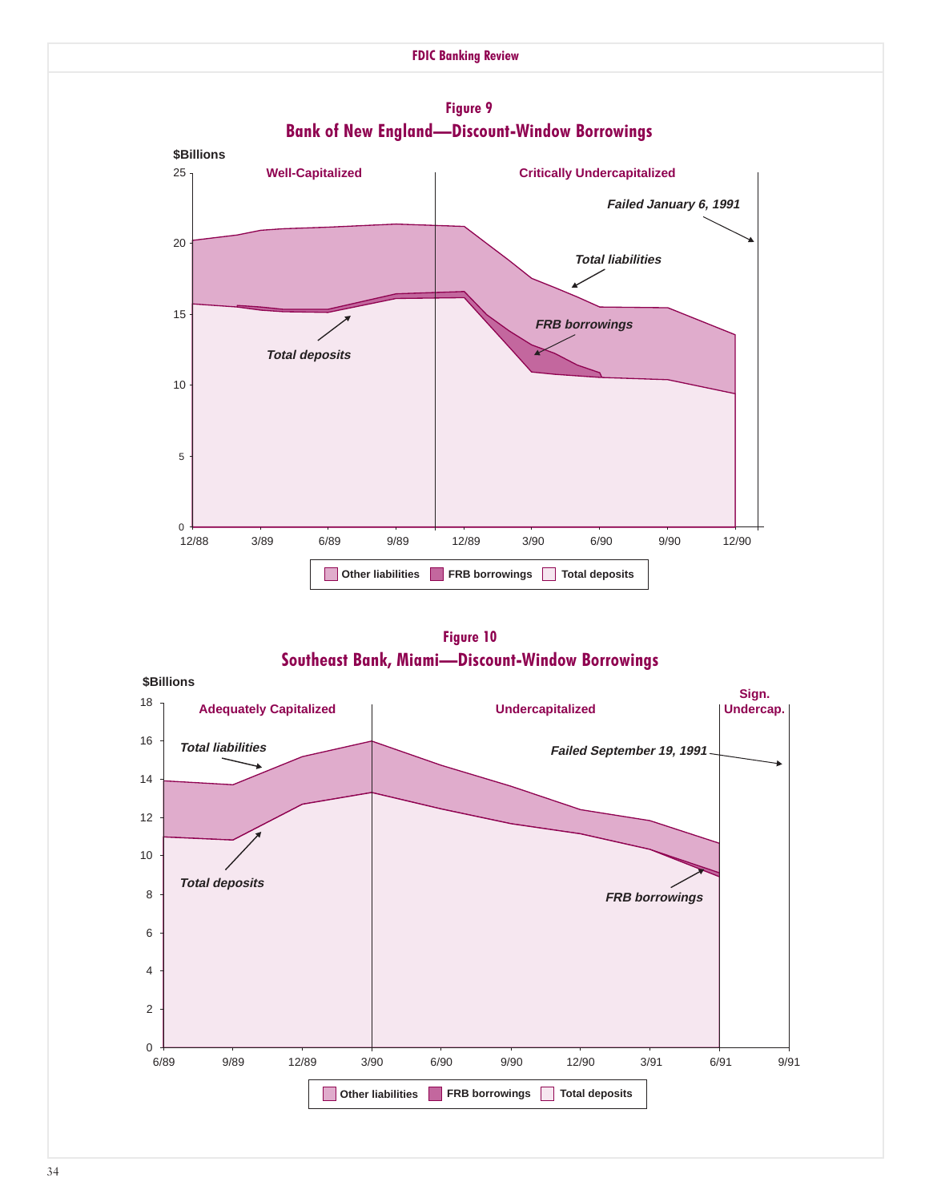### Figure 9

## Bank of New England—Discount-Window Borrowings

$Billions

Well-Capitalized | Critically Undercapitalized

*Failed January 6, 1991*

*Total liabilities*

*FRB borrowings*

*Total deposits*

Other liabilities | FRB borrowings | Total deposits

### Figure 10

## Southeast Bank, Miami—Discount-Window Borrowings

$Billions

Adequately Capitalized | Undercapitalized | Sign. Undercap.

*Total liabilities*

*Failed September 19, 1991*

*Total deposits*

*FRB borrowings*

Other liabilities | FRB borrowings | Total deposits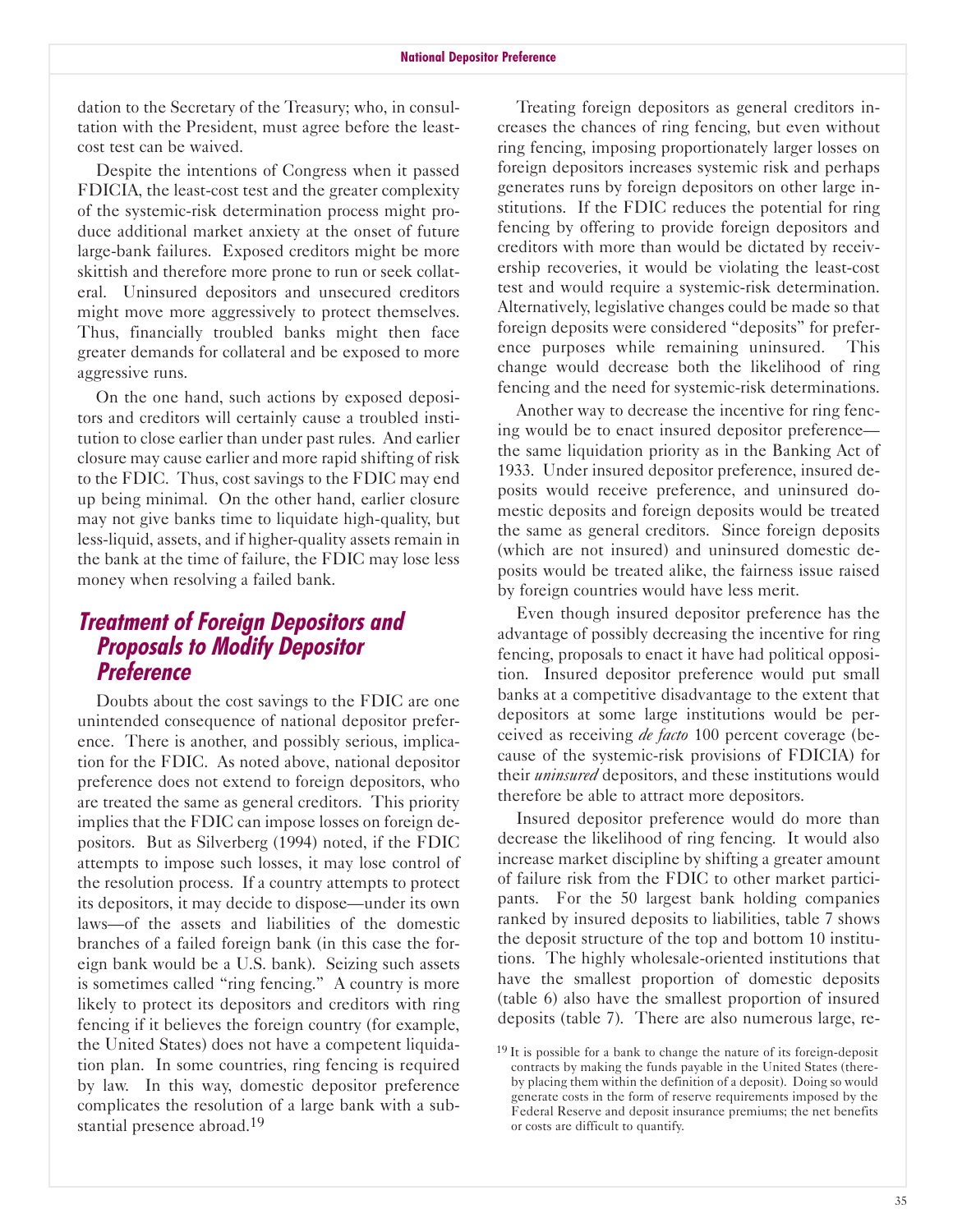dation to the Secretary of the Treasury; who, in consultation with the President, must agree before the least-cost test can be waived.

Despite the intentions of Congress when it passed FDICIA, the least-cost test and the greater complexity of the systemic-risk determination process might produce additional market anxiety at the onset of future large-bank failures. Exposed creditors might be more skittish and therefore more prone to run or seek collateral. Uninsured depositors and unsecured creditors might move more aggressively to protect themselves. Thus, financially troubled banks might then face greater demands for collateral and be exposed to more aggressive runs.

On the one hand, such actions by exposed depositors and creditors will certainly cause a troubled institution to close earlier than under past rules. And earlier closure may cause earlier and more rapid shifting of risk to the FDIC. Thus, cost savings to the FDIC may end up being minimal. On the other hand, earlier closure may not give banks time to liquidate high-quality, but less-liquid, assets, and if higher-quality assets remain in the bank at the time of failure, the FDIC may lose less money when resolving a failed bank.

## Treatment of Foreign Depositors and Proposals to Modify Depositor Preference

Doubts about the cost savings to the FDIC are one unintended consequence of national depositor preference. There is another, and possibly serious, implication for the FDIC. As noted above, national depositor preference does not extend to foreign depositors, who are treated the same as general creditors. This priority implies that the FDIC can impose losses on foreign depositors. But as Silverberg (1994) noted, if the FDIC attempts to impose such losses, it may lose control of the resolution process. If a country attempts to protect its depositors, it may decide to dispose—under its own laws—of the assets and liabilities of the domestic branches of a failed foreign bank (in this case the foreign bank would be a U.S. bank). Seizing such assets is sometimes called "ring fencing." A country is more likely to protect its depositors and creditors with ring fencing if it believes the foreign country (for example, the United States) does not have a competent liquidation plan. In some countries, ring fencing is required by law. In this way, domestic depositor preference complicates the resolution of a large bank with a substantial presence abroad.[19]

Treating foreign depositors as general creditors increases the chances of ring fencing, but even without ring fencing, imposing proportionately larger losses on foreign depositors increases systemic risk and perhaps generates runs by foreign depositors on other large institutions. If the FDIC reduces the potential for ring fencing by offering to provide foreign depositors and creditors with more than would be dictated by receivership recoveries, it would be violating the least-cost test and would require a systemic-risk determination. Alternatively, legislative changes could be made so that foreign deposits were considered "deposits" for preference purposes while remaining uninsured. This change would decrease both the likelihood of ring fencing and the need for systemic-risk determinations.

Another way to decrease the incentive for ring fencing would be to enact insured depositor preference—the same liquidation priority as in the Banking Act of 1933. Under insured depositor preference, insured deposits would receive preference, and uninsured domestic deposits and foreign deposits would be treated the same as general creditors. Since foreign deposits (which are not insured) and uninsured domestic deposits would be treated alike, the fairness issue raised by foreign countries would have less merit.

Even though insured depositor preference has the advantage of possibly decreasing the incentive for ring fencing, proposals to enact it have had political opposition. Insured depositor preference would put small banks at a competitive disadvantage to the extent that depositors at some large institutions would be perceived as receiving *de facto* 100 percent coverage (because of the systemic-risk provisions of FDICIA) for their *uninsured* depositors, and these institutions would therefore be able to attract more depositors.

Insured depositor preference would do more than decrease the likelihood of ring fencing. It would also increase market discipline by shifting a greater amount of failure risk from the FDIC to other market participants. For the 50 largest bank holding companies ranked by insured deposits to liabilities, table 7 shows the deposit structure of the top and bottom 10 institutions. The highly wholesale-oriented institutions that have the smallest proportion of domestic deposits (table 6) also have the smallest proportion of insured deposits (table 7). There are also numerous large, re-

[19] It is possible for a bank to change the nature of its foreign-deposit contracts by making the funds payable in the United States (thereby placing them within the definition of a deposit). Doing so would generate costs in the form of reserve requirements imposed by the Federal Reserve and deposit insurance premiums; the net benefits or costs are difficult to quantify.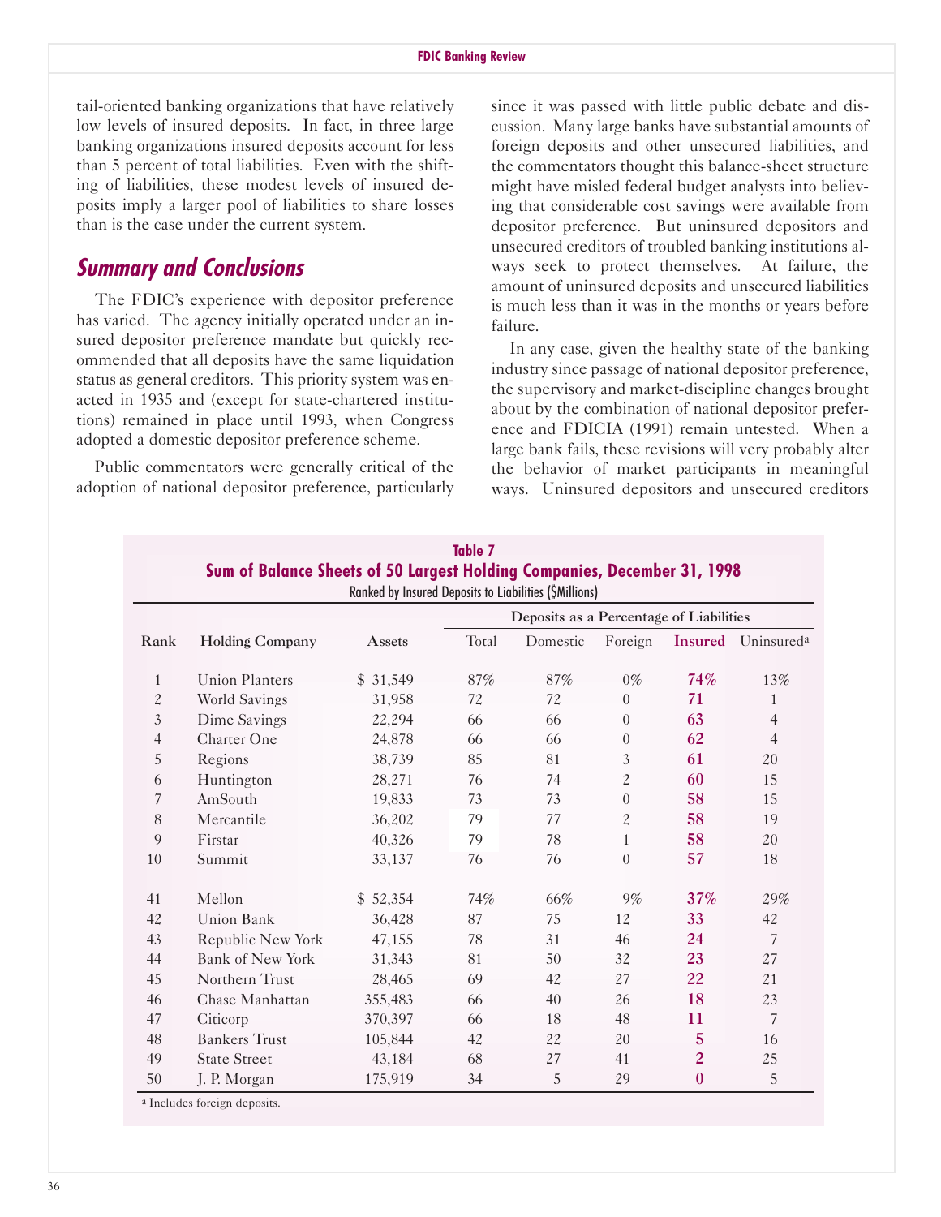tail-oriented banking organizations that have relatively low levels of insured deposits. In fact, in three large banking organizations insured deposits account for less than 5 percent of total liabilities. Even with the shifting of liabilities, these modest levels of insured deposits imply a larger pool of liabilities to share losses than is the case under the current system.

## Summary and Conclusions

The FDIC's experience with depositor preference has varied. The agency initially operated under an insured depositor preference mandate but quickly recommended that all deposits have the same liquidation status as general creditors. This priority system was enacted in 1935 and (except for state-chartered institutions) remained in place until 1993, when Congress adopted a domestic depositor preference scheme.

Public commentators were generally critical of the adoption of national depositor preference, particularly since it was passed with little public debate and discussion. Many large banks have substantial amounts of foreign deposits and other unsecured liabilities, and the commentators thought this balance-sheet structure might have misled federal budget analysts into believing that considerable cost savings were available from depositor preference. But uninsured depositors and unsecured creditors of troubled banking institutions always seek to protect themselves. At failure, the amount of uninsured deposits and unsecured liabilities is much less than it was in the months or years before failure.

In any case, given the healthy state of the banking industry since passage of national depositor preference, the supervisory and market-discipline changes brought about by the combination of national depositor preference and FDICIA (1991) remain untested. When a large bank fails, these revisions will very probably alter the behavior of market participants in meaningful ways. Uninsured depositors and unsecured creditors

**Table 7**
**Sum of Balance Sheets of 50 Largest Holding Companies, December 31, 1998**
Ranked by Insured Deposits to Liabilities ($Millions)

| | | | Deposits as a Percentage of Liabilities | | | | |
|---|---|---|---|---|---|---|---|
| Rank | Holding Company | Assets | Total | Domestic | Foreign | Insured | Uninsured[a] |
| 1 | Union Planters | $ 31,549 | 87% | 87% | 0% | 74% | 13% |
| 2 | World Savings | 31,958 | 72 | 72 | 0 | 71 | 1 |
| 3 | Dime Savings | 22,294 | 66 | 66 | 0 | 63 | 4 |
| 4 | Charter One | 24,878 | 66 | 66 | 0 | 62 | 4 |
| 5 | Regions | 38,739 | 85 | 81 | 3 | 61 | 20 |
| 6 | Huntington | 28,271 | 76 | 74 | 2 | 60 | 15 |
| 7 | AmSouth | 19,833 | 73 | 73 | 0 | 58 | 15 |
| 8 | Mercantile | 36,202 | 79 | 77 | 2 | 58 | 19 |
| 9 | Firstar | 40,326 | 79 | 78 | 1 | 58 | 20 |
| 10 | Summit | 33,137 | 76 | 76 | 0 | 57 | 18 |
| 41 | Mellon | $ 52,354 | 74% | 66% | 9% | 37% | 29% |
| 42 | Union Bank | 36,428 | 87 | 75 | 12 | 33 | 42 |
| 43 | Republic New York | 47,155 | 78 | 31 | 46 | 24 | 7 |
| 44 | Bank of New York | 31,343 | 81 | 50 | 32 | 23 | 27 |
| 45 | Northern Trust | 28,465 | 69 | 42 | 27 | 22 | 21 |
| 46 | Chase Manhattan | 355,483 | 66 | 40 | 26 | 18 | 23 |
| 47 | Citicorp | 370,397 | 66 | 18 | 48 | 11 | 7 |
| 48 | Bankers Trust | 105,844 | 42 | 22 | 20 | 5 | 16 |
| 49 | State Street | 43,184 | 68 | 27 | 41 | 2 | 25 |
| 50 | J. P. Morgan | 175,919 | 34 | 5 | 29 | 0 | 5 |

[a] Includes foreign deposits.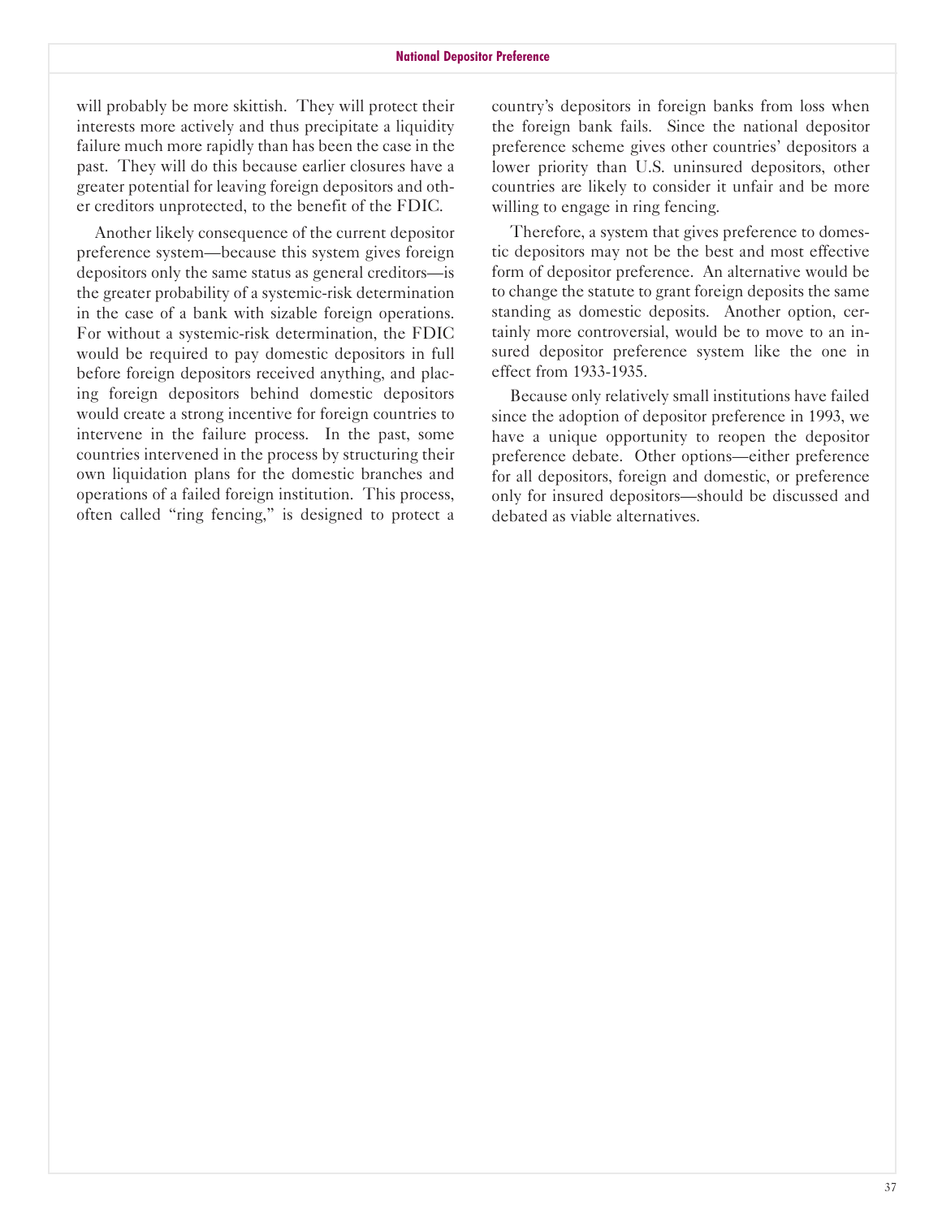will probably be more skittish. They will protect their interests more actively and thus precipitate a liquidity failure much more rapidly than has been the case in the past. They will do this because earlier closures have a greater potential for leaving foreign depositors and other creditors unprotected, to the benefit of the FDIC.

Another likely consequence of the current depositor preference system—because this system gives foreign depositors only the same status as general creditors—is the greater probability of a systemic-risk determination in the case of a bank with sizable foreign operations. For without a systemic-risk determination, the FDIC would be required to pay domestic depositors in full before foreign depositors received anything, and placing foreign depositors behind domestic depositors would create a strong incentive for foreign countries to intervene in the failure process. In the past, some countries intervened in the process by structuring their own liquidation plans for the domestic branches and operations of a failed foreign institution. This process, often called "ring fencing," is designed to protect a country's depositors in foreign banks from loss when the foreign bank fails. Since the national depositor preference scheme gives other countries' depositors a lower priority than U.S. uninsured depositors, other countries are likely to consider it unfair and be more willing to engage in ring fencing.

Therefore, a system that gives preference to domestic depositors may not be the best and most effective form of depositor preference. An alternative would be to change the statute to grant foreign deposits the same standing as domestic deposits. Another option, certainly more controversial, would be to move to an insured depositor preference system like the one in effect from 1933-1935.

Because only relatively small institutions have failed since the adoption of depositor preference in 1993, we have a unique opportunity to reopen the depositor preference debate. Other options—either preference for all depositors, foreign and domestic, or preference only for insured depositors—should be discussed and debated as viable alternatives.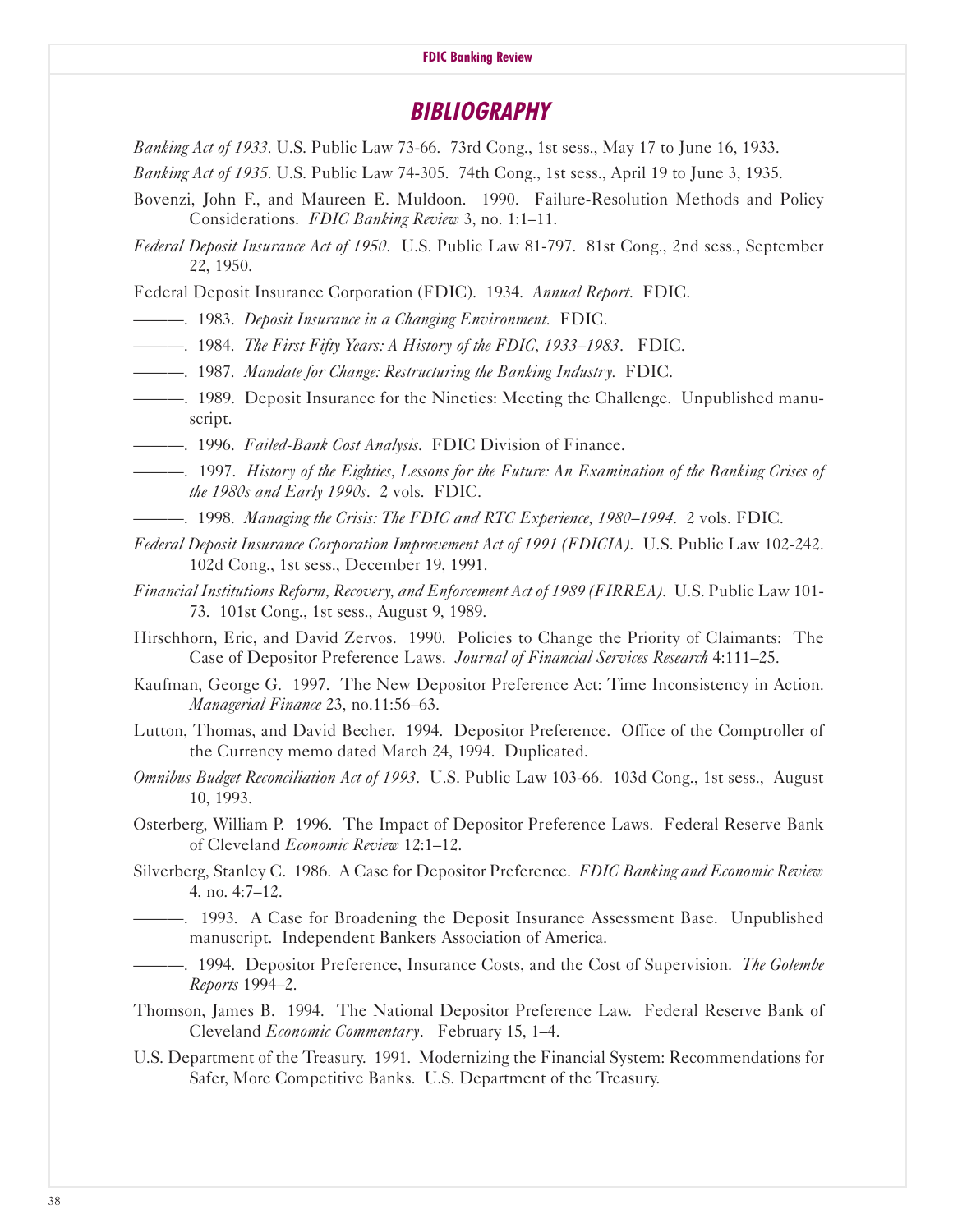# BIBLIOGRAPHY

*Banking Act of 1933.* U.S. Public Law 73-66. 73rd Cong., 1st sess., May 17 to June 16, 1933.

*Banking Act of 1935.* U.S. Public Law 74-305. 74th Cong., 1st sess., April 19 to June 3, 1935.

Bovenzi, John F., and Maureen E. Muldoon. 1990. Failure-Resolution Methods and Policy Considerations. *FDIC Banking Review* 3, no. 1:1–11.

*Federal Deposit Insurance Act of 1950*. U.S. Public Law 81-797. 81st Cong., 2nd sess., September 22, 1950.

Federal Deposit Insurance Corporation (FDIC). 1934. *Annual Report*. FDIC.

———. 1983. *Deposit Insurance in a Changing Environment.* FDIC.

———. 1984. *The First Fifty Years: A History of the FDIC, 1933–1983*. FDIC.

———. 1987. *Mandate for Change: Restructuring the Banking Industry.* FDIC.

———. 1989. Deposit Insurance for the Nineties: Meeting the Challenge. Unpublished manuscript.

———. 1996. *Failed-Bank Cost Analysis.* FDIC Division of Finance.

———. 1997. *History of the Eighties, Lessons for the Future: An Examination of the Banking Crises of the 1980s and Early 1990s*. 2 vols. FDIC.

———. 1998. *Managing the Crisis: The FDIC and RTC Experience, 1980–1994.* 2 vols. FDIC.

*Federal Deposit Insurance Corporation Improvement Act of 1991 (FDICIA).* U.S. Public Law 102-242. 102d Cong., 1st sess., December 19, 1991.

*Financial Institutions Reform, Recovery, and Enforcement Act of 1989 (FIRREA).* U.S. Public Law 101-73. 101st Cong., 1st sess., August 9, 1989.

Hirschhorn, Eric, and David Zervos. 1990. Policies to Change the Priority of Claimants: The Case of Depositor Preference Laws. *Journal of Financial Services Research* 4:111–25.

Kaufman, George G. 1997. The New Depositor Preference Act: Time Inconsistency in Action. *Managerial Finance* 23, no.11:56–63.

Lutton, Thomas, and David Becher. 1994. Depositor Preference. Office of the Comptroller of the Currency memo dated March 24, 1994. Duplicated.

*Omnibus Budget Reconciliation Act of 1993*. U.S. Public Law 103-66. 103d Cong., 1st sess., August 10, 1993.

Osterberg, William P. 1996. The Impact of Depositor Preference Laws. Federal Reserve Bank of Cleveland *Economic Review* 12:1–12.

Silverberg, Stanley C. 1986. A Case for Depositor Preference. *FDIC Banking and Economic Review* 4, no. 4:7–12.

———. 1993. A Case for Broadening the Deposit Insurance Assessment Base. Unpublished manuscript. Independent Bankers Association of America.

———. 1994. Depositor Preference, Insurance Costs, and the Cost of Supervision. *The Golembe Reports* 1994–2.

Thomson, James B. 1994. The National Depositor Preference Law. Federal Reserve Bank of Cleveland *Economic Commentary*. February 15, 1–4.

U.S. Department of the Treasury. 1991. Modernizing the Financial System: Recommendations for Safer, More Competitive Banks. U.S. Department of the Treasury.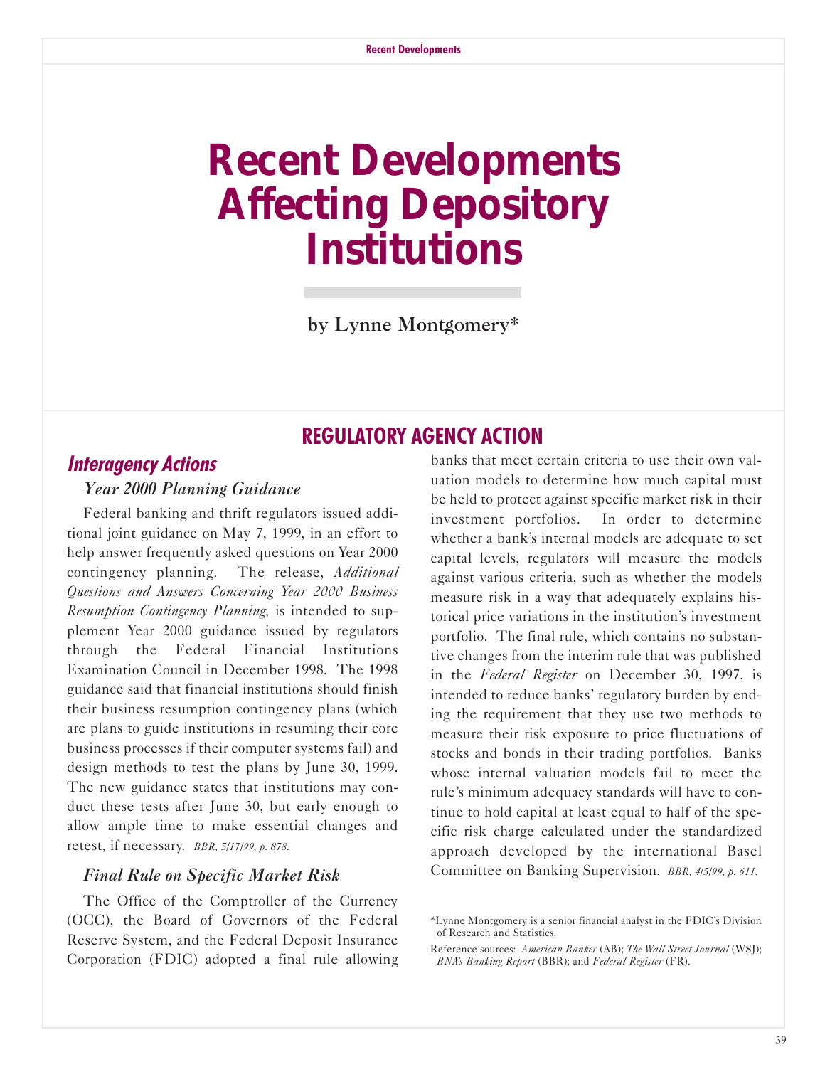# Recent Developments Affecting Depository Institutions

by Lynne Montgomery*

## REGULATORY AGENCY ACTION

### Interagency Actions

#### Year 2000 Planning Guidance

Federal banking and thrift regulators issued additional joint guidance on May 7, 1999, in an effort to help answer frequently asked questions on Year 2000 contingency planning. The release, *Additional Questions and Answers Concerning Year 2000 Business Resumption Contingency Planning*, is intended to supplement Year 2000 guidance issued by regulators through the Federal Financial Institutions Examination Council in December 1998. The 1998 guidance said that financial institutions should finish their business resumption contingency plans (which are plans to guide institutions in resuming their core business processes if their computer systems fail) and design methods to test the plans by June 30, 1999. The new guidance states that institutions may conduct these tests after June 30, but early enough to allow ample time to make essential changes and retest, if necessary. *BBR, 5/17/99, p. 878.*

#### Final Rule on Specific Market Risk

The Office of the Comptroller of the Currency (OCC), the Board of Governors of the Federal Reserve System, and the Federal Deposit Insurance Corporation (FDIC) adopted a final rule allowing banks that meet certain criteria to use their own valuation models to determine how much capital must be held to protect against specific market risk in their investment portfolios. In order to determine whether a bank's internal models are adequate to set capital levels, regulators will measure the models against various criteria, such as whether the models measure risk in a way that adequately explains historical price variations in the institution's investment portfolio. The final rule, which contains no substantive changes from the interim rule that was published in the *Federal Register* on December 30, 1997, is intended to reduce banks' regulatory burden by ending the requirement that they use two methods to measure their risk exposure to price fluctuations of stocks and bonds in their trading portfolios. Banks whose internal valuation models fail to meet the rule's minimum adequacy standards will have to continue to hold capital at least equal to half of the specific risk charge calculated under the standardized approach developed by the international Basel Committee on Banking Supervision. *BBR, 4/5/99, p. 611.*

*Lynne Montgomery is a senior financial analyst in the FDIC's Division of Research and Statistics.

Reference sources: *American Banker* (AB); *The Wall Street Journal* (WSJ); *BNA's Banking Report* (BBR); and *Federal Register* (FR).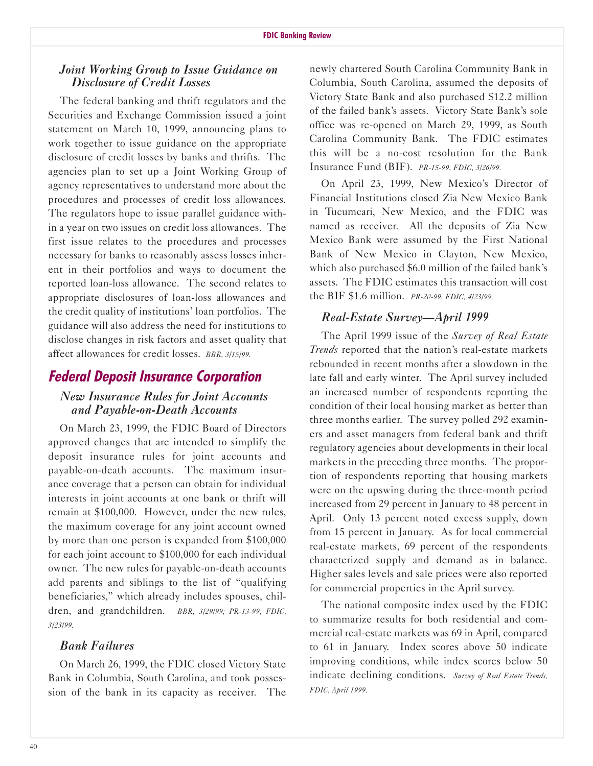### *Joint Working Group to Issue Guidance on Disclosure of Credit Losses*

The federal banking and thrift regulators and the Securities and Exchange Commission issued a joint statement on March 10, 1999, announcing plans to work together to issue guidance on the appropriate disclosure of credit losses by banks and thrifts. The agencies plan to set up a Joint Working Group of agency representatives to understand more about the procedures and processes of credit loss allowances. The regulators hope to issue parallel guidance within a year on two issues on credit loss allowances. The first issue relates to the procedures and processes necessary for banks to reasonably assess losses inherent in their portfolios and ways to document the reported loan-loss allowance. The second relates to appropriate disclosures of loan-loss allowances and the credit quality of institutions' loan portfolios. The guidance will also address the need for institutions to disclose changes in risk factors and asset quality that affect allowances for credit losses. *BBR, 3/15/99.*

## Federal Deposit Insurance Corporation

### *New Insurance Rules for Joint Accounts and Payable-on-Death Accounts*

On March 23, 1999, the FDIC Board of Directors approved changes that are intended to simplify the deposit insurance rules for joint accounts and payable-on-death accounts. The maximum insurance coverage that a person can obtain for individual interests in joint accounts at one bank or thrift will remain at $100,000. However, under the new rules, the maximum coverage for any joint account owned by more than one person is expanded from $100,000 for each joint account to $100,000 for each individual owner. The new rules for payable-on-death accounts add parents and siblings to the list of "qualifying beneficiaries," which already includes spouses, children, and grandchildren. *BBR, 3/29/99; PR-13-99, FDIC, 3/23/99.*

### *Bank Failures*

On March 26, 1999, the FDIC closed Victory State Bank in Columbia, South Carolina, and took possession of the bank in its capacity as receiver. The newly chartered South Carolina Community Bank in Columbia, South Carolina, assumed the deposits of Victory State Bank and also purchased $12.2 million of the failed bank's assets. Victory State Bank's sole office was re-opened on March 29, 1999, as South Carolina Community Bank. The FDIC estimates this will be a no-cost resolution for the Bank Insurance Fund (BIF). *PR-15-99, FDIC, 3/26/99.*

On April 23, 1999, New Mexico's Director of Financial Institutions closed Zia New Mexico Bank in Tucumcari, New Mexico, and the FDIC was named as receiver. All the deposits of Zia New Mexico Bank were assumed by the First National Bank of New Mexico in Clayton, New Mexico, which also purchased $6.0 million of the failed bank's assets. The FDIC estimates this transaction will cost the BIF $1.6 million. *PR-20-99, FDIC, 4/23/99.*

### *Real-Estate Survey—April 1999*

The April 1999 issue of the *Survey of Real Estate Trends* reported that the nation's real-estate markets rebounded in recent months after a slowdown in the late fall and early winter. The April survey included an increased number of respondents reporting the condition of their local housing market as better than three months earlier. The survey polled 292 examiners and asset managers from federal bank and thrift regulatory agencies about developments in their local markets in the preceding three months. The proportion of respondents reporting that housing markets were on the upswing during the three-month period increased from 29 percent in January to 48 percent in April. Only 13 percent noted excess supply, down from 15 percent in January. As for local commercial real-estate markets, 69 percent of the respondents characterized supply and demand as in balance. Higher sales levels and sale prices were also reported for commercial properties in the April survey.

The national composite index used by the FDIC to summarize results for both residential and commercial real-estate markets was 69 in April, compared to 61 in January. Index scores above 50 indicate improving conditions, while index scores below 50 indicate declining conditions. *Survey of Real Estate Trends, FDIC, April 1999.*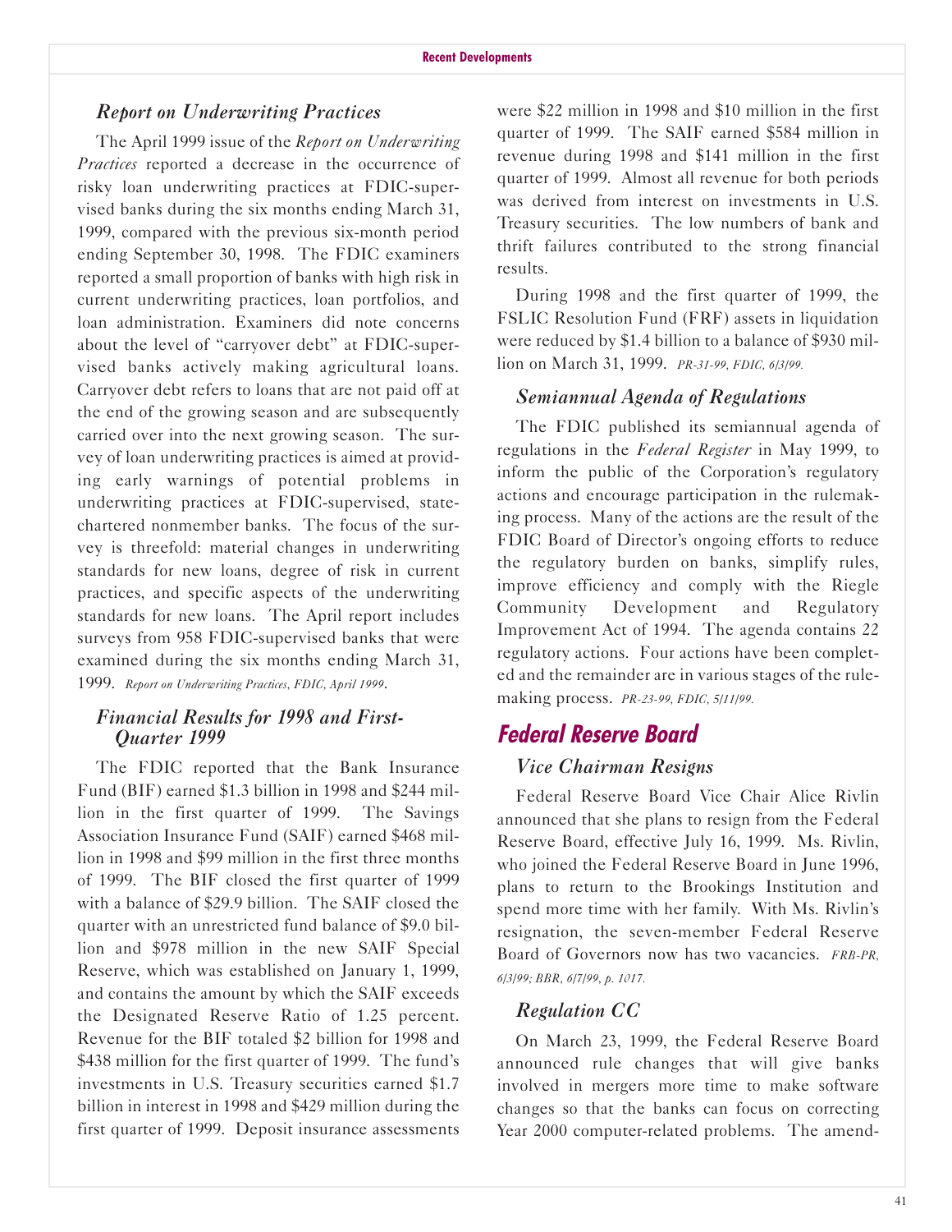### *Report on Underwriting Practices*

The April 1999 issue of the *Report on Underwriting Practices* reported a decrease in the occurrence of risky loan underwriting practices at FDIC-supervised banks during the six months ending March 31, 1999, compared with the previous six-month period ending September 30, 1998. The FDIC examiners reported a small proportion of banks with high risk in current underwriting practices, loan portfolios, and loan administration. Examiners did note concerns about the level of "carryover debt" at FDIC-supervised banks actively making agricultural loans. Carryover debt refers to loans that are not paid off at the end of the growing season and are subsequently carried over into the next growing season. The survey of loan underwriting practices is aimed at providing early warnings of potential problems in underwriting practices at FDIC-supervised, state-chartered nonmember banks. The focus of the survey is threefold: material changes in underwriting standards for new loans, degree of risk in current practices, and specific aspects of the underwriting standards for new loans. The April report includes surveys from 958 FDIC-supervised banks that were examined during the six months ending March 31, 1999. *Report on Underwriting Practices, FDIC, April 1999.*

### *Financial Results for 1998 and First-Quarter 1999*

The FDIC reported that the Bank Insurance Fund (BIF) earned $1.3 billion in 1998 and $244 million in the first quarter of 1999. The Savings Association Insurance Fund (SAIF) earned $468 million in 1998 and $99 million in the first three months of 1999. The BIF closed the first quarter of 1999 with a balance of $29.9 billion. The SAIF closed the quarter with an unrestricted fund balance of $9.0 billion and $978 million in the new SAIF Special Reserve, which was established on January 1, 1999, and contains the amount by which the SAIF exceeds the Designated Reserve Ratio of 1.25 percent. Revenue for the BIF totaled $2 billion for 1998 and $438 million for the first quarter of 1999. The fund's investments in U.S. Treasury securities earned $1.7 billion in interest in 1998 and $429 million during the first quarter of 1999. Deposit insurance assessments were $22 million in 1998 and $10 million in the first quarter of 1999. The SAIF earned $584 million in revenue during 1998 and $141 million in the first quarter of 1999. Almost all revenue for both periods was derived from interest on investments in U.S. Treasury securities. The low numbers of bank and thrift failures contributed to the strong financial results.

During 1998 and the first quarter of 1999, the FSLIC Resolution Fund (FRF) assets in liquidation were reduced by $1.4 billion to a balance of $930 million on March 31, 1999. *PR-31-99, FDIC, 6/3/99.*

### *Semiannual Agenda of Regulations*

The FDIC published its semiannual agenda of regulations in the *Federal Register* in May 1999, to inform the public of the Corporation's regulatory actions and encourage participation in the rulemaking process. Many of the actions are the result of the FDIC Board of Director's ongoing efforts to reduce the regulatory burden on banks, simplify rules, improve efficiency and comply with the Riegle Community Development and Regulatory Improvement Act of 1994. The agenda contains 22 regulatory actions. Four actions have been completed and the remainder are in various stages of the rulemaking process. *PR-23-99, FDIC, 5/11/99.*

## Federal Reserve Board

### *Vice Chairman Resigns*

Federal Reserve Board Vice Chair Alice Rivlin announced that she plans to resign from the Federal Reserve Board, effective July 16, 1999. Ms. Rivlin, who joined the Federal Reserve Board in June 1996, plans to return to the Brookings Institution and spend more time with her family. With Ms. Rivlin's resignation, the seven-member Federal Reserve Board of Governors now has two vacancies. *FRB-PR, 6/3/99; BBR, 6/7/99, p. 1017.*

### *Regulation CC*

On March 23, 1999, the Federal Reserve Board announced rule changes that will give banks involved in mergers more time to make software changes so that the banks can focus on correcting Year 2000 computer-related problems. The amend-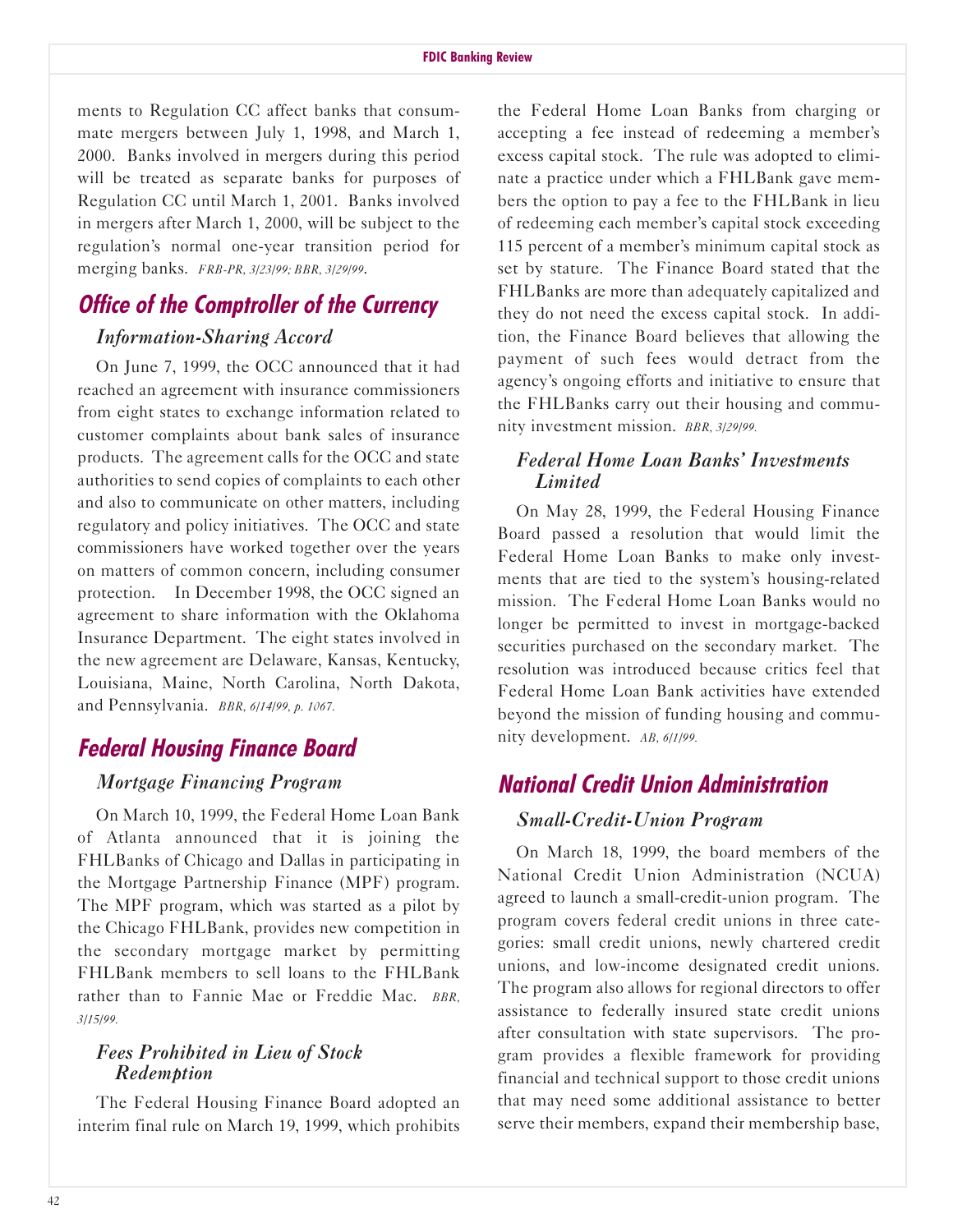ments to Regulation CC affect banks that consummate mergers between July 1, 1998, and March 1, 2000. Banks involved in mergers during this period will be treated as separate banks for purposes of Regulation CC until March 1, 2001. Banks involved in mergers after March 1, 2000, will be subject to the regulation's normal one-year transition period for merging banks. *FRB-PR, 3/23/99; BBR, 3/29/99.*

## Office of the Comptroller of the Currency

### *Information-Sharing Accord*

On June 7, 1999, the OCC announced that it had reached an agreement with insurance commissioners from eight states to exchange information related to customer complaints about bank sales of insurance products. The agreement calls for the OCC and state authorities to send copies of complaints to each other and also to communicate on other matters, including regulatory and policy initiatives. The OCC and state commissioners have worked together over the years on matters of common concern, including consumer protection. In December 1998, the OCC signed an agreement to share information with the Oklahoma Insurance Department. The eight states involved in the new agreement are Delaware, Kansas, Kentucky, Louisiana, Maine, North Carolina, North Dakota, and Pennsylvania. *BBR, 6/14/99, p. 1067.*

## Federal Housing Finance Board

### *Mortgage Financing Program*

On March 10, 1999, the Federal Home Loan Bank of Atlanta announced that it is joining the FHLBanks of Chicago and Dallas in participating in the Mortgage Partnership Finance (MPF) program. The MPF program, which was started as a pilot by the Chicago FHLBank, provides new competition in the secondary mortgage market by permitting FHLBank members to sell loans to the FHLBank rather than to Fannie Mae or Freddie Mac. *BBR, 3/15/99.*

### *Fees Prohibited in Lieu of Stock Redemption*

The Federal Housing Finance Board adopted an interim final rule on March 19, 1999, which prohibits the Federal Home Loan Banks from charging or accepting a fee instead of redeeming a member's excess capital stock. The rule was adopted to eliminate a practice under which a FHLBank gave members the option to pay a fee to the FHLBank in lieu of redeeming each member's capital stock exceeding 115 percent of a member's minimum capital stock as set by stature. The Finance Board stated that the FHLBanks are more than adequately capitalized and they do not need the excess capital stock. In addition, the Finance Board believes that allowing the payment of such fees would detract from the agency's ongoing efforts and initiative to ensure that the FHLBanks carry out their housing and community investment mission. *BBR, 3/29/99.*

### *Federal Home Loan Banks' Investments Limited*

On May 28, 1999, the Federal Housing Finance Board passed a resolution that would limit the Federal Home Loan Banks to make only investments that are tied to the system's housing-related mission. The Federal Home Loan Banks would no longer be permitted to invest in mortgage-backed securities purchased on the secondary market. The resolution was introduced because critics feel that Federal Home Loan Bank activities have extended beyond the mission of funding housing and community development. *AB, 6/1/99.*

## National Credit Union Administration

### *Small-Credit-Union Program*

On March 18, 1999, the board members of the National Credit Union Administration (NCUA) agreed to launch a small-credit-union program. The program covers federal credit unions in three categories: small credit unions, newly chartered credit unions, and low-income designated credit unions. The program also allows for regional directors to offer assistance to federally insured state credit unions after consultation with state supervisors. The program provides a flexible framework for providing financial and technical support to those credit unions that may need some additional assistance to better serve their members, expand their membership base,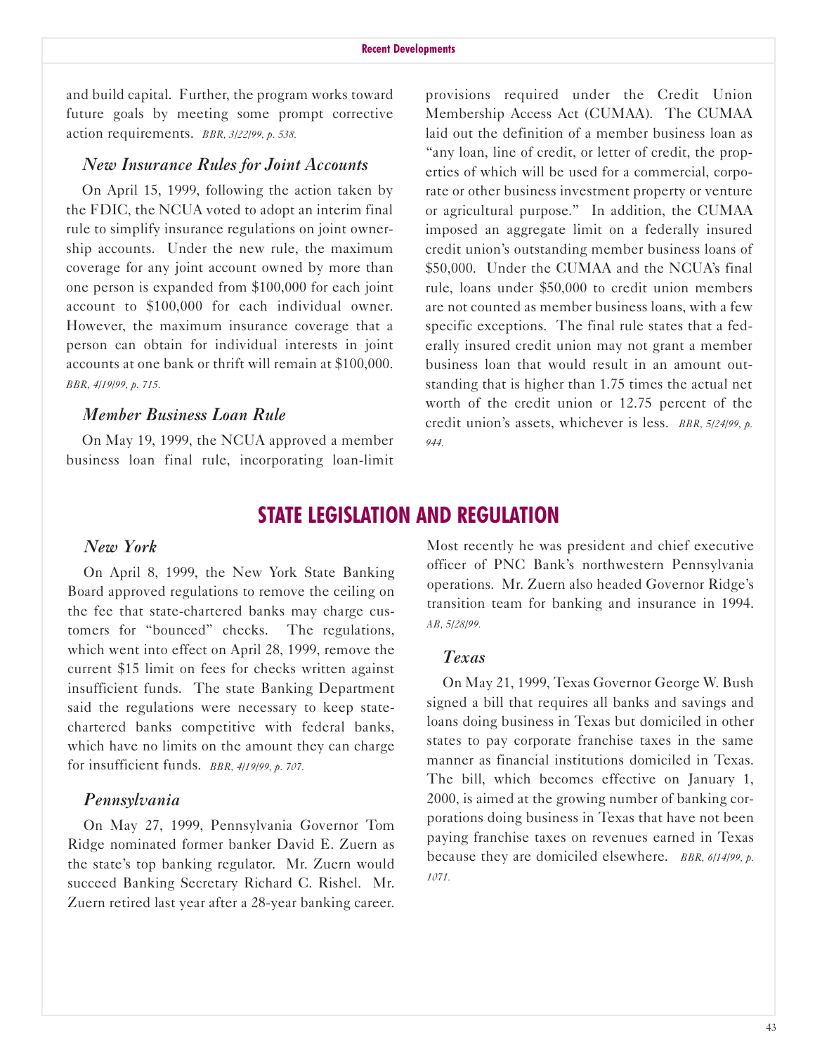and build capital. Further, the program works toward future goals by meeting some prompt corrective action requirements. *BBR, 3/22/99, p. 538.*

### *New Insurance Rules for Joint Accounts*

On April 15, 1999, following the action taken by the FDIC, the NCUA voted to adopt an interim final rule to simplify insurance regulations on joint ownership accounts. Under the new rule, the maximum coverage for any joint account owned by more than one person is expanded from $100,000 for each joint account to $100,000 for each individual owner. However, the maximum insurance coverage that a person can obtain for individual interests in joint accounts at one bank or thrift will remain at $100,000. *BBR, 4/19/99, p. 715.*

### *Member Business Loan Rule*

On May 19, 1999, the NCUA approved a member business loan final rule, incorporating loan-limit provisions required under the Credit Union Membership Access Act (CUMAA). The CUMAA laid out the definition of a member business loan as "any loan, line of credit, or letter of credit, the properties of which will be used for a commercial, corporate or other business investment property or venture or agricultural purpose." In addition, the CUMAA imposed an aggregate limit on a federally insured credit union's outstanding member business loans of $50,000. Under the CUMAA and the NCUA's final rule, loans under $50,000 to credit union members are not counted as member business loans, with a few specific exceptions. The final rule states that a federally insured credit union may not grant a member business loan that would result in an amount outstanding that is higher than 1.75 times the actual net worth of the credit union or 12.75 percent of the credit union's assets, whichever is less. *BBR, 5/24/99, p. 944.*

## STATE LEGISLATION AND REGULATION

### *New York*

On April 8, 1999, the New York State Banking Board approved regulations to remove the ceiling on the fee that state-chartered banks may charge customers for "bounced" checks. The regulations, which went into effect on April 28, 1999, remove the current $15 limit on fees for checks written against insufficient funds. The state Banking Department said the regulations were necessary to keep state-chartered banks competitive with federal banks, which have no limits on the amount they can charge for insufficient funds. *BBR, 4/19/99, p. 707.*

### *Pennsylvania*

On May 27, 1999, Pennsylvania Governor Tom Ridge nominated former banker David E. Zuern as the state's top banking regulator. Mr. Zuern would succeed Banking Secretary Richard C. Rishel. Mr. Zuern retired last year after a 28-year banking career. Most recently he was president and chief executive officer of PNC Bank's northwestern Pennsylvania operations. Mr. Zuern also headed Governor Ridge's transition team for banking and insurance in 1994. *AB, 5/28/99.*

### *Texas*

On May 21, 1999, Texas Governor George W. Bush signed a bill that requires all banks and savings and loans doing business in Texas but domiciled in other states to pay corporate franchise taxes in the same manner as financial institutions domiciled in Texas. The bill, which becomes effective on January 1, 2000, is aimed at the growing number of banking corporations doing business in Texas that have not been paying franchise taxes on revenues earned in Texas because they are domiciled elsewhere. *BBR, 6/14/99, p. 1071.*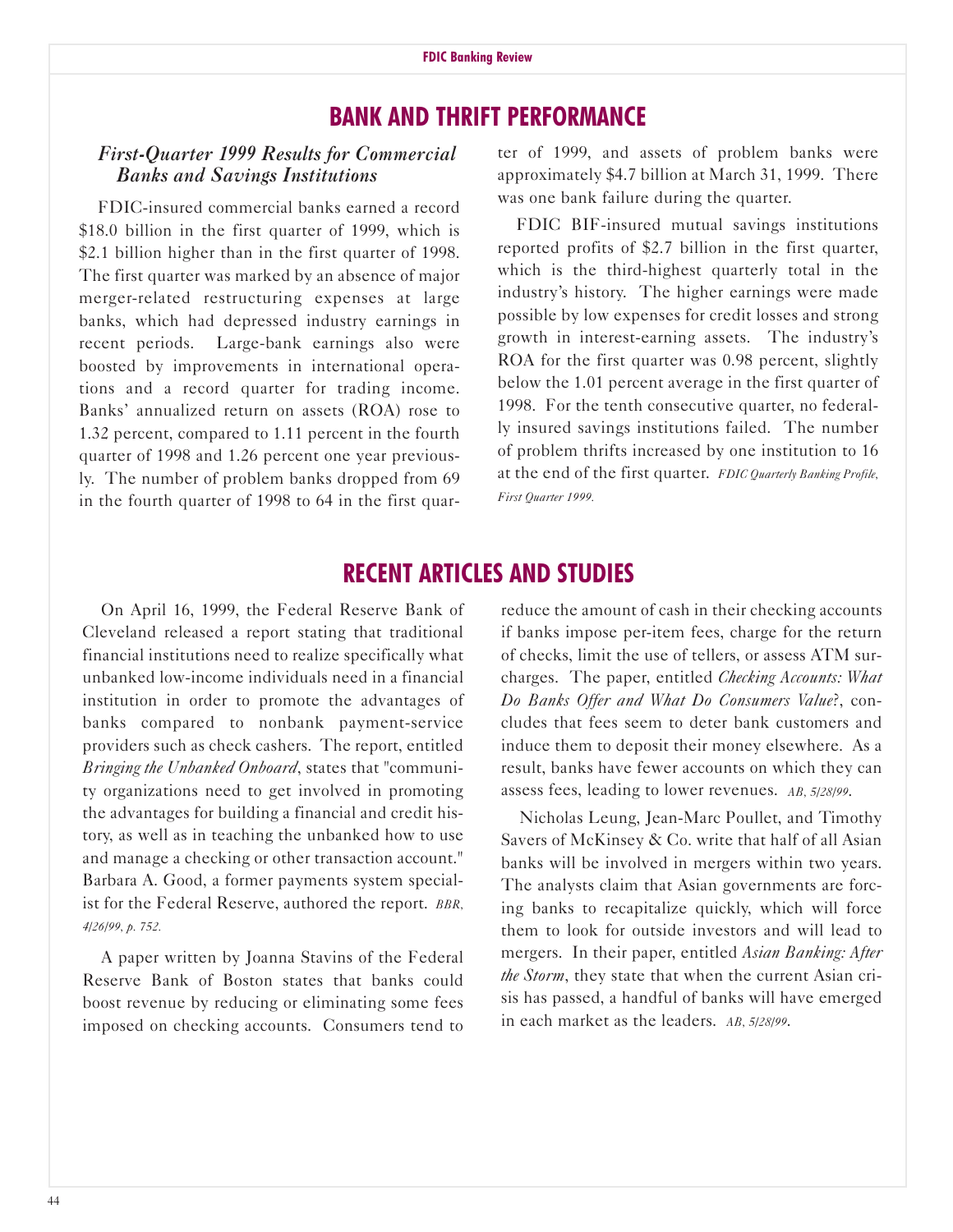## BANK AND THRIFT PERFORMANCE

### *First-Quarter 1999 Results for Commercial Banks and Savings Institutions*

FDIC-insured commercial banks earned a record $18.0 billion in the first quarter of 1999, which is $2.1 billion higher than in the first quarter of 1998. The first quarter was marked by an absence of major merger-related restructuring expenses at large banks, which had depressed industry earnings in recent periods. Large-bank earnings also were boosted by improvements in international operations and a record quarter for trading income. Banks' annualized return on assets (ROA) rose to 1.32 percent, compared to 1.11 percent in the fourth quarter of 1998 and 1.26 percent one year previously. The number of problem banks dropped from 69 in the fourth quarter of 1998 to 64 in the first quarter of 1999, and assets of problem banks were approximately $4.7 billion at March 31, 1999. There was one bank failure during the quarter.

FDIC BIF-insured mutual savings institutions reported profits of $2.7 billion in the first quarter, which is the third-highest quarterly total in the industry's history. The higher earnings were made possible by low expenses for credit losses and strong growth in interest-earning assets. The industry's ROA for the first quarter was 0.98 percent, slightly below the 1.01 percent average in the first quarter of 1998. For the tenth consecutive quarter, no federally insured savings institutions failed. The number of problem thrifts increased by one institution to 16 at the end of the first quarter. *FDIC Quarterly Banking Profile, First Quarter 1999.*

## RECENT ARTICLES AND STUDIES

On April 16, 1999, the Federal Reserve Bank of Cleveland released a report stating that traditional financial institutions need to realize specifically what unbanked low-income individuals need in a financial institution in order to promote the advantages of banks compared to nonbank payment-service providers such as check cashers. The report, entitled *Bringing the Unbanked Onboard*, states that "community organizations need to get involved in promoting the advantages for building a financial and credit history, as well as in teaching the unbanked how to use and manage a checking or other transaction account." Barbara A. Good, a former payments system specialist for the Federal Reserve, authored the report. *BBR, 4/26/99, p. 752.*

A paper written by Joanna Stavins of the Federal Reserve Bank of Boston states that banks could boost revenue by reducing or eliminating some fees imposed on checking accounts. Consumers tend to reduce the amount of cash in their checking accounts if banks impose per-item fees, charge for the return of checks, limit the use of tellers, or assess ATM surcharges. The paper, entitled *Checking Accounts: What Do Banks Offer and What Do Consumers Value*?, concludes that fees seem to deter bank customers and induce them to deposit their money elsewhere. As a result, banks have fewer accounts on which they can assess fees, leading to lower revenues. *AB, 5/28/99.*

Nicholas Leung, Jean-Marc Poullet, and Timothy Savers of McKinsey & Co. write that half of all Asian banks will be involved in mergers within two years. The analysts claim that Asian governments are forcing banks to recapitalize quickly, which will force them to look for outside investors and will lead to mergers. In their paper, entitled *Asian Banking: After the Storm*, they state that when the current Asian crisis has passed, a handful of banks will have emerged in each market as the leaders. *AB, 5/28/99.*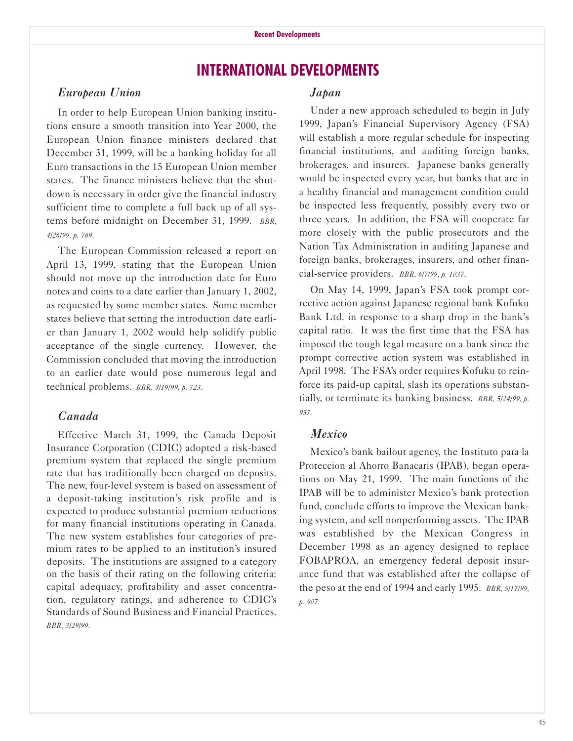# INTERNATIONAL DEVELOPMENTS

## *European Union*

In order to help European Union banking institutions ensure a smooth transition into Year 2000, the European Union finance ministers declared that December 31, 1999, will be a banking holiday for all Euro transactions in the 15 European Union member states. The finance ministers believe that the shutdown is necessary in order give the financial industry sufficient time to complete a full back up of all systems before midnight on December 31, 1999. *BBR, 4/26/99, p. 769.*

The European Commission released a report on April 13, 1999, stating that the European Union should not move up the introduction date for Euro notes and coins to a date earlier than January 1, 2002, as requested by some member states. Some member states believe that setting the introduction date earlier than January 1, 2002 would help solidify public acceptance of the single currency. However, the Commission concluded that moving the introduction to an earlier date would pose numerous legal and technical problems. *BBR, 4/19/99, p. 723.*

## *Canada*

Effective March 31, 1999, the Canada Deposit Insurance Corporation (CDIC) adopted a risk-based premium system that replaced the single premium rate that has traditionally been charged on deposits. The new, four-level system is based on assessment of a deposit-taking institution's risk profile and is expected to produce substantial premium reductions for many financial institutions operating in Canada. The new system establishes four categories of premium rates to be applied to an institution's insured deposits. The institutions are assigned to a category on the basis of their rating on the following criteria: capital adequacy, profitability and asset concentration, regulatory ratings, and adherence to CDIC's Standards of Sound Business and Financial Practices. *BBR, 3/29/99.*

## *Japan*

Under a new approach scheduled to begin in July 1999, Japan's Financial Supervisory Agency (FSA) will establish a more regular schedule for inspecting financial institutions, and auditing foreign banks, brokerages, and insurers. Japanese banks generally would be inspected every year, but banks that are in a healthy financial and management condition could be inspected less frequently, possibly every two or three years. In addition, the FSA will cooperate far more closely with the public prosecutors and the Nation Tax Administration in auditing Japanese and foreign banks, brokerages, insurers, and other financial-service providers. *BBR, 6/7/99, p. 1037.*

On May 14, 1999, Japan's FSA took prompt corrective action against Japanese regional bank Kofuku Bank Ltd. in response to a sharp drop in the bank's capital ratio. It was the first time that the FSA has imposed the tough legal measure on a bank since the prompt corrective action system was established in April 1998. The FSA's order requires Kofuku to reinforce its paid-up capital, slash its operations substantially, or terminate its banking business. *BBR, 5/24/99, p. 957.*

## *Mexico*

Mexico's bank bailout agency, the Instituto para la Proteccion al Ahorro Banacaris (IPAB), began operations on May 21, 1999. The main functions of the IPAB will be to administer Mexico's bank protection fund, conclude efforts to improve the Mexican banking system, and sell nonperforming assets. The IPAB was established by the Mexican Congress in December 1998 as an agency designed to replace FOBAPROA, an emergency federal deposit insurance fund that was established after the collapse of the peso at the end of 1994 and early 1995. *BBR, 5/17/99, p. 907.*